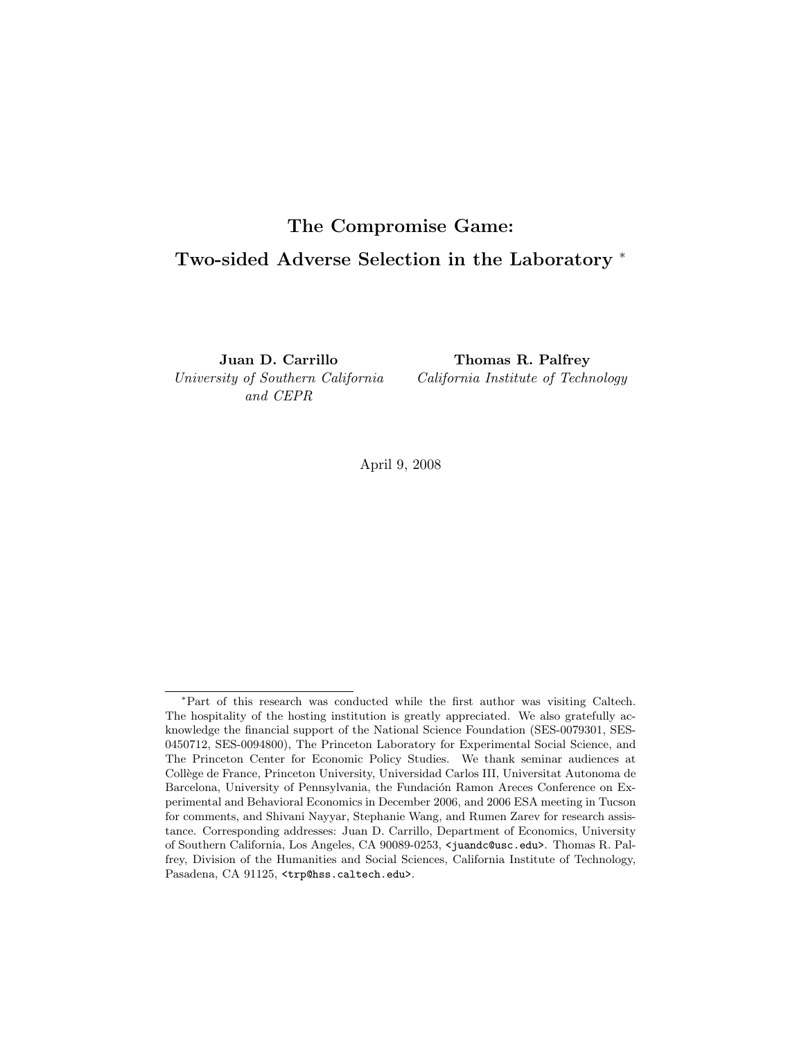# The Compromise Game: Two-sided Adverse Selection in the Laboratory *

**Juan D. Carrillo**
*University of Southern California and CEPR*

**Thomas R. Palfrey**
*California Institute of Technology*

April 9, 2008

---

*Part of this research was conducted while the first author was visiting Caltech. The hospitality of the hosting institution is greatly appreciated. We also gratefully acknowledge the financial support of the National Science Foundation (SES-0079301, SES-0450712, SES-0094800), The Princeton Laboratory for Experimental Social Science, and The Princeton Center for Economic Policy Studies. We thank seminar audiences at Collège de France, Princeton University, Universidad Carlos III, Universitat Autonoma de Barcelona, University of Pennsylvania, the Fundación Ramon Areces Conference on Experimental and Behavioral Economics in December 2006, and 2006 ESA meeting in Tucson for comments, and Shivani Nayyar, Stephanie Wang, and Rumen Zarev for research assistance. Corresponding addresses: Juan D. Carrillo, Department of Economics, University of Southern California, Los Angeles, CA 90089-0253, <juandc@usc.edu>. Thomas R. Palfrey, Division of the Humanities and Social Sciences, California Institute of Technology, Pasadena, CA 91125, <trp@hss.caltech.edu>.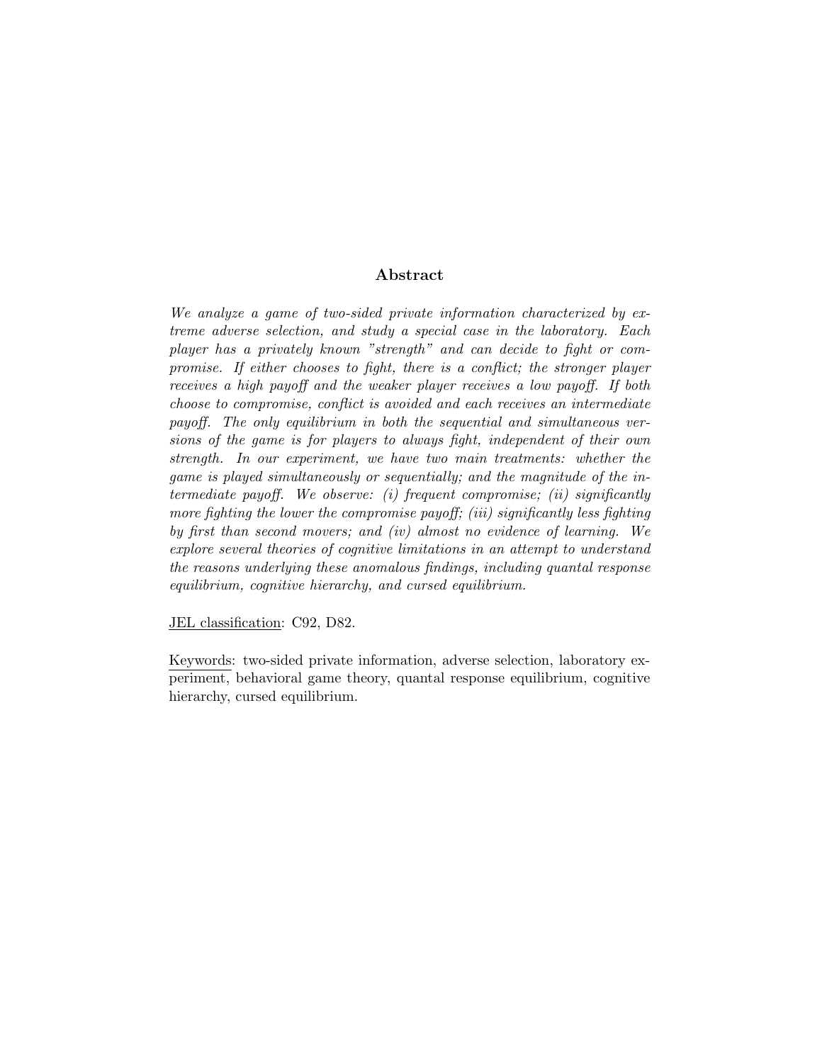## Abstract

*We analyze a game of two-sided private information characterized by extreme adverse selection, and study a special case in the laboratory. Each player has a privately known "strength" and can decide to fight or compromise. If either chooses to fight, there is a conflict; the stronger player receives a high payoff and the weaker player receives a low payoff. If both choose to compromise, conflict is avoided and each receives an intermediate payoff. The only equilibrium in both the sequential and simultaneous versions of the game is for players to always fight, independent of their own strength. In our experiment, we have two main treatments: whether the game is played simultaneously or sequentially; and the magnitude of the intermediate payoff. We observe: (i) frequent compromise; (ii) significantly more fighting the lower the compromise payoff; (iii) significantly less fighting by first than second movers; and (iv) almost no evidence of learning. We explore several theories of cognitive limitations in an attempt to understand the reasons underlying these anomalous findings, including quantal response equilibrium, cognitive hierarchy, and cursed equilibrium.*

JEL classification: C92, D82.

Keywords: two-sided private information, adverse selection, laboratory experiment, behavioral game theory, quantal response equilibrium, cognitive hierarchy, cursed equilibrium.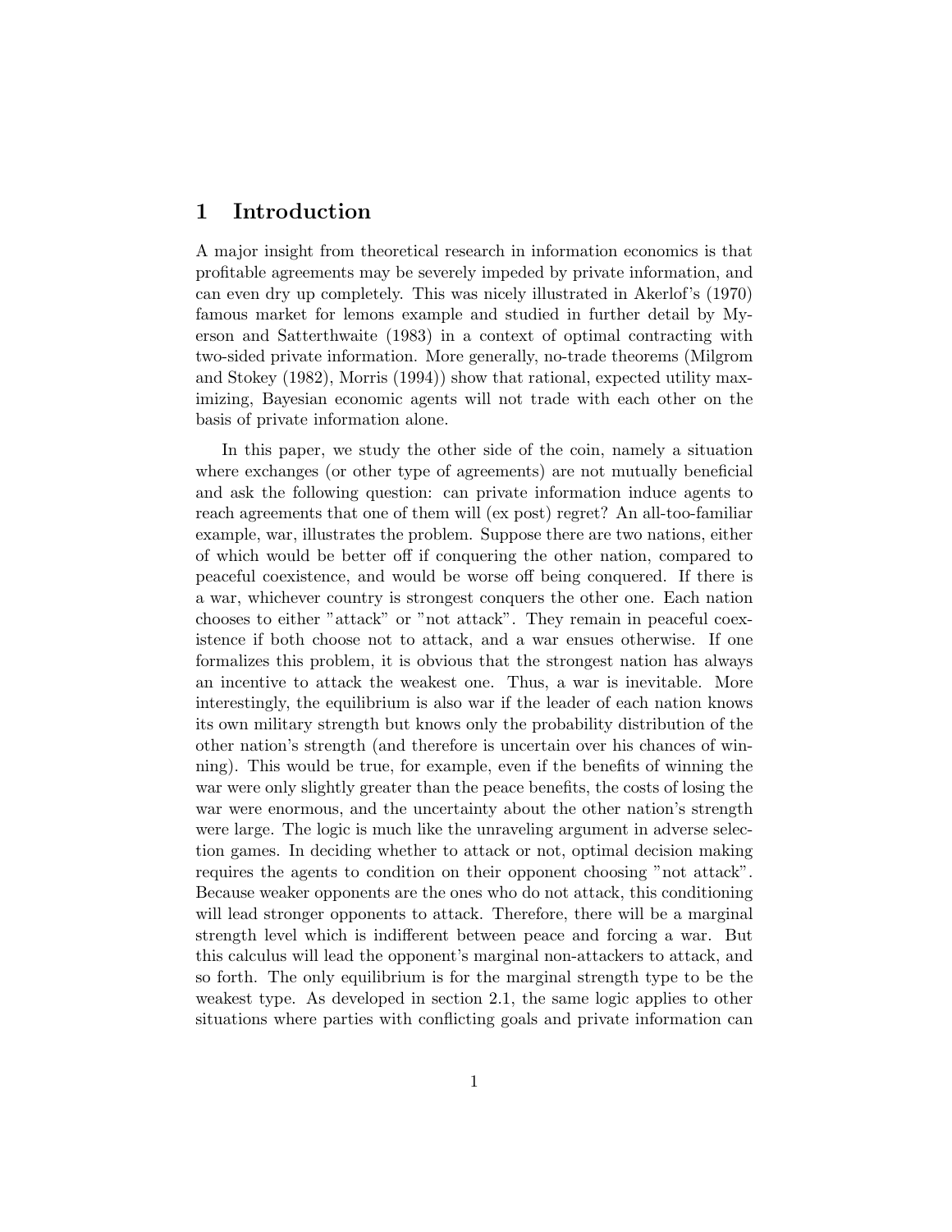# 1 Introduction

A major insight from theoretical research in information economics is that profitable agreements may be severely impeded by private information, and can even dry up completely. This was nicely illustrated in Akerlof's (1970) famous market for lemons example and studied in further detail by Myerson and Satterthwaite (1983) in a context of optimal contracting with two-sided private information. More generally, no-trade theorems (Milgrom and Stokey (1982), Morris (1994)) show that rational, expected utility maximizing, Bayesian economic agents will not trade with each other on the basis of private information alone.

In this paper, we study the other side of the coin, namely a situation where exchanges (or other type of agreements) are not mutually beneficial and ask the following question: can private information induce agents to reach agreements that one of them will (ex post) regret? An all-too-familiar example, war, illustrates the problem. Suppose there are two nations, either of which would be better off if conquering the other nation, compared to peaceful coexistence, and would be worse off being conquered. If there is a war, whichever country is strongest conquers the other one. Each nation chooses to either "attack" or "not attack". They remain in peaceful coexistence if both choose not to attack, and a war ensues otherwise. If one formalizes this problem, it is obvious that the strongest nation has always an incentive to attack the weakest one. Thus, a war is inevitable. More interestingly, the equilibrium is also war if the leader of each nation knows its own military strength but knows only the probability distribution of the other nation's strength (and therefore is uncertain over his chances of winning). This would be true, for example, even if the benefits of winning the war were only slightly greater than the peace benefits, the costs of losing the war were enormous, and the uncertainty about the other nation's strength were large. The logic is much like the unraveling argument in adverse selection games. In deciding whether to attack or not, optimal decision making requires the agents to condition on their opponent choosing "not attack". Because weaker opponents are the ones who do not attack, this conditioning will lead stronger opponents to attack. Therefore, there will be a marginal strength level which is indifferent between peace and forcing a war. But this calculus will lead the opponent's marginal non-attackers to attack, and so forth. The only equilibrium is for the marginal strength type to be the weakest type. As developed in section 2.1, the same logic applies to other situations where parties with conflicting goals and private information can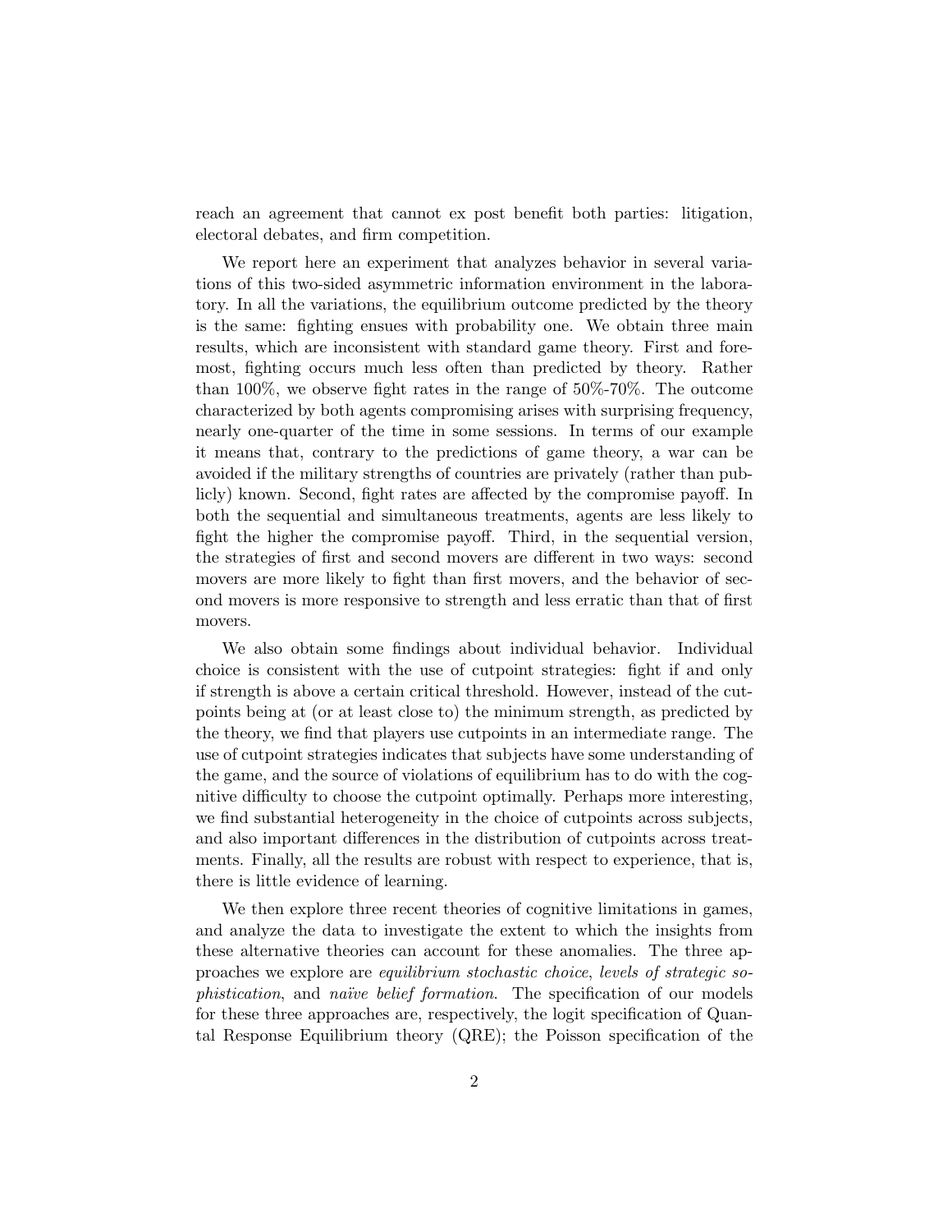reach an agreement that cannot ex post benefit both parties: litigation, electoral debates, and firm competition.

We report here an experiment that analyzes behavior in several variations of this two-sided asymmetric information environment in the laboratory. In all the variations, the equilibrium outcome predicted by the theory is the same: fighting ensues with probability one. We obtain three main results, which are inconsistent with standard game theory. First and foremost, fighting occurs much less often than predicted by theory. Rather than 100%, we observe fight rates in the range of 50%-70%. The outcome characterized by both agents compromising arises with surprising frequency, nearly one-quarter of the time in some sessions. In terms of our example it means that, contrary to the predictions of game theory, a war can be avoided if the military strengths of countries are privately (rather than publicly) known. Second, fight rates are affected by the compromise payoff. In both the sequential and simultaneous treatments, agents are less likely to fight the higher the compromise payoff. Third, in the sequential version, the strategies of first and second movers are different in two ways: second movers are more likely to fight than first movers, and the behavior of second movers is more responsive to strength and less erratic than that of first movers.

We also obtain some findings about individual behavior. Individual choice is consistent with the use of cutpoint strategies: fight if and only if strength is above a certain critical threshold. However, instead of the cutpoints being at (or at least close to) the minimum strength, as predicted by the theory, we find that players use cutpoints in an intermediate range. The use of cutpoint strategies indicates that subjects have some understanding of the game, and the source of violations of equilibrium has to do with the cognitive difficulty to choose the cutpoint optimally. Perhaps more interesting, we find substantial heterogeneity in the choice of cutpoints across subjects, and also important differences in the distribution of cutpoints across treatments. Finally, all the results are robust with respect to experience, that is, there is little evidence of learning.

We then explore three recent theories of cognitive limitations in games, and analyze the data to investigate the extent to which the insights from these alternative theories can account for these anomalies. The three approaches we explore are *equilibrium stochastic choice*, *levels of strategic sophistication*, and *naïve belief formation*. The specification of our models for these three approaches are, respectively, the logit specification of Quantal Response Equilibrium theory (QRE); the Poisson specification of the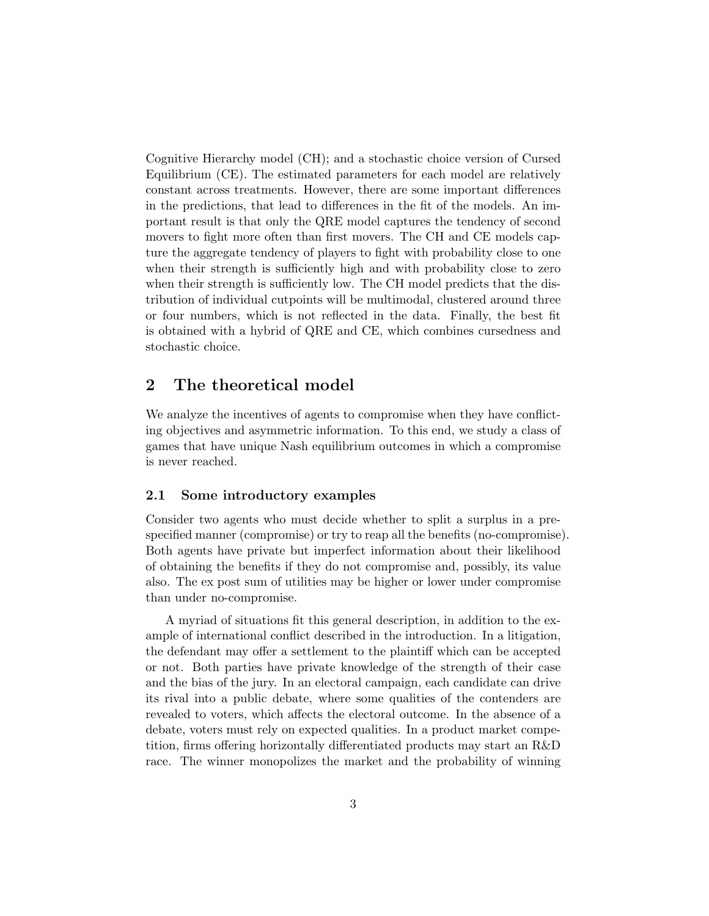Cognitive Hierarchy model (CH); and a stochastic choice version of Cursed Equilibrium (CE). The estimated parameters for each model are relatively constant across treatments. However, there are some important differences in the predictions, that lead to differences in the fit of the models. An important result is that only the QRE model captures the tendency of second movers to fight more often than first movers. The CH and CE models capture the aggregate tendency of players to fight with probability close to one when their strength is sufficiently high and with probability close to zero when their strength is sufficiently low. The CH model predicts that the distribution of individual cutpoints will be multimodal, clustered around three or four numbers, which is not reflected in the data. Finally, the best fit is obtained with a hybrid of QRE and CE, which combines cursedness and stochastic choice.

## 2 The theoretical model

We analyze the incentives of agents to compromise when they have conflicting objectives and asymmetric information. To this end, we study a class of games that have unique Nash equilibrium outcomes in which a compromise is never reached.

### 2.1 Some introductory examples

Consider two agents who must decide whether to split a surplus in a prespecified manner (compromise) or try to reap all the benefits (no-compromise). Both agents have private but imperfect information about their likelihood of obtaining the benefits if they do not compromise and, possibly, its value also. The ex post sum of utilities may be higher or lower under compromise than under no-compromise.

A myriad of situations fit this general description, in addition to the example of international conflict described in the introduction. In a litigation, the defendant may offer a settlement to the plaintiff which can be accepted or not. Both parties have private knowledge of the strength of their case and the bias of the jury. In an electoral campaign, each candidate can drive its rival into a public debate, where some qualities of the contenders are revealed to voters, which affects the electoral outcome. In the absence of a debate, voters must rely on expected qualities. In a product market competition, firms offering horizontally differentiated products may start an R&D race. The winner monopolizes the market and the probability of winning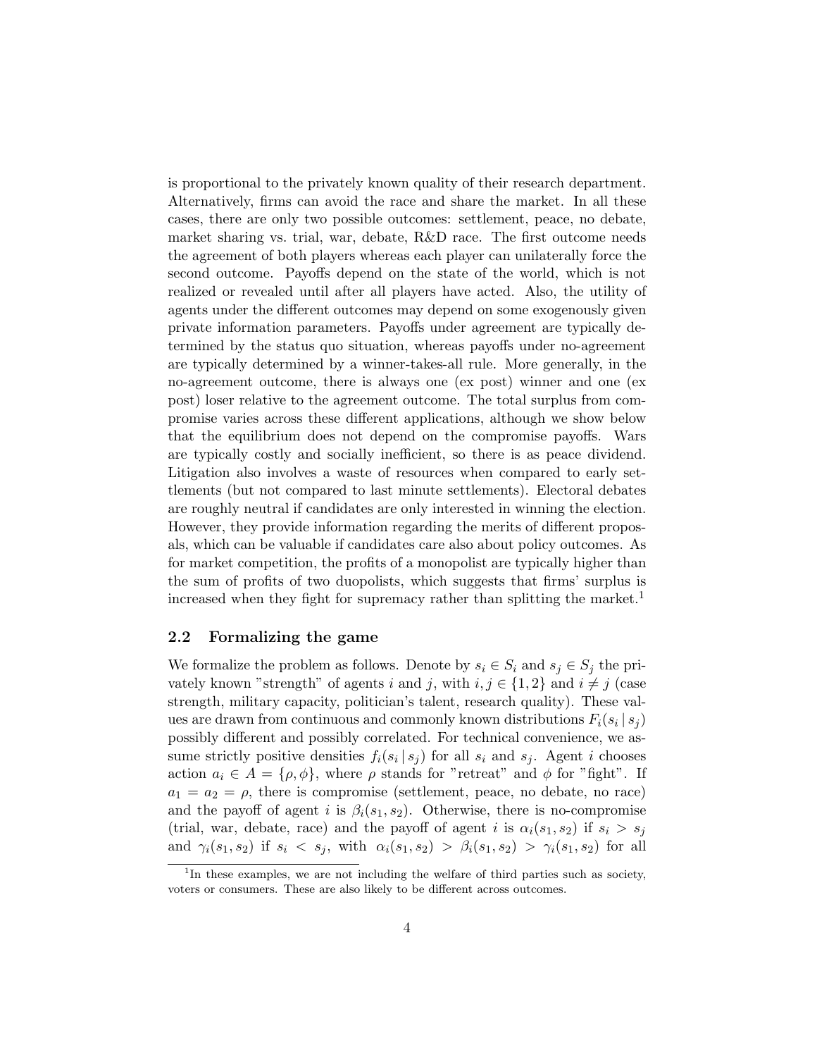is proportional to the privately known quality of their research department. Alternatively, firms can avoid the race and share the market. In all these cases, there are only two possible outcomes: settlement, peace, no debate, market sharing vs. trial, war, debate, R&D race. The first outcome needs the agreement of both players whereas each player can unilaterally force the second outcome. Payoffs depend on the state of the world, which is not realized or revealed until after all players have acted. Also, the utility of agents under the different outcomes may depend on some exogenously given private information parameters. Payoffs under agreement are typically determined by the status quo situation, whereas payoffs under no-agreement are typically determined by a winner-takes-all rule. More generally, in the no-agreement outcome, there is always one (ex post) winner and one (ex post) loser relative to the agreement outcome. The total surplus from compromise varies across these different applications, although we show below that the equilibrium does not depend on the compromise payoffs. Wars are typically costly and socially inefficient, so there is as peace dividend. Litigation also involves a waste of resources when compared to early settlements (but not compared to last minute settlements). Electoral debates are roughly neutral if candidates are only interested in winning the election. However, they provide information regarding the merits of different proposals, which can be valuable if candidates care also about policy outcomes. As for market competition, the profits of a monopolist are typically higher than the sum of profits of two duopolists, which suggests that firms' surplus is increased when they fight for supremacy rather than splitting the market.[1]

## 2.2 Formalizing the game

We formalize the problem as follows. Denote by $s_i \in S_i$ and $s_j \in S_j$ the privately known "strength" of agents $i$ and $j$, with $i, j \in \{1, 2\}$ and $i \neq j$ (case strength, military capacity, politician's talent, research quality). These values are drawn from continuous and commonly known distributions $F_i(s_i \,|\, s_j)$ possibly different and possibly correlated. For technical convenience, we assume strictly positive densities $f_i(s_i \,|\, s_j)$ for all $s_i$ and $s_j$. Agent $i$ chooses action $a_i \in A = \{\rho, \phi\}$, where $\rho$ stands for "retreat" and $\phi$ for "fight". If $a_1 = a_2 = \rho$, there is compromise (settlement, peace, no debate, no race) and the payoff of agent $i$ is $\beta_i(s_1, s_2)$. Otherwise, there is no-compromise (trial, war, debate, race) and the payoff of agent $i$ is $\alpha_i(s_1, s_2)$ if $s_i > s_j$ and $\gamma_i(s_1, s_2)$ if $s_i < s_j$, with $\alpha_i(s_1, s_2) > \beta_i(s_1, s_2) > \gamma_i(s_1, s_2)$ for all

[1] In these examples, we are not including the welfare of third parties such as society, voters or consumers. These are also likely to be different across outcomes.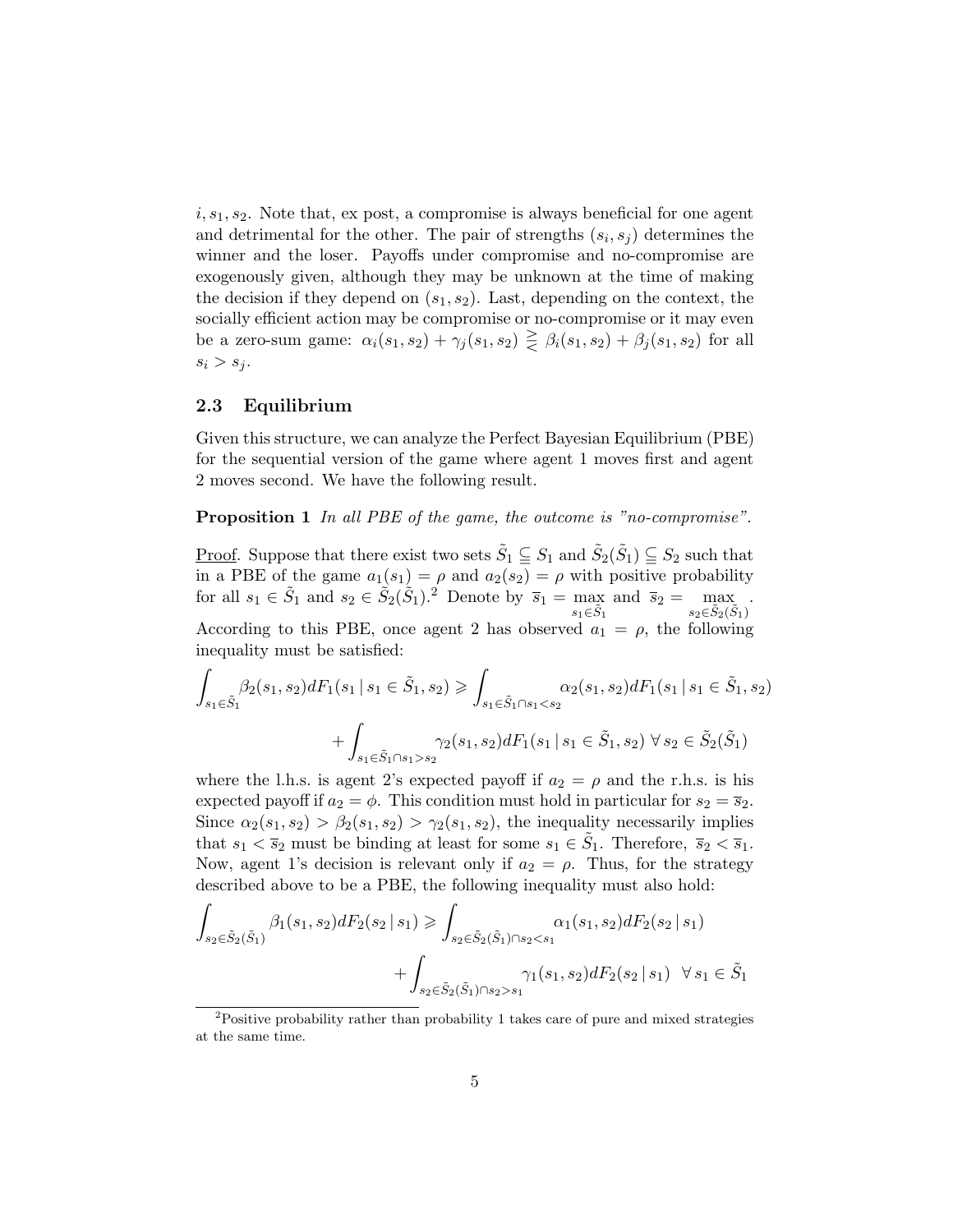$i, s_1, s_2$. Note that, ex post, a compromise is always beneficial for one agent and detrimental for the other. The pair of strengths $(s_i, s_j)$ determines the winner and the loser. Payoffs under compromise and no-compromise are exogenously given, although they may be unknown at the time of making the decision if they depend on $(s_1, s_2)$. Last, depending on the context, the socially efficient action may be compromise or no-compromise or it may even be a zero-sum game: $\alpha_i(s_1, s_2) + \gamma_j(s_1, s_2) \gtreqless \beta_i(s_1, s_2) + \beta_j(s_1, s_2)$ for all $s_i > s_j$.

## 2.3 Equilibrium

Given this structure, we can analyze the Perfect Bayesian Equilibrium (PBE) for the sequential version of the game where agent 1 moves first and agent 2 moves second. We have the following result.

**Proposition 1** *In all PBE of the game, the outcome is "no-compromise".*

<u>Proof</u>. Suppose that there exist two sets $\tilde{S}_1 \subseteqq S_1$ and $\tilde{S}_2(\tilde{S}_1) \subseteqq S_2$ such that in a PBE of the game $a_1(s_1) = \rho$ and $a_2(s_2) = \rho$ with positive probability for all $s_1 \in \tilde{S}_1$ and $s_2 \in \tilde{S}_2(\tilde{S}_1)$.[2] Denote by $\overline{s}_1 = \max\limits_{s_1 \in \tilde{S}_1}$ and $\overline{s}_2 = \max\limits_{s_2 \in \tilde{S}_2(\tilde{S}_1)}$. According to this PBE, once agent 2 has observed $a_1 = \rho$, the following inequality must be satisfied:

$$\int_{s_1 \in \tilde{S}_1} \beta_2(s_1, s_2) dF_1(s_1 \,|\, s_1 \in \tilde{S}_1, s_2) \geqslant \int_{s_1 \in \tilde{S}_1 \cap s_1 < s_2} \alpha_2(s_1, s_2) dF_1(s_1 \,|\, s_1 \in \tilde{S}_1, s_2)$$

$$+ \int_{s_1 \in \tilde{S}_1 \cap s_1 > s_2} \gamma_2(s_1, s_2) dF_1(s_1 \,|\, s_1 \in \tilde{S}_1, s_2) \;\forall\, s_2 \in \tilde{S}_2(\tilde{S}_1)$$

where the l.h.s. is agent 2's expected payoff if $a_2 = \rho$ and the r.h.s. is his expected payoff if $a_2 = \phi$. This condition must hold in particular for $s_2 = \overline{s}_2$. Since $\alpha_2(s_1, s_2) > \beta_2(s_1, s_2) > \gamma_2(s_1, s_2)$, the inequality necessarily implies that $s_1 < \overline{s}_2$ must be binding at least for some $s_1 \in \tilde{S}_1$. Therefore, $\overline{s}_2 < \overline{s}_1$. Now, agent 1's decision is relevant only if $a_2 = \rho$. Thus, for the strategy described above to be a PBE, the following inequality must also hold:

$$\int_{s_2 \in \tilde{S}_2(\tilde{S}_1)} \beta_1(s_1, s_2) dF_2(s_2 \,|\, s_1) \geqslant \int_{s_2 \in \tilde{S}_2(\tilde{S}_1) \cap s_2 < s_1} \alpha_1(s_1, s_2) dF_2(s_2 \,|\, s_1)$$

$$+ \int_{s_2 \in \tilde{S}_2(\tilde{S}_1) \cap s_2 > s_1} \gamma_1(s_1, s_2) dF_2(s_2 \,|\, s_1) \;\; \forall\, s_1 \in \tilde{S}_1$$

[2] Positive probability rather than probability 1 takes care of pure and mixed strategies at the same time.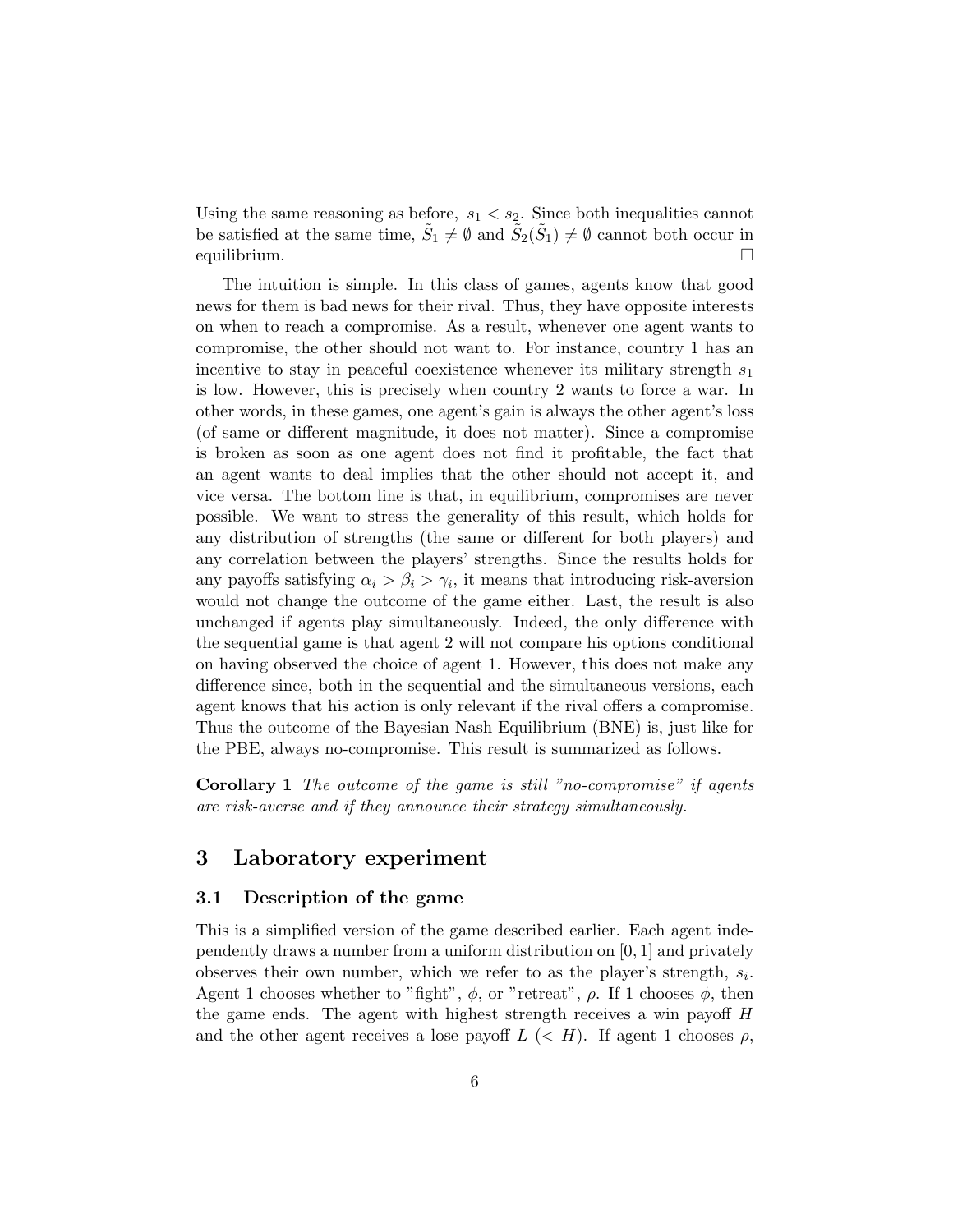Using the same reasoning as before, $\overline{s}_1 < \overline{s}_2$. Since both inequalities cannot be satisfied at the same time, $\tilde{S}_1 \neq \emptyset$ and $\tilde{S}_2(\tilde{S}_1) \neq \emptyset$ cannot both occur in equilibrium. $\square$

The intuition is simple. In this class of games, agents know that good news for them is bad news for their rival. Thus, they have opposite interests on when to reach a compromise. As a result, whenever one agent wants to compromise, the other should not want to. For instance, country 1 has an incentive to stay in peaceful coexistence whenever its military strength $s_1$ is low. However, this is precisely when country 2 wants to force a war. In other words, in these games, one agent's gain is always the other agent's loss (of same or different magnitude, it does not matter). Since a compromise is broken as soon as one agent does not find it profitable, the fact that an agent wants to deal implies that the other should not accept it, and vice versa. The bottom line is that, in equilibrium, compromises are never possible. We want to stress the generality of this result, which holds for any distribution of strengths (the same or different for both players) and any correlation between the players' strengths. Since the results holds for any payoffs satisfying $\alpha_i > \beta_i > \gamma_i$, it means that introducing risk-aversion would not change the outcome of the game either. Last, the result is also unchanged if agents play simultaneously. Indeed, the only difference with the sequential game is that agent 2 will not compare his options conditional on having observed the choice of agent 1. However, this does not make any difference since, both in the sequential and the simultaneous versions, each agent knows that his action is only relevant if the rival offers a compromise. Thus the outcome of the Bayesian Nash Equilibrium (BNE) is, just like for the PBE, always no-compromise. This result is summarized as follows.

**Corollary 1** *The outcome of the game is still "no-compromise" if agents are risk-averse and if they announce their strategy simultaneously.*

# 3 Laboratory experiment

## 3.1 Description of the game

This is a simplified version of the game described earlier. Each agent independently draws a number from a uniform distribution on $[0, 1]$ and privately observes their own number, which we refer to as the player's strength, $s_i$. Agent 1 chooses whether to "fight", $\phi$, or "retreat", $\rho$. If 1 chooses $\phi$, then the game ends. The agent with highest strength receives a win payoff $H$ and the other agent receives a lose payoff $L$ ($< H$). If agent 1 chooses $\rho$,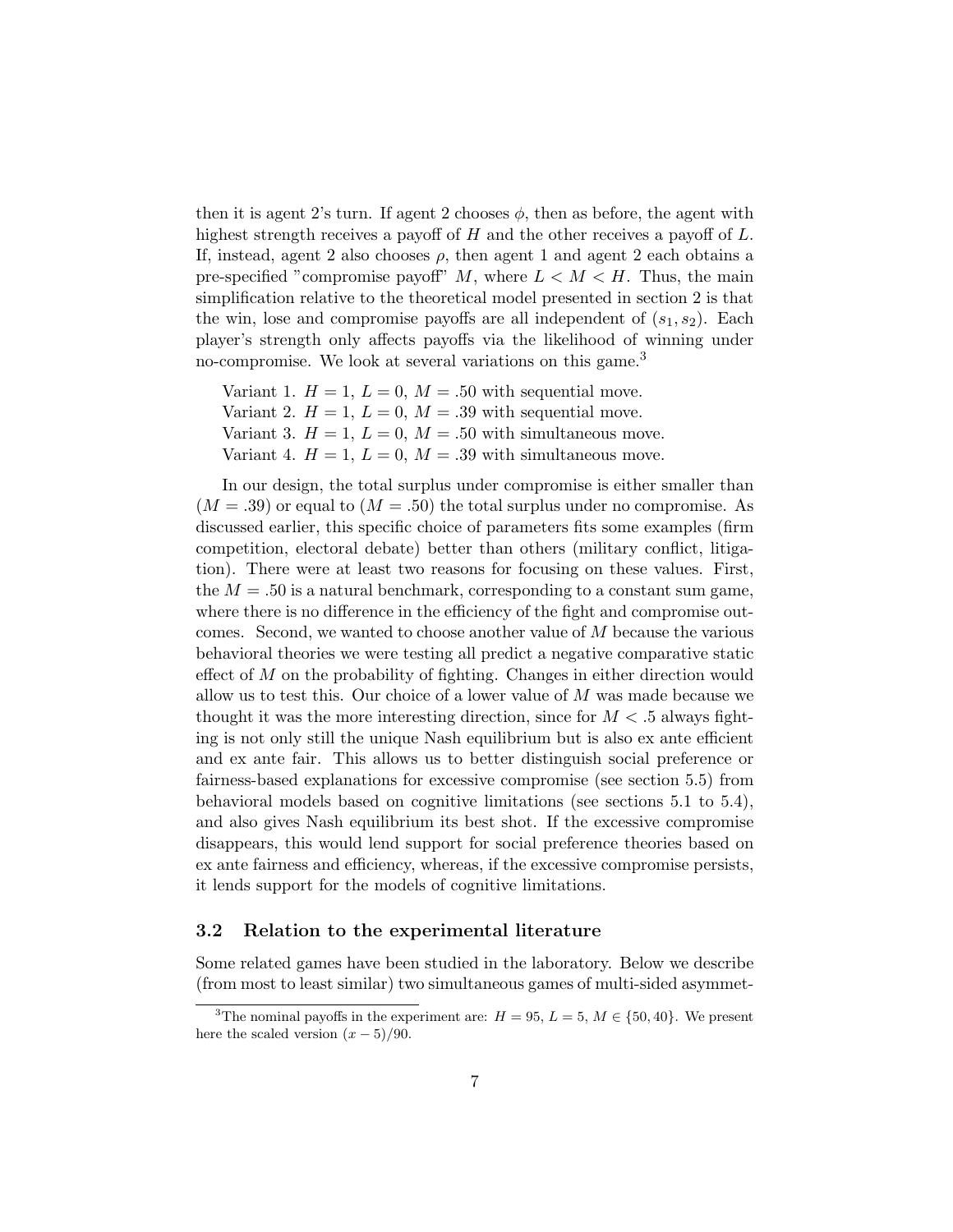then it is agent 2's turn. If agent 2 chooses $\phi$, then as before, the agent with highest strength receives a payoff of $H$ and the other receives a payoff of $L$. If, instead, agent 2 also chooses $\rho$, then agent 1 and agent 2 each obtains a pre-specified "compromise payoff" $M$, where $L < M < H$. Thus, the main simplification relative to the theoretical model presented in section 2 is that the win, lose and compromise payoffs are all independent of $(s_1, s_2)$. Each player's strength only affects payoffs via the likelihood of winning under no-compromise. We look at several variations on this game.[3]

Variant 1. $H = 1$, $L = 0$, $M = .50$ with sequential move.
Variant 2. $H = 1$, $L = 0$, $M = .39$ with sequential move.
Variant 3. $H = 1$, $L = 0$, $M = .50$ with simultaneous move.
Variant 4. $H = 1$, $L = 0$, $M = .39$ with simultaneous move.

In our design, the total surplus under compromise is either smaller than ($M = .39$) or equal to ($M = .50$) the total surplus under no compromise. As discussed earlier, this specific choice of parameters fits some examples (firm competition, electoral debate) better than others (military conflict, litigation). There were at least two reasons for focusing on these values. First, the $M = .50$ is a natural benchmark, corresponding to a constant sum game, where there is no difference in the efficiency of the fight and compromise outcomes. Second, we wanted to choose another value of $M$ because the various behavioral theories we were testing all predict a negative comparative static effect of $M$ on the probability of fighting. Changes in either direction would allow us to test this. Our choice of a lower value of $M$ was made because we thought it was the more interesting direction, since for $M < .5$ always fighting is not only still the unique Nash equilibrium but is also ex ante efficient and ex ante fair. This allows us to better distinguish social preference or fairness-based explanations for excessive compromise (see section 5.5) from behavioral models based on cognitive limitations (see sections 5.1 to 5.4), and also gives Nash equilibrium its best shot. If the excessive compromise disappears, this would lend support for social preference theories based on ex ante fairness and efficiency, whereas, if the excessive compromise persists, it lends support for the models of cognitive limitations.

### 3.2 Relation to the experimental literature

Some related games have been studied in the laboratory. Below we describe (from most to least similar) two simultaneous games of multi-sided asymmet-

[3] The nominal payoffs in the experiment are: $H = 95$, $L = 5$, $M \in \{50, 40\}$. We present here the scaled version $(x - 5)/90$.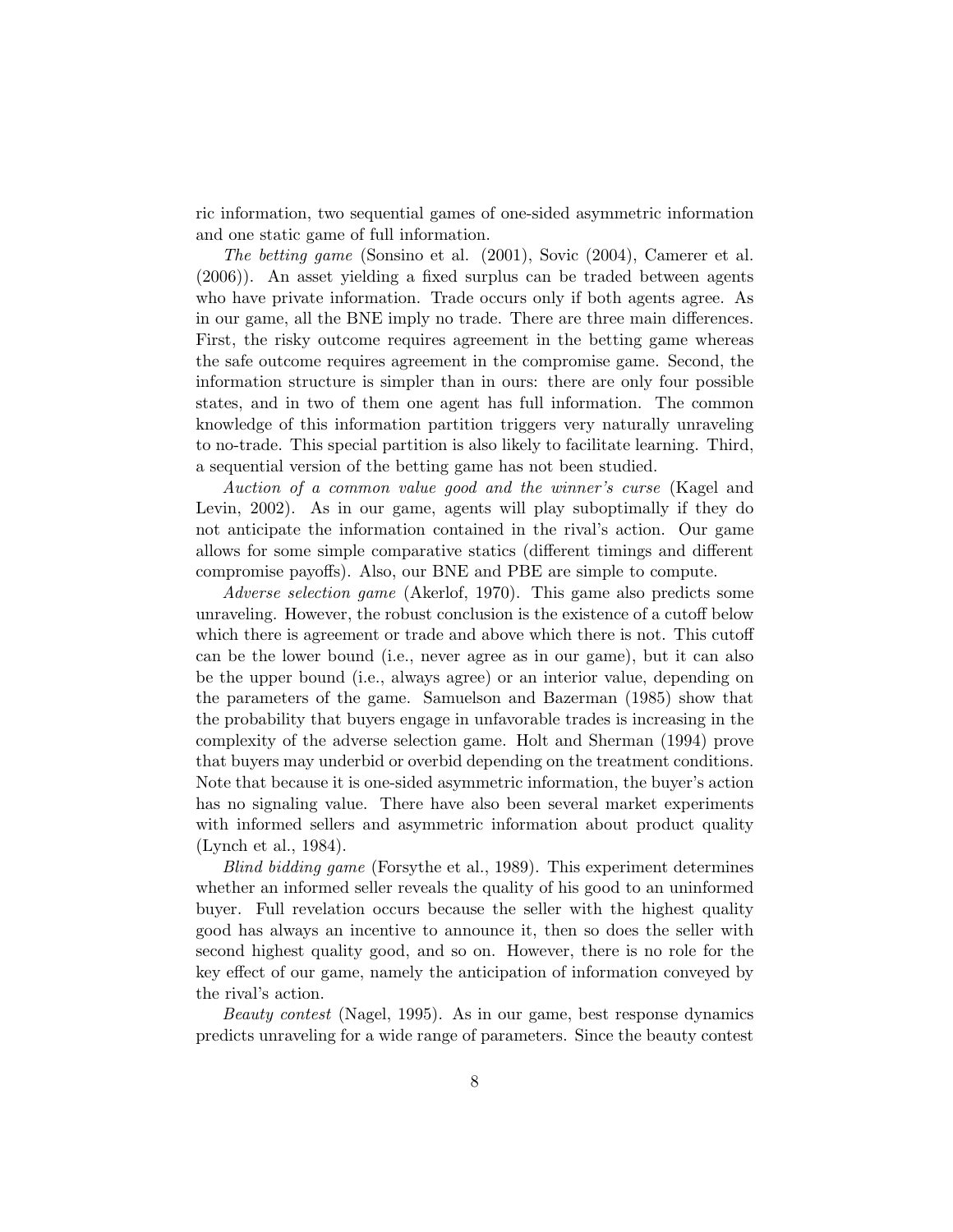ric information, two sequential games of one-sided asymmetric information and one static game of full information.

*The betting game* (Sonsino et al. (2001), Sovic (2004), Camerer et al. (2006)). An asset yielding a fixed surplus can be traded between agents who have private information. Trade occurs only if both agents agree. As in our game, all the BNE imply no trade. There are three main differences. First, the risky outcome requires agreement in the betting game whereas the safe outcome requires agreement in the compromise game. Second, the information structure is simpler than in ours: there are only four possible states, and in two of them one agent has full information. The common knowledge of this information partition triggers very naturally unraveling to no-trade. This special partition is also likely to facilitate learning. Third, a sequential version of the betting game has not been studied.

*Auction of a common value good and the winner's curse* (Kagel and Levin, 2002). As in our game, agents will play suboptimally if they do not anticipate the information contained in the rival's action. Our game allows for some simple comparative statics (different timings and different compromise payoffs). Also, our BNE and PBE are simple to compute.

*Adverse selection game* (Akerlof, 1970). This game also predicts some unraveling. However, the robust conclusion is the existence of a cutoff below which there is agreement or trade and above which there is not. This cutoff can be the lower bound (i.e., never agree as in our game), but it can also be the upper bound (i.e., always agree) or an interior value, depending on the parameters of the game. Samuelson and Bazerman (1985) show that the probability that buyers engage in unfavorable trades is increasing in the complexity of the adverse selection game. Holt and Sherman (1994) prove that buyers may underbid or overbid depending on the treatment conditions. Note that because it is one-sided asymmetric information, the buyer's action has no signaling value. There have also been several market experiments with informed sellers and asymmetric information about product quality (Lynch et al., 1984).

*Blind bidding game* (Forsythe et al., 1989). This experiment determines whether an informed seller reveals the quality of his good to an uninformed buyer. Full revelation occurs because the seller with the highest quality good has always an incentive to announce it, then so does the seller with second highest quality good, and so on. However, there is no role for the key effect of our game, namely the anticipation of information conveyed by the rival's action.

*Beauty contest* (Nagel, 1995). As in our game, best response dynamics predicts unraveling for a wide range of parameters. Since the beauty contest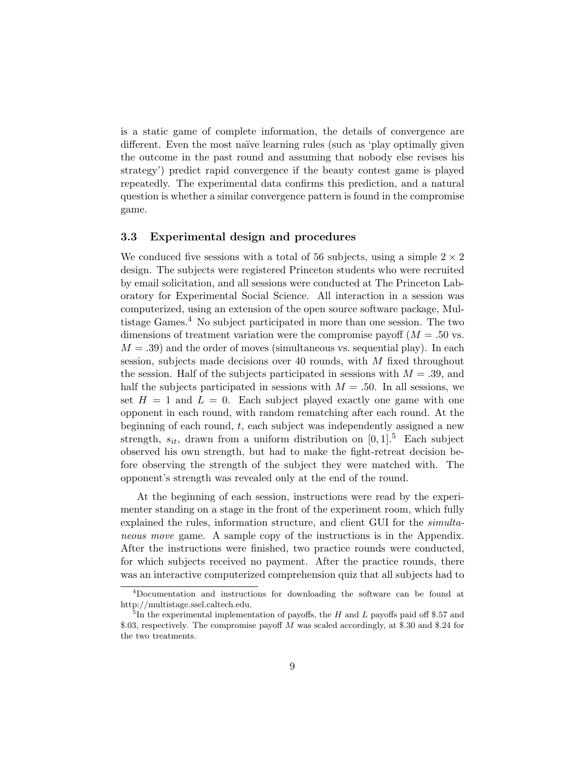is a static game of complete information, the details of convergence are different. Even the most naïve learning rules (such as 'play optimally given the outcome in the past round and assuming that nobody else revises his strategy') predict rapid convergence if the beauty contest game is played repeatedly. The experimental data confirms this prediction, and a natural question is whether a similar convergence pattern is found in the compromise game.

### 3.3 Experimental design and procedures

We conduced five sessions with a total of 56 subjects, using a simple $2 \times 2$ design. The subjects were registered Princeton students who were recruited by email solicitation, and all sessions were conducted at The Princeton Laboratory for Experimental Social Science. All interaction in a session was computerized, using an extension of the open source software package, Multistage Games.[4] No subject participated in more than one session. The two dimensions of treatment variation were the compromise payoff ($M = .50$ vs. $M = .39$) and the order of moves (simultaneous vs. sequential play). In each session, subjects made decisions over 40 rounds, with $M$ fixed throughout the session. Half of the subjects participated in sessions with $M = .39$, and half the subjects participated in sessions with $M = .50$. In all sessions, we set $H = 1$ and $L = 0$. Each subject played exactly one game with one opponent in each round, with random rematching after each round. At the beginning of each round, $t$, each subject was independently assigned a new strength, $s_{it}$, drawn from a uniform distribution on $[0, 1]$.[5] Each subject observed his own strength, but had to make the fight-retreat decision before observing the strength of the subject they were matched with. The opponent's strength was revealed only at the end of the round.

At the beginning of each session, instructions were read by the experimenter standing on a stage in the front of the experiment room, which fully explained the rules, information structure, and client GUI for the *simultaneous move* game. A sample copy of the instructions is in the Appendix. After the instructions were finished, two practice rounds were conducted, for which subjects received no payment. After the practice rounds, there was an interactive computerized comprehension quiz that all subjects had to

---

[4] Documentation and instructions for downloading the software can be found at http://multistage.ssel.caltech.edu.

[5] In the experimental implementation of payoffs, the $H$ and $L$ payoffs paid off \$.57 and \$.03, respectively. The compromise payoff $M$ was scaled accordingly, at \$.30 and \$.24 for the two treatments.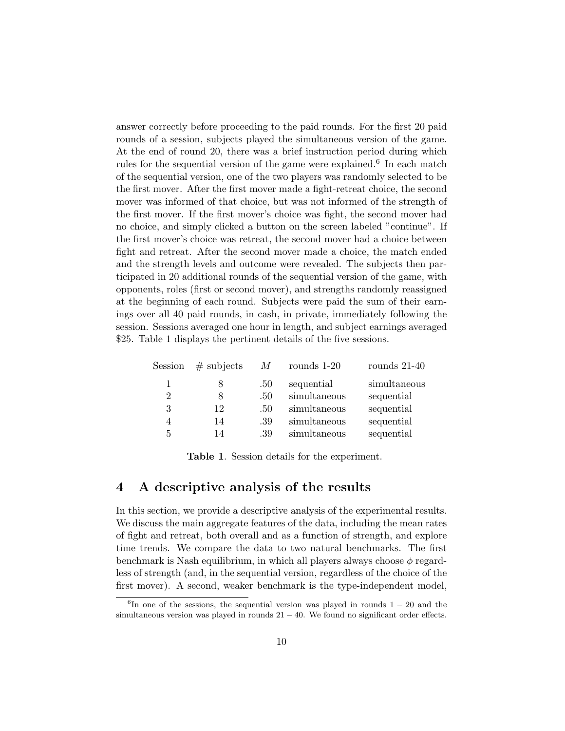answer correctly before proceeding to the paid rounds. For the first 20 paid rounds of a session, subjects played the simultaneous version of the game. At the end of round 20, there was a brief instruction period during which rules for the sequential version of the game were explained.[6] In each match of the sequential version, one of the two players was randomly selected to be the first mover. After the first mover made a fight-retreat choice, the second mover was informed of that choice, but was not informed of the strength of the first mover. If the first mover's choice was fight, the second mover had no choice, and simply clicked a button on the screen labeled "continue". If the first mover's choice was retreat, the second mover had a choice between fight and retreat. After the second mover made a choice, the match ended and the strength levels and outcome were revealed. The subjects then participated in 20 additional rounds of the sequential version of the game, with opponents, roles (first or second mover), and strengths randomly reassigned at the beginning of each round. Subjects were paid the sum of their earnings over all 40 paid rounds, in cash, in private, immediately following the session. Sessions averaged one hour in length, and subject earnings averaged \$25. Table 1 displays the pertinent details of the five sessions.

| Session | # subjects | $M$ | rounds 1-20 | rounds 21-40 |
|---|---|---|---|---|
| 1 | 8 | .50 | sequential | simultaneous |
| 2 | 8 | .50 | simultaneous | sequential |
| 3 | 12 | .50 | simultaneous | sequential |
| 4 | 14 | .39 | simultaneous | sequential |
| 5 | 14 | .39 | simultaneous | sequential |

**Table 1**. Session details for the experiment.

## 4 A descriptive analysis of the results

In this section, we provide a descriptive analysis of the experimental results. We discuss the main aggregate features of the data, including the mean rates of fight and retreat, both overall and as a function of strength, and explore time trends. We compare the data to two natural benchmarks. The first benchmark is Nash equilibrium, in which all players always choose $\phi$ regardless of strength (and, in the sequential version, regardless of the choice of the first mover). A second, weaker benchmark is the type-independent model,

[6] In one of the sessions, the sequential version was played in rounds $1-20$ and the simultaneous version was played in rounds $21-40$. We found no significant order effects.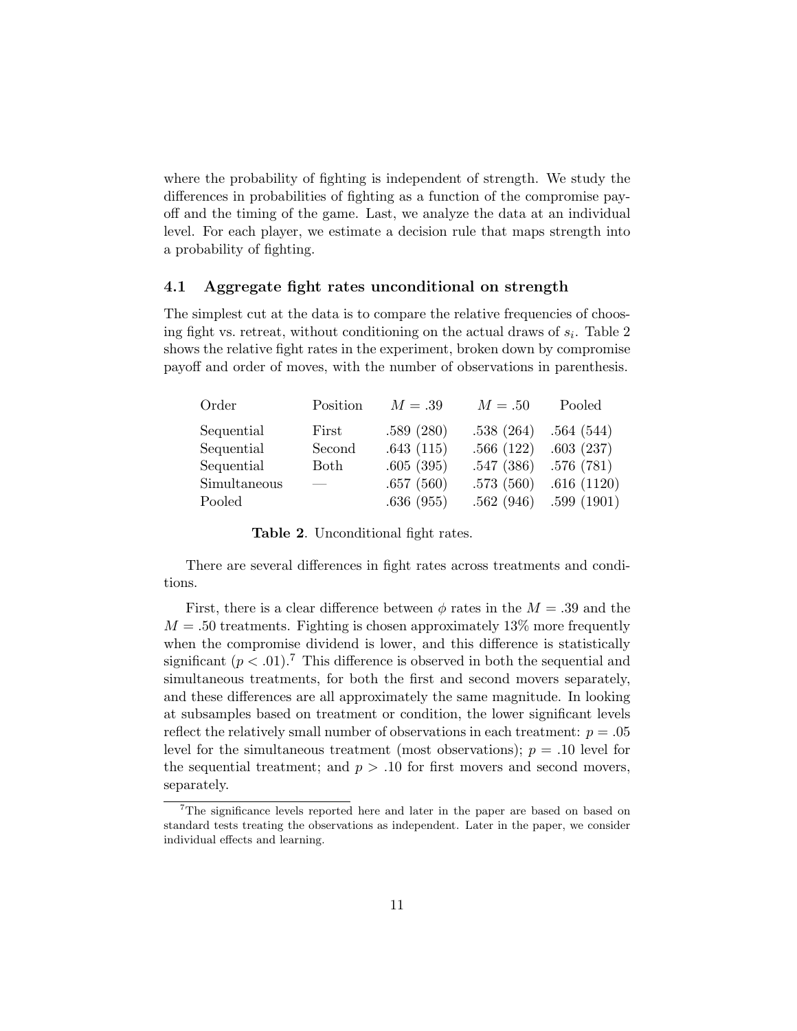where the probability of fighting is independent of strength. We study the differences in probabilities of fighting as a function of the compromise payoff and the timing of the game. Last, we analyze the data at an individual level. For each player, we estimate a decision rule that maps strength into a probability of fighting.

### 4.1 Aggregate fight rates unconditional on strength

The simplest cut at the data is to compare the relative frequencies of choosing fight vs. retreat, without conditioning on the actual draws of $s_i$. Table 2 shows the relative fight rates in the experiment, broken down by compromise payoff and order of moves, with the number of observations in parenthesis.

| Order | Position | $M = .39$ | $M = .50$ | Pooled |
|---|---|---|---|---|
| Sequential | First | .589 (280) | .538 (264) | .564 (544) |
| Sequential | Second | .643 (115) | .566 (122) | .603 (237) |
| Sequential | Both | .605 (395) | .547 (386) | .576 (781) |
| Simultaneous | — | .657 (560) | .573 (560) | .616 (1120) |
| Pooled | | .636 (955) | .562 (946) | .599 (1901) |

**Table 2**. Unconditional fight rates.

There are several differences in fight rates across treatments and conditions.

First, there is a clear difference between $\phi$ rates in the $M = .39$ and the $M = .50$ treatments. Fighting is chosen approximately 13% more frequently when the compromise dividend is lower, and this difference is statistically significant ($p < .01$).[7] This difference is observed in both the sequential and simultaneous treatments, for both the first and second movers separately, and these differences are all approximately the same magnitude. In looking at subsamples based on treatment or condition, the lower significant levels reflect the relatively small number of observations in each treatment: $p = .05$ level for the simultaneous treatment (most observations); $p = .10$ level for the sequential treatment; and $p > .10$ for first movers and second movers, separately.

[7] The significance levels reported here and later in the paper are based on based on standard tests treating the observations as independent. Later in the paper, we consider individual effects and learning.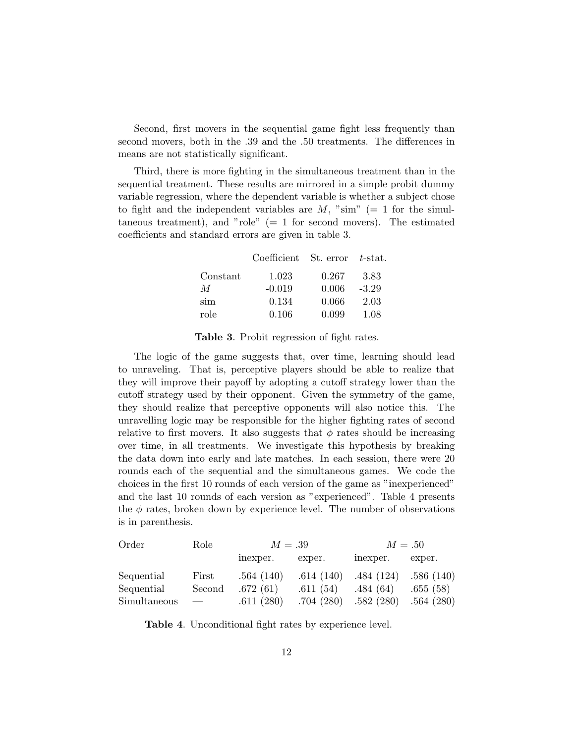Second, first movers in the sequential game fight less frequently than second movers, both in the .39 and the .50 treatments. The differences in means are not statistically significant.

Third, there is more fighting in the simultaneous treatment than in the sequential treatment. These results are mirrored in a simple probit dummy variable regression, where the dependent variable is whether a subject chose to fight and the independent variables are $M$, "sim" (= 1 for the simultaneous treatment), and "role" (= 1 for second movers). The estimated coefficients and standard errors are given in table 3.

| | Coefficient | St. error | $t$-stat. |
|---|---|---|---|
| Constant | 1.023 | 0.267 | 3.83 |
| $M$ | -0.019 | 0.006 | -3.29 |
| sim | 0.134 | 0.066 | 2.03 |
| role | 0.106 | 0.099 | 1.08 |

**Table 3**. Probit regression of fight rates.

The logic of the game suggests that, over time, learning should lead to unraveling. That is, perceptive players should be able to realize that they will improve their payoff by adopting a cutoff strategy lower than the cutoff strategy used by their opponent. Given the symmetry of the game, they should realize that perceptive opponents will also notice this. The unravelling logic may be responsible for the higher fighting rates of second relative to first movers. It also suggests that $\phi$ rates should be increasing over time, in all treatments. We investigate this hypothesis by breaking the data down into early and late matches. In each session, there were 20 rounds each of the sequential and the simultaneous games. We code the choices in the first 10 rounds of each version of the game as "inexperienced" and the last 10 rounds of each version as "experienced". Table 4 presents the $\phi$ rates, broken down by experience level. The number of observations is in parenthesis.

| Order | Role | $M = .39$ | | $M = .50$ | |
|---|---|---|---|---|---|
| | | inexper. | exper. | inexper. | exper. |
| Sequential | First | .564 (140) | .614 (140) | .484 (124) | .586 (140) |
| Sequential | Second | .672 (61) | .611 (54) | .484 (64) | .655 (58) |
| Simultaneous | — | .611 (280) | .704 (280) | .582 (280) | .564 (280) |

**Table 4**. Unconditional fight rates by experience level.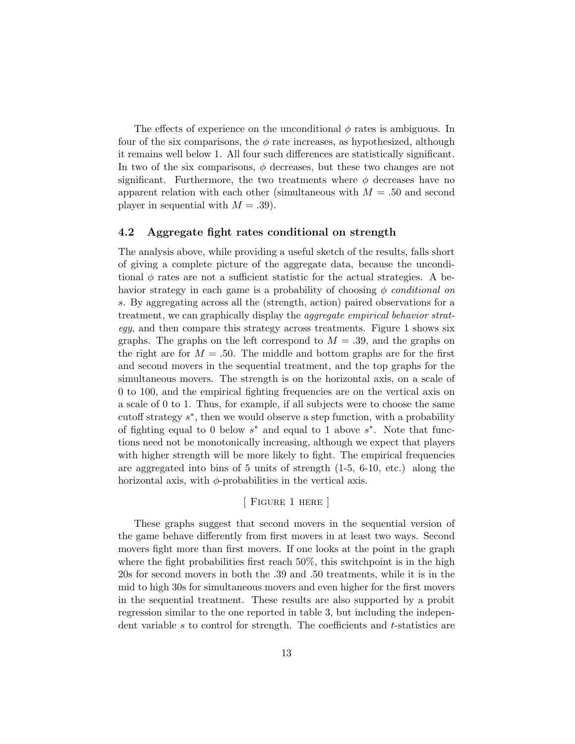The effects of experience on the unconditional $\phi$ rates is ambiguous. In four of the six comparisons, the $\phi$ rate increases, as hypothesized, although it remains well below 1. All four such differences are statistically significant. In two of the six comparisons, $\phi$ decreases, but these two changes are not significant. Furthermore, the two treatments where $\phi$ decreases have no apparent relation with each other (simultaneous with $M = .50$ and second player in sequential with $M = .39$).

### 4.2 Aggregate fight rates conditional on strength

The analysis above, while providing a useful sketch of the results, falls short of giving a complete picture of the aggregate data, because the unconditional $\phi$ rates are not a sufficient statistic for the actual strategies. A behavior strategy in each game is a probability of choosing $\phi$ *conditional on* $s$. By aggregating across all the (strength, action) paired observations for a treatment, we can graphically display the *aggregate empirical behavior strategy*, and then compare this strategy across treatments. Figure 1 shows six graphs. The graphs on the left correspond to $M = .39$, and the graphs on the right are for $M = .50$. The middle and bottom graphs are for the first and second movers in the sequential treatment, and the top graphs for the simultaneous movers. The strength is on the horizontal axis, on a scale of 0 to 100, and the empirical fighting frequencies are on the vertical axis on a scale of 0 to 1. Thus, for example, if all subjects were to choose the same cutoff strategy $s^*$, then we would observe a step function, with a probability of fighting equal to 0 below $s^*$ and equal to 1 above $s^*$. Note that functions need not be monotonically increasing, although we expect that players with higher strength will be more likely to fight. The empirical frequencies are aggregated into bins of 5 units of strength (1-5, 6-10, etc.) along the horizontal axis, with $\phi$-probabilities in the vertical axis.

[ Figure 1 here ]

These graphs suggest that second movers in the sequential version of the game behave differently from first movers in at least two ways. Second movers fight more than first movers. If one looks at the point in the graph where the fight probabilities first reach 50%, this switchpoint is in the high 20s for second movers in both the .39 and .50 treatments, while it is in the mid to high 30s for simultaneous movers and even higher for the first movers in the sequential treatment. These results are also supported by a probit regression similar to the one reported in table 3, but including the independent variable $s$ to control for strength. The coefficients and $t$-statistics are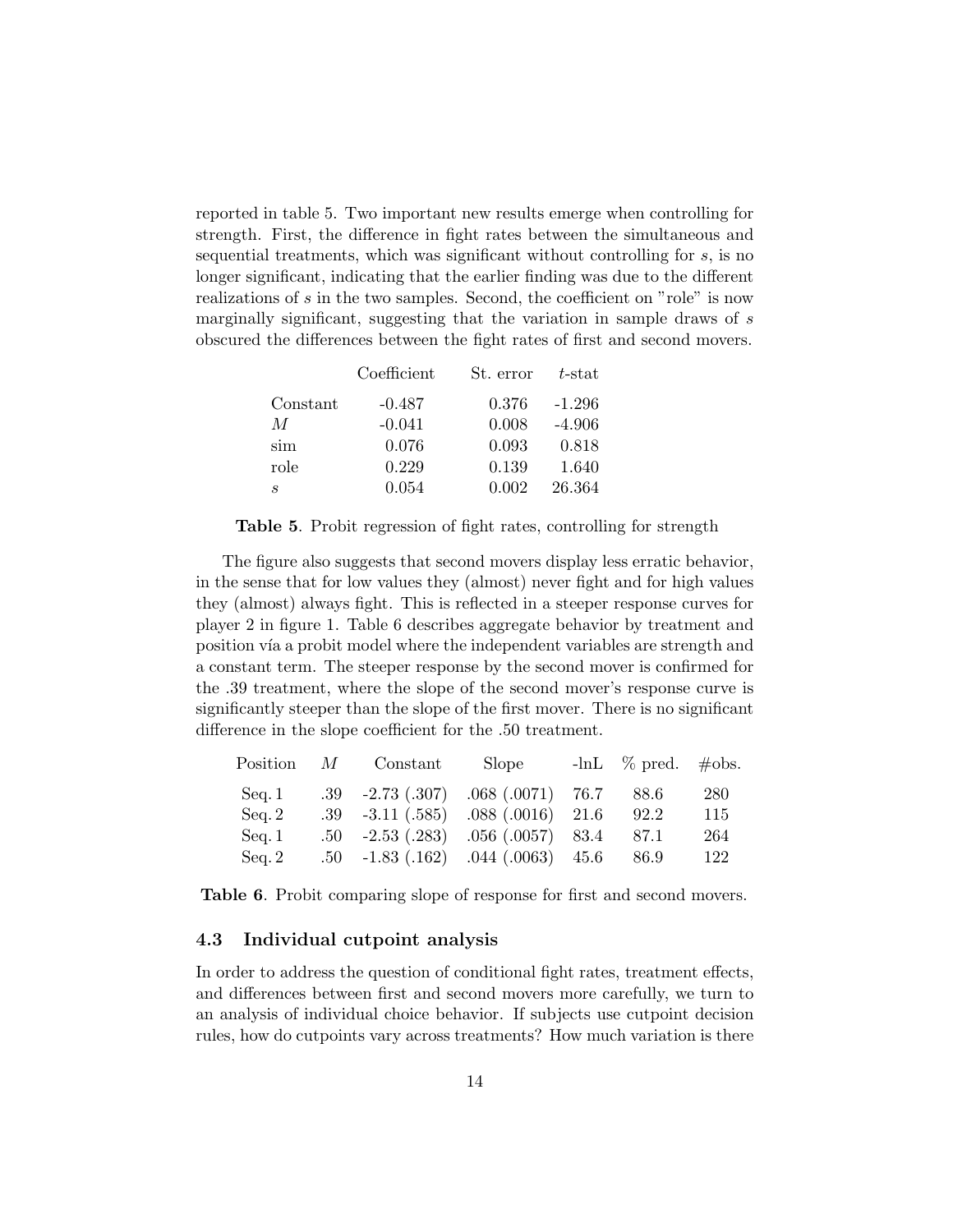reported in table 5. Two important new results emerge when controlling for strength. First, the difference in fight rates between the simultaneous and sequential treatments, which was significant without controlling for $s$, is no longer significant, indicating that the earlier finding was due to the different realizations of $s$ in the two samples. Second, the coefficient on "role" is now marginally significant, suggesting that the variation in sample draws of $s$ obscured the differences between the fight rates of first and second movers.

| | Coefficient | St. error | $t$-stat |
|---|---|---|---|
| Constant | -0.487 | 0.376 | -1.296 |
| $M$ | -0.041 | 0.008 | -4.906 |
| sim | 0.076 | 0.093 | 0.818 |
| role | 0.229 | 0.139 | 1.640 |
| $s$ | 0.054 | 0.002 | 26.364 |

**Table 5**. Probit regression of fight rates, controlling for strength

The figure also suggests that second movers display less erratic behavior, in the sense that for low values they (almost) never fight and for high values they (almost) always fight. This is reflected in a steeper response curves for player 2 in figure 1. Table 6 describes aggregate behavior by treatment and position vía a probit model where the independent variables are strength and a constant term. The steeper response by the second mover is confirmed for the .39 treatment, where the slope of the second mover's response curve is significantly steeper than the slope of the first mover. There is no significant difference in the slope coefficient for the .50 treatment.

| Position | $M$ | Constant | Slope | -lnL | % pred. | #obs. |
|---|---|---|---|---|---|---|
| Seq. 1 | .39 | -2.73 (.307) | .068 (.0071) | 76.7 | 88.6 | 280 |
| Seq. 2 | .39 | -3.11 (.585) | .088 (.0016) | 21.6 | 92.2 | 115 |
| Seq. 1 | .50 | -2.53 (.283) | .056 (.0057) | 83.4 | 87.1 | 264 |
| Seq. 2 | .50 | -1.83 (.162) | .044 (.0063) | 45.6 | 86.9 | 122 |

**Table 6**. Probit comparing slope of response for first and second movers.

### 4.3 Individual cutpoint analysis

In order to address the question of conditional fight rates, treatment effects, and differences between first and second movers more carefully, we turn to an analysis of individual choice behavior. If subjects use cutpoint decision rules, how do cutpoints vary across treatments? How much variation is there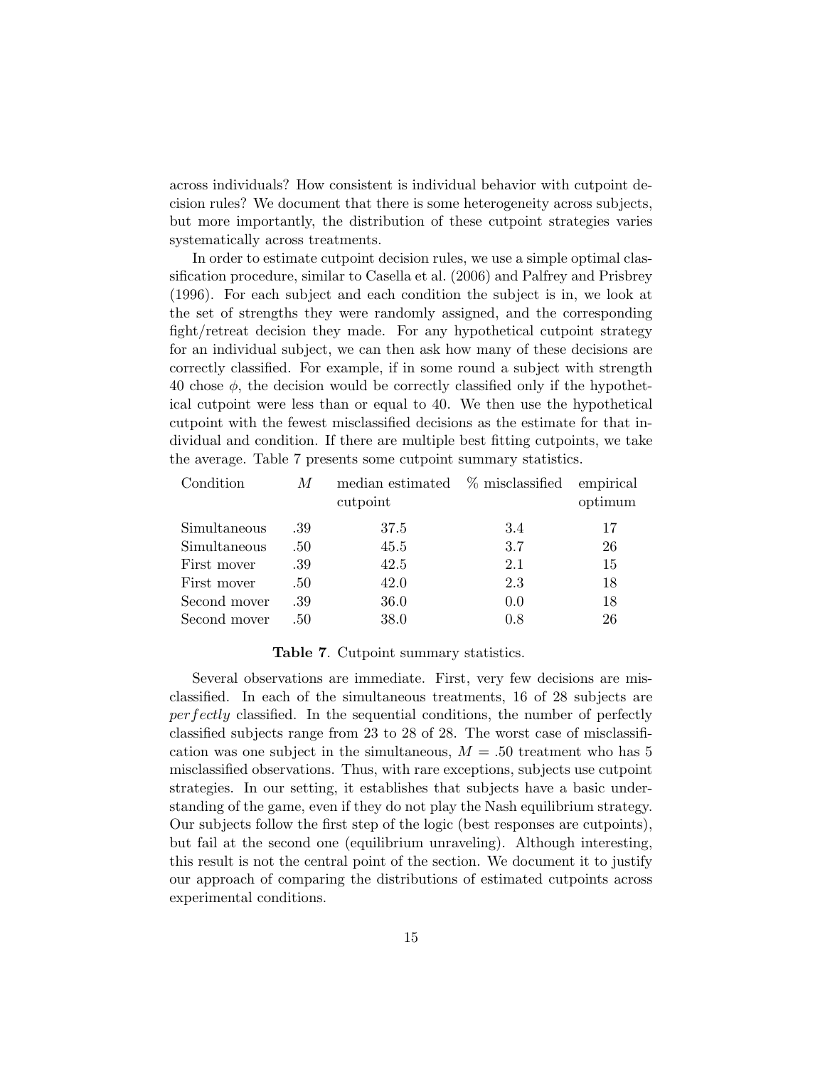across individuals? How consistent is individual behavior with cutpoint decision rules? We document that there is some heterogeneity across subjects, but more importantly, the distribution of these cutpoint strategies varies systematically across treatments.

In order to estimate cutpoint decision rules, we use a simple optimal classification procedure, similar to Casella et al. (2006) and Palfrey and Prisbrey (1996). For each subject and each condition the subject is in, we look at the set of strengths they were randomly assigned, and the corresponding fight/retreat decision they made. For any hypothetical cutpoint strategy for an individual subject, we can then ask how many of these decisions are correctly classified. For example, if in some round a subject with strength 40 chose $\phi$, the decision would be correctly classified only if the hypothetical cutpoint were less than or equal to 40. We then use the hypothetical cutpoint with the fewest misclassified decisions as the estimate for that individual and condition. If there are multiple best fitting cutpoints, we take the average. Table 7 presents some cutpoint summary statistics.

| Condition | $M$ | median estimated cutpoint | % misclassified | empirical optimum |
|---|---|---|---|---|
| Simultaneous | .39 | 37.5 | 3.4 | 17 |
| Simultaneous | .50 | 45.5 | 3.7 | 26 |
| First mover | .39 | 42.5 | 2.1 | 15 |
| First mover | .50 | 42.0 | 2.3 | 18 |
| Second mover | .39 | 36.0 | 0.0 | 18 |
| Second mover | .50 | 38.0 | 0.8 | 26 |

**Table 7**. Cutpoint summary statistics.

Several observations are immediate. First, very few decisions are misclassified. In each of the simultaneous treatments, 16 of 28 subjects are *perfectly* classified. In the sequential conditions, the number of perfectly classified subjects range from 23 to 28 of 28. The worst case of misclassification was one subject in the simultaneous, $M = .50$ treatment who has 5 misclassified observations. Thus, with rare exceptions, subjects use cutpoint strategies. In our setting, it establishes that subjects have a basic understanding of the game, even if they do not play the Nash equilibrium strategy. Our subjects follow the first step of the logic (best responses are cutpoints), but fail at the second one (equilibrium unraveling). Although interesting, this result is not the central point of the section. We document it to justify our approach of comparing the distributions of estimated cutpoints across experimental conditions.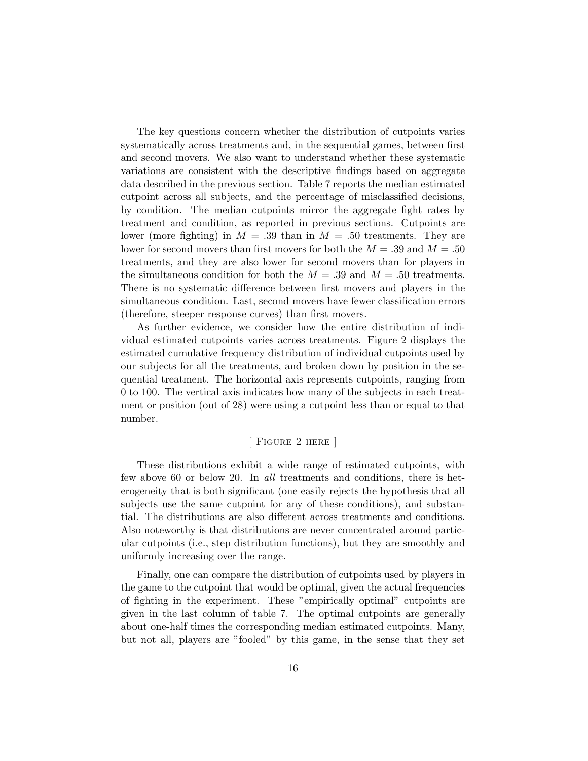The key questions concern whether the distribution of cutpoints varies systematically across treatments and, in the sequential games, between first and second movers. We also want to understand whether these systematic variations are consistent with the descriptive findings based on aggregate data described in the previous section. Table 7 reports the median estimated cutpoint across all subjects, and the percentage of misclassified decisions, by condition. The median cutpoints mirror the aggregate fight rates by treatment and condition, as reported in previous sections. Cutpoints are lower (more fighting) in $M = .39$ than in $M = .50$ treatments. They are lower for second movers than first movers for both the $M = .39$ and $M = .50$ treatments, and they are also lower for second movers than for players in the simultaneous condition for both the $M = .39$ and $M = .50$ treatments. There is no systematic difference between first movers and players in the simultaneous condition. Last, second movers have fewer classification errors (therefore, steeper response curves) than first movers.

As further evidence, we consider how the entire distribution of individual estimated cutpoints varies across treatments. Figure 2 displays the estimated cumulative frequency distribution of individual cutpoints used by our subjects for all the treatments, and broken down by position in the sequential treatment. The horizontal axis represents cutpoints, ranging from 0 to 100. The vertical axis indicates how many of the subjects in each treatment or position (out of 28) were using a cutpoint less than or equal to that number.

[ FIGURE 2 HERE ]

These distributions exhibit a wide range of estimated cutpoints, with few above 60 or below 20. In *all* treatments and conditions, there is heterogeneity that is both significant (one easily rejects the hypothesis that all subjects use the same cutpoint for any of these conditions), and substantial. The distributions are also different across treatments and conditions. Also noteworthy is that distributions are never concentrated around particular cutpoints (i.e., step distribution functions), but they are smoothly and uniformly increasing over the range.

Finally, one can compare the distribution of cutpoints used by players in the game to the cutpoint that would be optimal, given the actual frequencies of fighting in the experiment. These "empirically optimal" cutpoints are given in the last column of table 7. The optimal cutpoints are generally about one-half times the corresponding median estimated cutpoints. Many, but not all, players are "fooled" by this game, in the sense that they set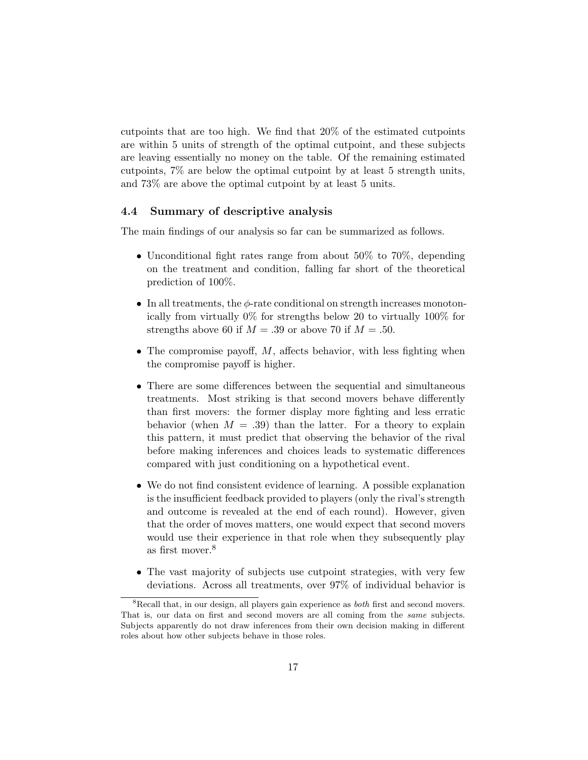cutpoints that are too high. We find that 20% of the estimated cutpoints are within 5 units of strength of the optimal cutpoint, and these subjects are leaving essentially no money on the table. Of the remaining estimated cutpoints, 7% are below the optimal cutpoint by at least 5 strength units, and 73% are above the optimal cutpoint by at least 5 units.

### 4.4 Summary of descriptive analysis

The main findings of our analysis so far can be summarized as follows.

- Unconditional fight rates range from about 50% to 70%, depending on the treatment and condition, falling far short of the theoretical prediction of 100%.
- In all treatments, the $\phi$-rate conditional on strength increases monotonically from virtually 0% for strengths below 20 to virtually 100% for strengths above 60 if $M = .39$ or above 70 if $M = .50$.
- The compromise payoff, $M$, affects behavior, with less fighting when the compromise payoff is higher.
- There are some differences between the sequential and simultaneous treatments. Most striking is that second movers behave differently than first movers: the former display more fighting and less erratic behavior (when $M = .39$) than the latter. For a theory to explain this pattern, it must predict that observing the behavior of the rival before making inferences and choices leads to systematic differences compared with just conditioning on a hypothetical event.
- We do not find consistent evidence of learning. A possible explanation is the insufficient feedback provided to players (only the rival's strength and outcome is revealed at the end of each round). However, given that the order of moves matters, one would expect that second movers would use their experience in that role when they subsequently play as first mover.[8]
- The vast majority of subjects use cutpoint strategies, with very few deviations. Across all treatments, over 97% of individual behavior is

[8] Recall that, in our design, all players gain experience as *both* first and second movers. That is, our data on first and second movers are all coming from the *same* subjects. Subjects apparently do not draw inferences from their own decision making in different roles about how other subjects behave in those roles.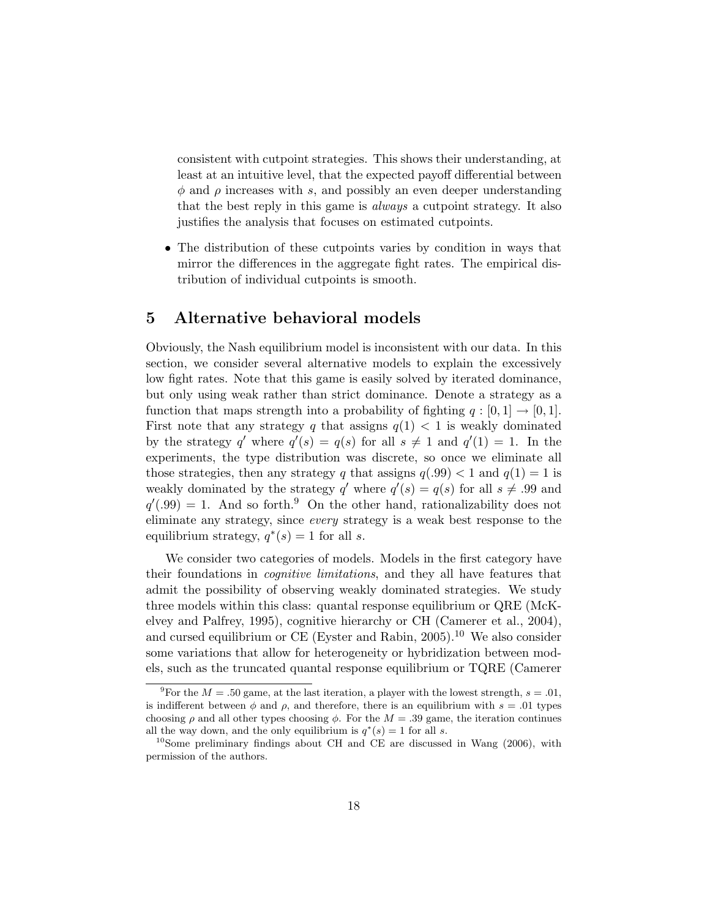consistent with cutpoint strategies. This shows their understanding, at least at an intuitive level, that the expected payoff differential between $\phi$ and $\rho$ increases with $s$, and possibly an even deeper understanding that the best reply in this game is *always* a cutpoint strategy. It also justifies the analysis that focuses on estimated cutpoints.

- The distribution of these cutpoints varies by condition in ways that mirror the differences in the aggregate fight rates. The empirical distribution of individual cutpoints is smooth.

## 5 Alternative behavioral models

Obviously, the Nash equilibrium model is inconsistent with our data. In this section, we consider several alternative models to explain the excessively low fight rates. Note that this game is easily solved by iterated dominance, but only using weak rather than strict dominance. Denote a strategy as a function that maps strength into a probability of fighting $q : [0, 1] \rightarrow [0, 1]$. First note that any strategy $q$ that assigns $q(1) < 1$ is weakly dominated by the strategy $q'$ where $q'(s) = q(s)$ for all $s \neq 1$ and $q'(1) = 1$. In the experiments, the type distribution was discrete, so once we eliminate all those strategies, then any strategy $q$ that assigns $q(.99) < 1$ and $q(1) = 1$ is weakly dominated by the strategy $q'$ where $q'(s) = q(s)$ for all $s \neq .99$ and $q'(.99) = 1$. And so forth.[9] On the other hand, rationalizability does not eliminate any strategy, since *every* strategy is a weak best response to the equilibrium strategy, $q^*(s) = 1$ for all $s$.

We consider two categories of models. Models in the first category have their foundations in *cognitive limitations*, and they all have features that admit the possibility of observing weakly dominated strategies. We study three models within this class: quantal response equilibrium or QRE (McKelvey and Palfrey, 1995), cognitive hierarchy or CH (Camerer et al., 2004), and cursed equilibrium or CE (Eyster and Rabin, 2005).[10] We also consider some variations that allow for heterogeneity or hybridization between models, such as the truncated quantal response equilibrium or TQRE (Camerer

[9]For the $M = .50$ game, at the last iteration, a player with the lowest strength, $s = .01$, is indifferent between $\phi$ and $\rho$, and therefore, there is an equilibrium with $s = .01$ types choosing $\rho$ and all other types choosing $\phi$. For the $M = .39$ game, the iteration continues all the way down, and the only equilibrium is $q^*(s) = 1$ for all $s$.

[10]Some preliminary findings about CH and CE are discussed in Wang (2006), with permission of the authors.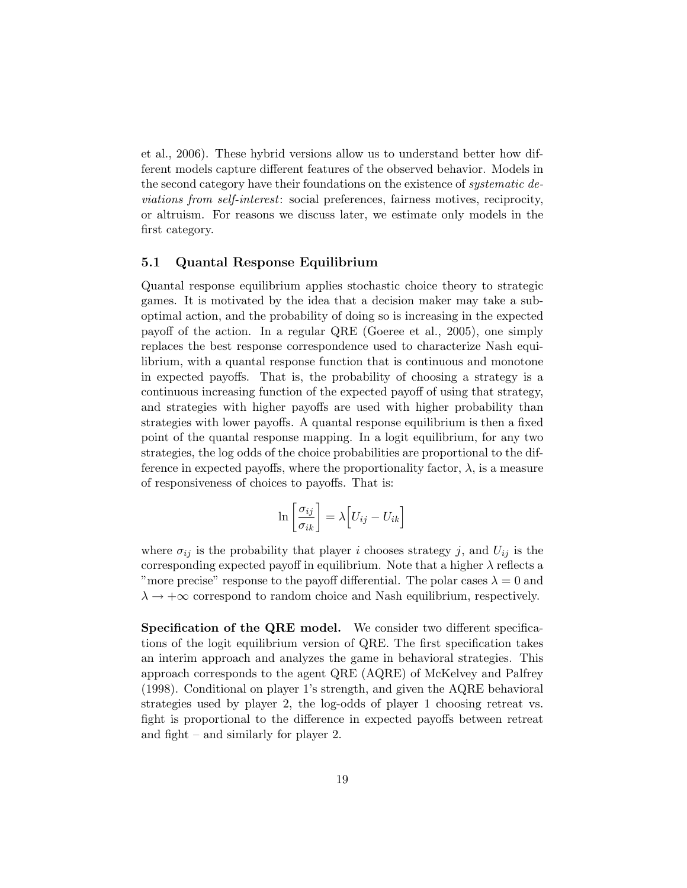et al., 2006). These hybrid versions allow us to understand better how different models capture different features of the observed behavior. Models in the second category have their foundations on the existence of *systematic deviations from self-interest*: social preferences, fairness motives, reciprocity, or altruism. For reasons we discuss later, we estimate only models in the first category.

### 5.1 Quantal Response Equilibrium

Quantal response equilibrium applies stochastic choice theory to strategic games. It is motivated by the idea that a decision maker may take a suboptimal action, and the probability of doing so is increasing in the expected payoff of the action. In a regular QRE (Goeree et al., 2005), one simply replaces the best response correspondence used to characterize Nash equilibrium, with a quantal response function that is continuous and monotone in expected payoffs. That is, the probability of choosing a strategy is a continuous increasing function of the expected payoff of using that strategy, and strategies with higher payoffs are used with higher probability than strategies with lower payoffs. A quantal response equilibrium is then a fixed point of the quantal response mapping. In a logit equilibrium, for any two strategies, the log odds of the choice probabilities are proportional to the difference in expected payoffs, where the proportionality factor, $\lambda$, is a measure of responsiveness of choices to payoffs. That is:

$$\ln\left[\frac{\sigma_{ij}}{\sigma_{ik}}\right] = \lambda\Big[U_{ij} - U_{ik}\Big]$$

where $\sigma_{ij}$ is the probability that player $i$ chooses strategy $j$, and $U_{ij}$ is the corresponding expected payoff in equilibrium. Note that a higher $\lambda$ reflects a "more precise" response to the payoff differential. The polar cases $\lambda = 0$ and $\lambda \to +\infty$ correspond to random choice and Nash equilibrium, respectively.

**Specification of the QRE model.** We consider two different specifications of the logit equilibrium version of QRE. The first specification takes an interim approach and analyzes the game in behavioral strategies. This approach corresponds to the agent QRE (AQRE) of McKelvey and Palfrey (1998). Conditional on player 1's strength, and given the AQRE behavioral strategies used by player 2, the log-odds of player 1 choosing retreat vs. fight is proportional to the difference in expected payoffs between retreat and fight – and similarly for player 2.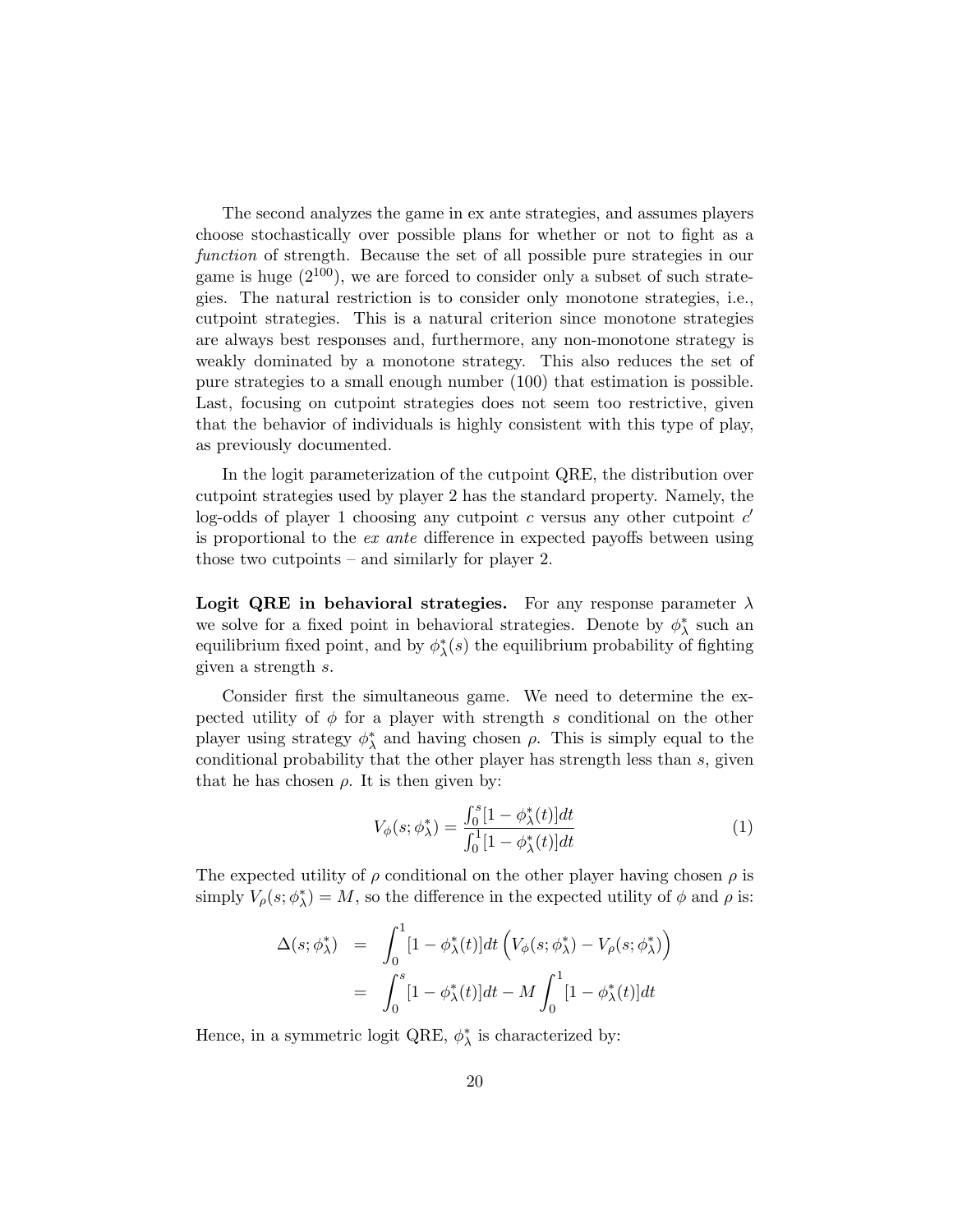The second analyzes the game in ex ante strategies, and assumes players choose stochastically over possible plans for whether or not to fight as a *function* of strength. Because the set of all possible pure strategies in our game is huge ($2^{100}$), we are forced to consider only a subset of such strategies. The natural restriction is to consider only monotone strategies, i.e., cutpoint strategies. This is a natural criterion since monotone strategies are always best responses and, furthermore, any non-monotone strategy is weakly dominated by a monotone strategy. This also reduces the set of pure strategies to a small enough number (100) that estimation is possible. Last, focusing on cutpoint strategies does not seem too restrictive, given that the behavior of individuals is highly consistent with this type of play, as previously documented.

In the logit parameterization of the cutpoint QRE, the distribution over cutpoint strategies used by player 2 has the standard property. Namely, the log-odds of player 1 choosing any cutpoint $c$ versus any other cutpoint $c'$ is proportional to the *ex ante* difference in expected payoffs between using those two cutpoints – and similarly for player 2.

**Logit QRE in behavioral strategies.** For any response parameter $\lambda$ we solve for a fixed point in behavioral strategies. Denote by $\phi^*_\lambda$ such an equilibrium fixed point, and by $\phi^*_\lambda(s)$ the equilibrium probability of fighting given a strength $s$.

Consider first the simultaneous game. We need to determine the expected utility of $\phi$ for a player with strength $s$ conditional on the other player using strategy $\phi^*_\lambda$ and having chosen $\rho$. This is simply equal to the conditional probability that the other player has strength less than $s$, given that he has chosen $\rho$. It is then given by:

$$V_\phi(s;\phi^*_\lambda) = \frac{\int_0^s [1-\phi^*_\lambda(t)]dt}{\int_0^1 [1-\phi^*_\lambda(t)]dt} \tag{1}$$

The expected utility of $\rho$ conditional on the other player having chosen $\rho$ is simply $V_\rho(s;\phi^*_\lambda) = M$, so the difference in the expected utility of $\phi$ and $\rho$ is:

$$\begin{aligned}
\Delta(s;\phi^*_\lambda) &= \int_0^1 [1-\phi^*_\lambda(t)]dt \left( V_\phi(s;\phi^*_\lambda) - V_\rho(s;\phi^*_\lambda) \right) \\
&= \int_0^s [1-\phi^*_\lambda(t)]dt - M \int_0^1 [1-\phi^*_\lambda(t)]dt
\end{aligned}$$

Hence, in a symmetric logit QRE, $\phi^*_\lambda$ is characterized by: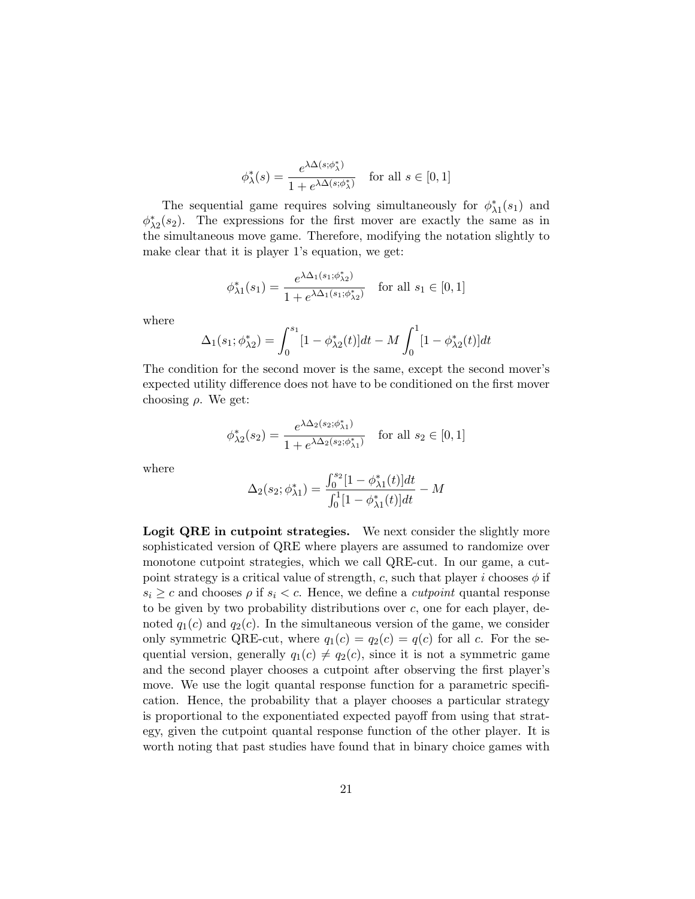$$\phi_\lambda^*(s) = \frac{e^{\lambda \Delta(s;\phi_\lambda^*)}}{1 + e^{\lambda \Delta(s;\phi_\lambda^*)}} \quad \text{for all } s \in [0,1]$$

The sequential game requires solving simultaneously for $\phi_{\lambda 1}^*(s_1)$ and $\phi_{\lambda 2}^*(s_2)$. The expressions for the first mover are exactly the same as in the simultaneous move game. Therefore, modifying the notation slightly to make clear that it is player 1's equation, we get:

$$\phi_{\lambda 1}^*(s_1) = \frac{e^{\lambda \Delta_1(s_1;\phi_{\lambda 2}^*)}}{1 + e^{\lambda \Delta_1(s_1;\phi_{\lambda 2}^*)}} \quad \text{for all } s_1 \in [0,1]$$

where

$$\Delta_1(s_1; \phi_{\lambda 2}^*) = \int_0^{s_1} [1 - \phi_{\lambda 2}^*(t)]dt - M \int_0^1 [1 - \phi_{\lambda 2}^*(t)]dt$$

The condition for the second mover is the same, except the second mover's expected utility difference does not have to be conditioned on the first mover choosing $\rho$. We get:

$$\phi_{\lambda 2}^*(s_2) = \frac{e^{\lambda \Delta_2(s_2;\phi_{\lambda 1}^*)}}{1 + e^{\lambda \Delta_2(s_2;\phi_{\lambda 1}^*)}} \quad \text{for all } s_2 \in [0,1]$$

where

$$\Delta_2(s_2; \phi_{\lambda 1}^*) = \frac{\int_0^{s_2} [1 - \phi_{\lambda 1}^*(t)]dt}{\int_0^1 [1 - \phi_{\lambda 1}^*(t)]dt} - M$$

**Logit QRE in cutpoint strategies.** We next consider the slightly more sophisticated version of QRE where players are assumed to randomize over monotone cutpoint strategies, which we call QRE-cut. In our game, a cutpoint strategy is a critical value of strength, $c$, such that player $i$ chooses $\phi$ if $s_i \geq c$ and chooses $\rho$ if $s_i < c$. Hence, we define a *cutpoint* quantal response to be given by two probability distributions over $c$, one for each player, denoted $q_1(c)$ and $q_2(c)$. In the simultaneous version of the game, we consider only symmetric QRE-cut, where $q_1(c) = q_2(c) = q(c)$ for all $c$. For the sequential version, generally $q_1(c) \neq q_2(c)$, since it is not a symmetric game and the second player chooses a cutpoint after observing the first player's move. We use the logit quantal response function for a parametric specification. Hence, the probability that a player chooses a particular strategy is proportional to the exponentiated expected payoff from using that strategy, given the cutpoint quantal response function of the other player. It is worth noting that past studies have found that in binary choice games with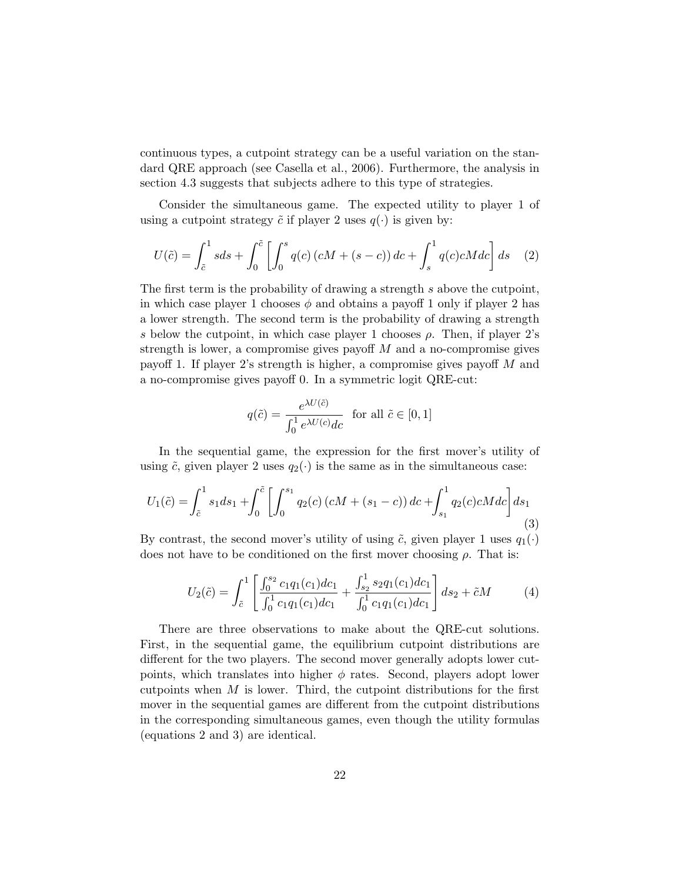continuous types, a cutpoint strategy can be a useful variation on the standard QRE approach (see Casella et al., 2006). Furthermore, the analysis in section 4.3 suggests that subjects adhere to this type of strategies.

Consider the simultaneous game. The expected utility to player 1 of using a cutpoint strategy $\tilde{c}$ if player 2 uses $q(\cdot)$ is given by:

$$U(\tilde{c}) = \int_{\tilde{c}}^{1} s ds + \int_{0}^{\tilde{c}} \left[ \int_{0}^{s} q(c) \left(cM + (s - c)\right) dc + \int_{s}^{1} q(c) cM dc \right] ds \quad (2)$$

The first term is the probability of drawing a strength $s$ above the cutpoint, in which case player 1 chooses $\phi$ and obtains a payoff 1 only if player 2 has a lower strength. The second term is the probability of drawing a strength $s$ below the cutpoint, in which case player 1 chooses $\rho$. Then, if player 2's strength is lower, a compromise gives payoff $M$ and a no-compromise gives payoff 1. If player 2's strength is higher, a compromise gives payoff $M$ and a no-compromise gives payoff 0. In a symmetric logit QRE-cut:

$$q(\tilde{c}) = \frac{e^{\lambda U(\tilde{c})}}{\int_0^1 e^{\lambda U(c)} dc} \quad \text{for all } \tilde{c} \in [0, 1]$$

In the sequential game, the expression for the first mover's utility of using $\tilde{c}$, given player 2 uses $q_2(\cdot)$ is the same as in the simultaneous case:

$$U_1(\tilde{c}) = \int_{\tilde{c}}^{1} s_1 ds_1 + \int_{0}^{\tilde{c}} \left[ \int_{0}^{s_1} q_2(c) \left(cM + (s_1 - c)\right) dc + \int_{s_1}^{1} q_2(c) cM dc \right] ds_1 \quad (3)$$

By contrast, the second mover's utility of using $\tilde{c}$, given player 1 uses $q_1(\cdot)$ does not have to be conditioned on the first mover choosing $\rho$. That is:

$$U_2(\tilde{c}) = \int_{\tilde{c}}^{1} \left[ \frac{\int_0^{s_2} c_1 q_1(c_1) dc_1}{\int_0^1 c_1 q_1(c_1) dc_1} + \frac{\int_{s_2}^1 s_2 q_1(c_1) dc_1}{\int_0^1 c_1 q_1(c_1) dc_1} \right] ds_2 + \tilde{c} M \quad (4)$$

There are three observations to make about the QRE-cut solutions. First, in the sequential game, the equilibrium cutpoint distributions are different for the two players. The second mover generally adopts lower cutpoints, which translates into higher $\phi$ rates. Second, players adopt lower cutpoints when $M$ is lower. Third, the cutpoint distributions for the first mover in the sequential games are different from the cutpoint distributions in the corresponding simultaneous games, even though the utility formulas (equations 2 and 3) are identical.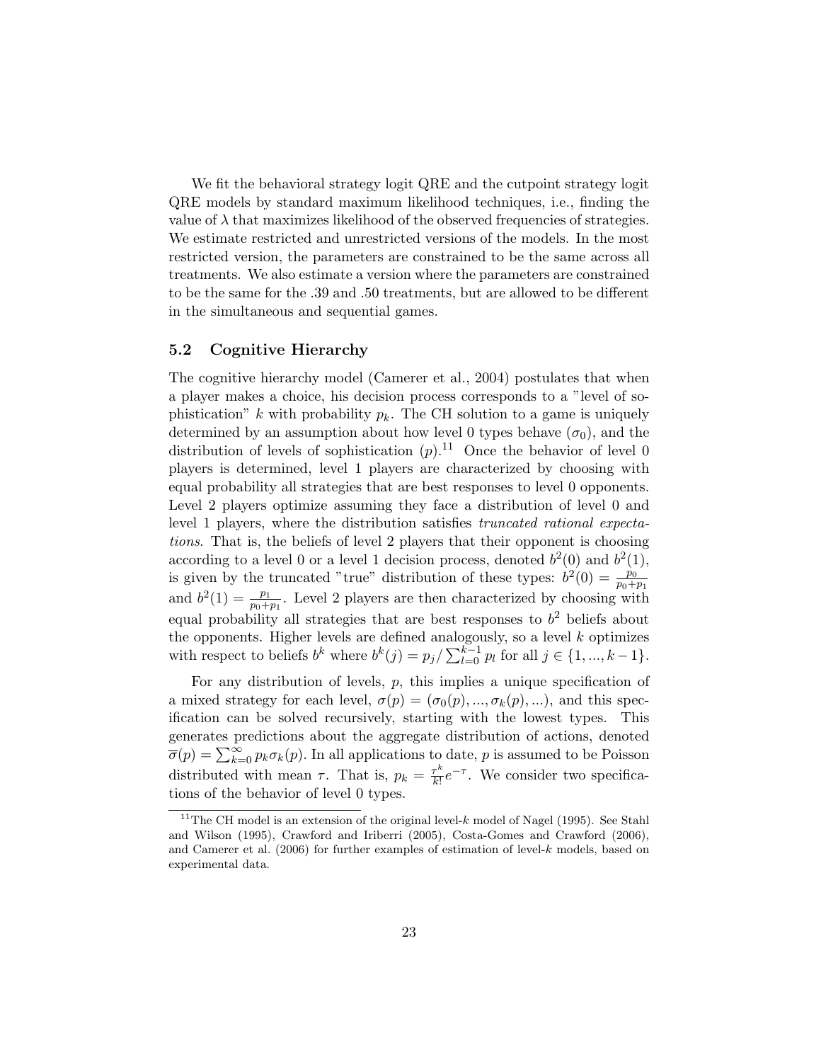We fit the behavioral strategy logit QRE and the cutpoint strategy logit QRE models by standard maximum likelihood techniques, i.e., finding the value of $\lambda$ that maximizes likelihood of the observed frequencies of strategies. We estimate restricted and unrestricted versions of the models. In the most restricted version, the parameters are constrained to be the same across all treatments. We also estimate a version where the parameters are constrained to be the same for the .39 and .50 treatments, but are allowed to be different in the simultaneous and sequential games.

### 5.2 Cognitive Hierarchy

The cognitive hierarchy model (Camerer et al., 2004) postulates that when a player makes a choice, his decision process corresponds to a "level of sophistication" $k$ with probability $p_k$. The CH solution to a game is uniquely determined by an assumption about how level 0 types behave ($\sigma_0$), and the distribution of levels of sophistication ($p$).[11] Once the behavior of level 0 players is determined, level 1 players are characterized by choosing with equal probability all strategies that are best responses to level 0 opponents. Level 2 players optimize assuming they face a distribution of level 0 and level 1 players, where the distribution satisfies *truncated rational expectations*. That is, the beliefs of level 2 players that their opponent is choosing according to a level 0 or a level 1 decision process, denoted $b^2(0)$ and $b^2(1)$, is given by the truncated "true" distribution of these types: $b^2(0) = \frac{p_0}{p_0+p_1}$ and $b^2(1) = \frac{p_1}{p_0+p_1}$. Level 2 players are then characterized by choosing with equal probability all strategies that are best responses to $b^2$ beliefs about the opponents. Higher levels are defined analogously, so a level $k$ optimizes with respect to beliefs $b^k$ where $b^k(j) = p_j / \sum_{l=0}^{k-1} p_l$ for all $j \in \{1, ..., k-1\}$.

For any distribution of levels, $p$, this implies a unique specification of a mixed strategy for each level, $\sigma(p) = (\sigma_0(p), ..., \sigma_k(p), ...)$, and this specification can be solved recursively, starting with the lowest types. This generates predictions about the aggregate distribution of actions, denoted $\overline{\sigma}(p) = \sum_{k=0}^{\infty} p_k \sigma_k(p)$. In all applications to date, $p$ is assumed to be Poisson distributed with mean $\tau$. That is, $p_k = \frac{\tau^k}{k!} e^{-\tau}$. We consider two specifications of the behavior of level 0 types.

[11] The CH model is an extension of the original level-$k$ model of Nagel (1995). See Stahl and Wilson (1995), Crawford and Iriberri (2005), Costa-Gomes and Crawford (2006), and Camerer et al. (2006) for further examples of estimation of level-$k$ models, based on experimental data.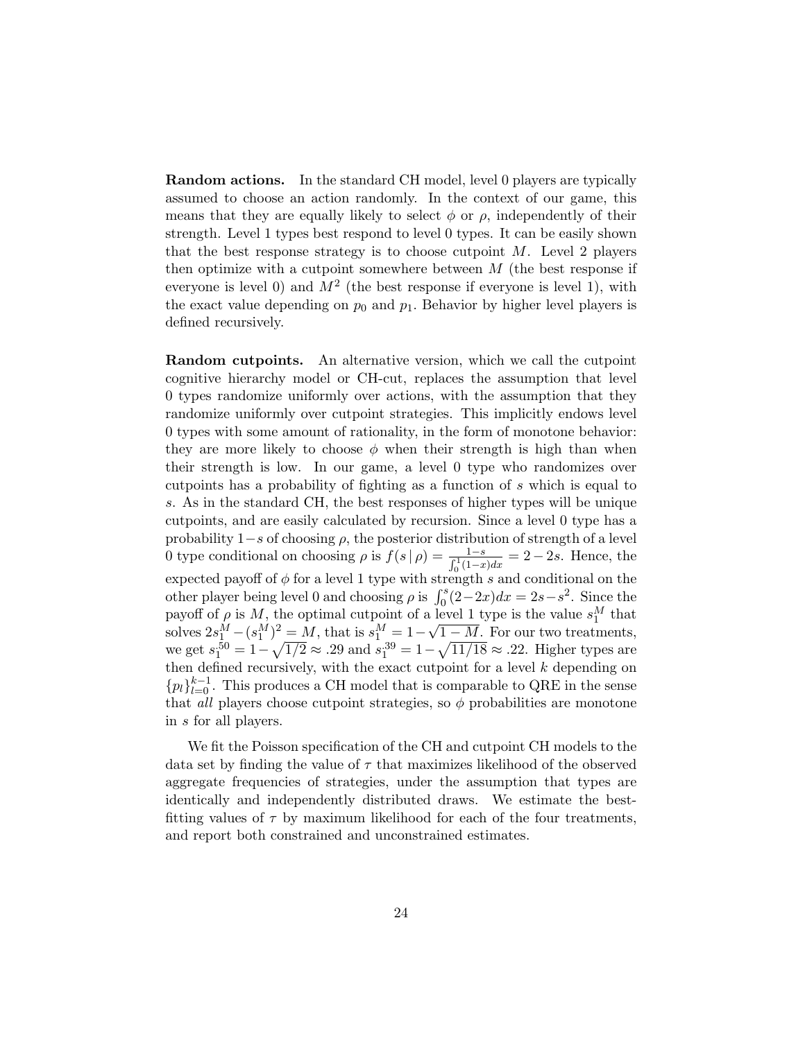**Random actions.** In the standard CH model, level 0 players are typically assumed to choose an action randomly. In the context of our game, this means that they are equally likely to select $\phi$ or $\rho$, independently of their strength. Level 1 types best respond to level 0 types. It can be easily shown that the best response strategy is to choose cutpoint $M$. Level 2 players then optimize with a cutpoint somewhere between $M$ (the best response if everyone is level 0) and $M^2$ (the best response if everyone is level 1), with the exact value depending on $p_0$ and $p_1$. Behavior by higher level players is defined recursively.

**Random cutpoints.** An alternative version, which we call the cutpoint cognitive hierarchy model or CH-cut, replaces the assumption that level 0 types randomize uniformly over actions, with the assumption that they randomize uniformly over cutpoint strategies. This implicitly endows level 0 types with some amount of rationality, in the form of monotone behavior: they are more likely to choose $\phi$ when their strength is high than when their strength is low. In our game, a level 0 type who randomizes over cutpoints has a probability of fighting as a function of $s$ which is equal to $s$. As in the standard CH, the best responses of higher types will be unique cutpoints, and are easily calculated by recursion. Since a level 0 type has a probability $1-s$ of choosing $\rho$, the posterior distribution of strength of a level 0 type conditional on choosing $\rho$ is $f(s \mid \rho) = \frac{1-s}{\int_0^1 (1-x)dx} = 2-2s$. Hence, the expected payoff of $\phi$ for a level 1 type with strength $s$ and conditional on the other player being level 0 and choosing $\rho$ is $\int_0^s (2-2x)dx = 2s - s^2$. Since the payoff of $\rho$ is $M$, the optimal cutpoint of a level 1 type is the value $s_1^M$ that solves $2s_1^M - (s_1^M)^2 = M$, that is $s_1^M = 1 - \sqrt{1-M}$. For our two treatments, we get $s_1^{50} = 1 - \sqrt{1/2} \approx .29$ and $s_1^{39} = 1 - \sqrt{11/18} \approx .22$. Higher types are then defined recursively, with the exact cutpoint for a level $k$ depending on $\{p_l\}_{l=0}^{k-1}$. This produces a CH model that is comparable to QRE in the sense that *all* players choose cutpoint strategies, so $\phi$ probabilities are monotone in $s$ for all players.

We fit the Poisson specification of the CH and cutpoint CH models to the data set by finding the value of $\tau$ that maximizes likelihood of the observed aggregate frequencies of strategies, under the assumption that types are identically and independently distributed draws. We estimate the best-fitting values of $\tau$ by maximum likelihood for each of the four treatments, and report both constrained and unconstrained estimates.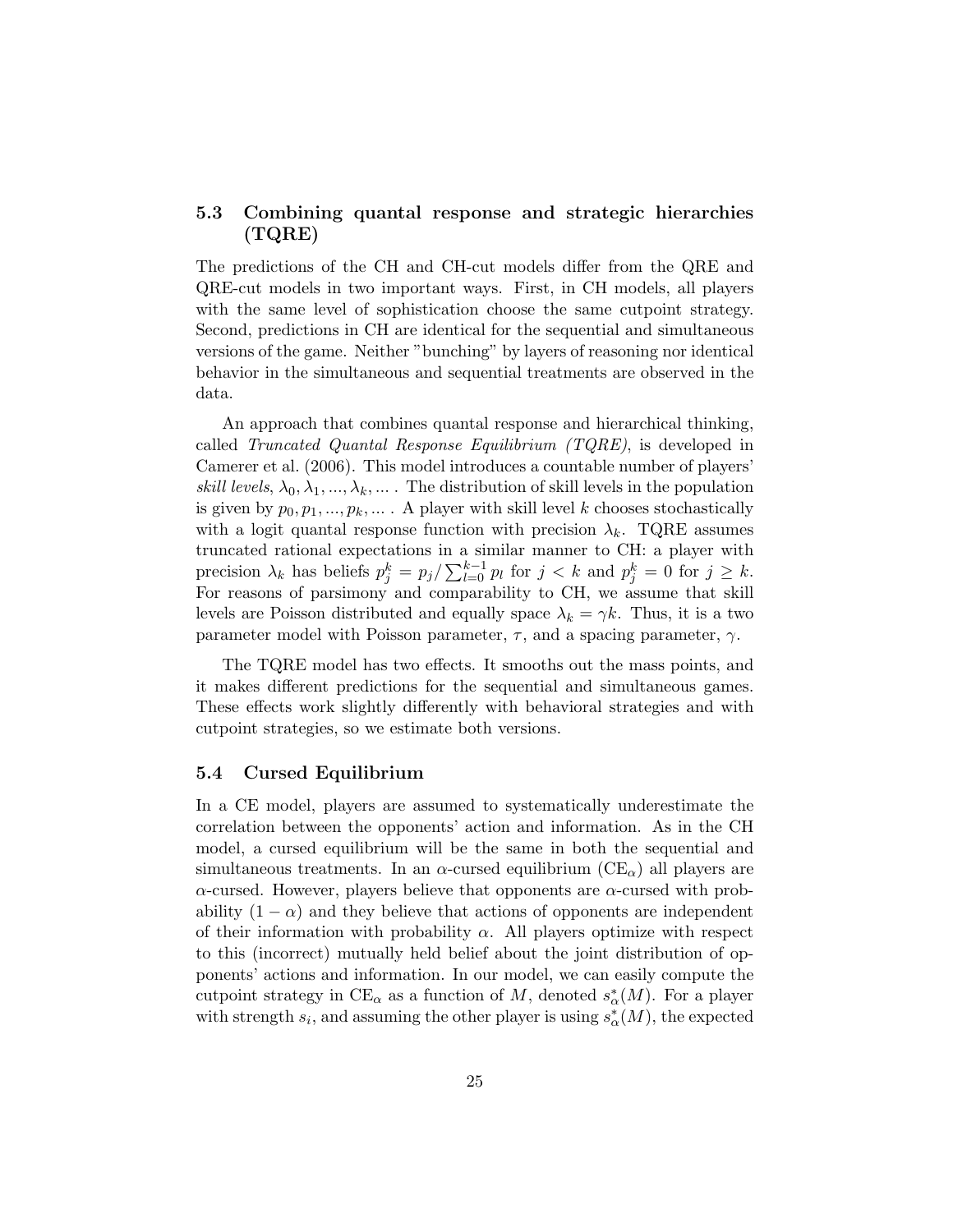## 5.3 Combining quantal response and strategic hierarchies (TQRE)

The predictions of the CH and CH-cut models differ from the QRE and QRE-cut models in two important ways. First, in CH models, all players with the same level of sophistication choose the same cutpoint strategy. Second, predictions in CH are identical for the sequential and simultaneous versions of the game. Neither "bunching" by layers of reasoning nor identical behavior in the simultaneous and sequential treatments are observed in the data.

An approach that combines quantal response and hierarchical thinking, called *Truncated Quantal Response Equilibrium (TQRE)*, is developed in Camerer et al. (2006). This model introduces a countable number of players' *skill levels*, $\lambda_0, \lambda_1, ..., \lambda_k, ...$ . The distribution of skill levels in the population is given by $p_0, p_1, ..., p_k, ...$ . A player with skill level $k$ chooses stochastically with a logit quantal response function with precision $\lambda_k$. TQRE assumes truncated rational expectations in a similar manner to CH: a player with precision $\lambda_k$ has beliefs $p_j^k = p_j / \sum_{l=0}^{k-1} p_l$ for $j < k$ and $p_j^k = 0$ for $j \geq k$. For reasons of parsimony and comparability to CH, we assume that skill levels are Poisson distributed and equally space $\lambda_k = \gamma k$. Thus, it is a two parameter model with Poisson parameter, $\tau$, and a spacing parameter, $\gamma$.

The TQRE model has two effects. It smooths out the mass points, and it makes different predictions for the sequential and simultaneous games. These effects work slightly differently with behavioral strategies and with cutpoint strategies, so we estimate both versions.

## 5.4 Cursed Equilibrium

In a CE model, players are assumed to systematically underestimate the correlation between the opponents' action and information. As in the CH model, a cursed equilibrium will be the same in both the sequential and simultaneous treatments. In an $\alpha$-cursed equilibrium (CE$_\alpha$) all players are $\alpha$-cursed. However, players believe that opponents are $\alpha$-cursed with probability $(1 - \alpha)$ and they believe that actions of opponents are independent of their information with probability $\alpha$. All players optimize with respect to this (incorrect) mutually held belief about the joint distribution of opponents' actions and information. In our model, we can easily compute the cutpoint strategy in CE$_\alpha$ as a function of $M$, denoted $s_\alpha^*(M)$. For a player with strength $s_i$, and assuming the other player is using $s_\alpha^*(M)$, the expected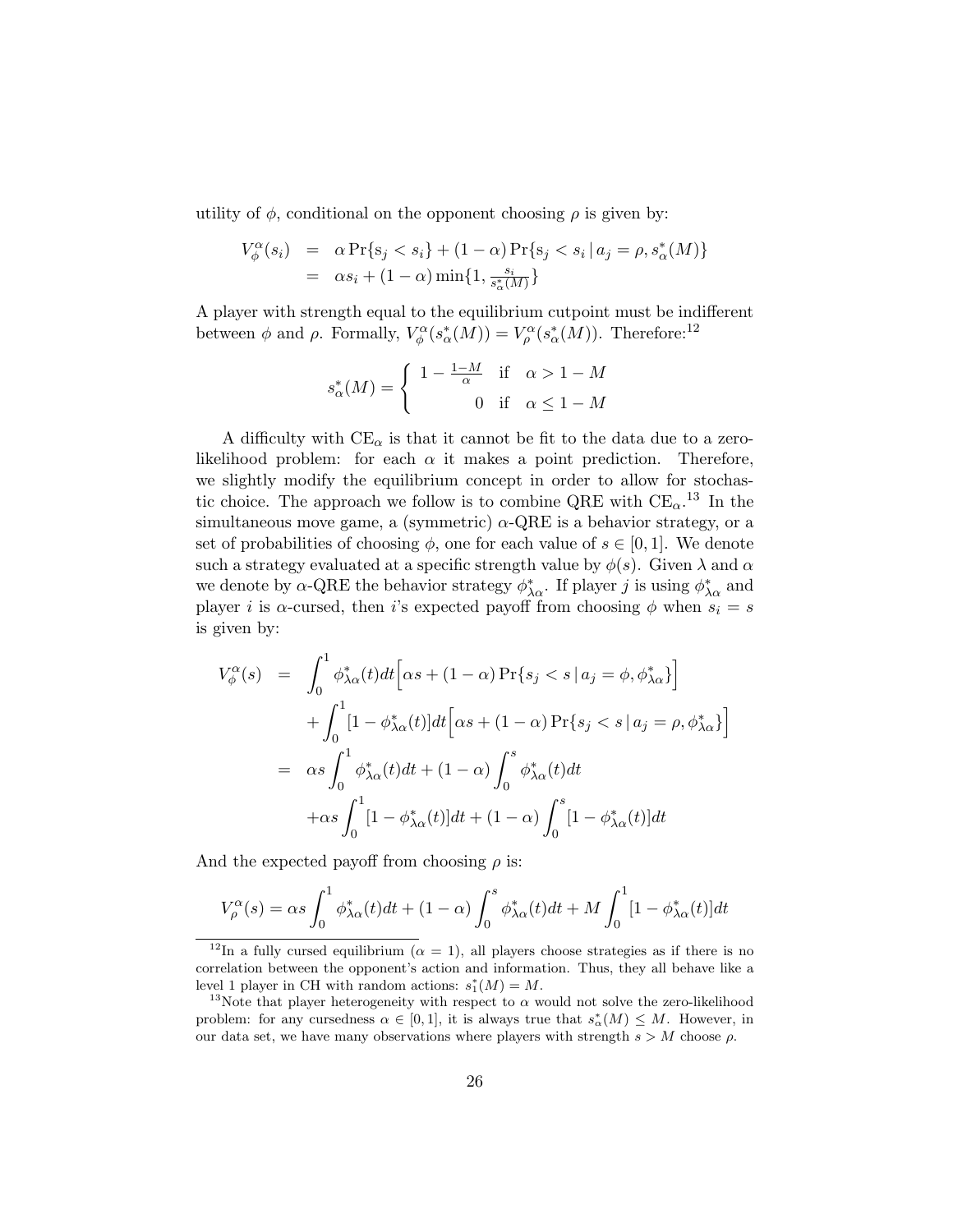utility of $\phi$, conditional on the opponent choosing $\rho$ is given by:

$$
\begin{aligned}
V_\phi^\alpha(s_i) &= \alpha \Pr\{s_j < s_i\} + (1-\alpha)\Pr\{s_j < s_i \,|\, a_j = \rho, s_\alpha^*(M)\} \\
&= \alpha s_i + (1-\alpha)\min\{1, \tfrac{s_i}{s_\alpha^*(M)}\}
\end{aligned}
$$

A player with strength equal to the equilibrium cutpoint must be indifferent between $\phi$ and $\rho$. Formally, $V_\phi^\alpha(s_\alpha^*(M)) = V_\rho^\alpha(s_\alpha^*(M))$. Therefore:[12]

$$
s_\alpha^*(M) = \begin{cases} 1 - \frac{1-M}{\alpha} & \text{if} \quad \alpha > 1-M \\ 0 & \text{if} \quad \alpha \leq 1-M \end{cases}
$$

A difficulty with CE$_\alpha$ is that it cannot be fit to the data due to a zero-likelihood problem: for each $\alpha$ it makes a point prediction. Therefore, we slightly modify the equilibrium concept in order to allow for stochastic choice. The approach we follow is to combine QRE with CE$_\alpha$.[13] In the simultaneous move game, a (symmetric) $\alpha$-QRE is a behavior strategy, or a set of probabilities of choosing $\phi$, one for each value of $s \in [0,1]$. We denote such a strategy evaluated at a specific strength value by $\phi(s)$. Given $\lambda$ and $\alpha$ we denote by $\alpha$-QRE the behavior strategy $\phi_{\lambda\alpha}^*$. If player $j$ is using $\phi_{\lambda\alpha}^*$ and player $i$ is $\alpha$-cursed, then $i$'s expected payoff from choosing $\phi$ when $s_i = s$ is given by:

$$
\begin{aligned}
V_\phi^\alpha(s) &= \int_0^1 \phi_{\lambda\alpha}^*(t)dt \Big[\alpha s + (1-\alpha)\Pr\{s_j < s \,|\, a_j = \phi, \phi_{\lambda\alpha}^*\}\Big] \\
&\quad + \int_0^1 [1-\phi_{\lambda\alpha}^*(t)]dt \Big[\alpha s + (1-\alpha)\Pr\{s_j < s \,|\, a_j = \rho, \phi_{\lambda\alpha}^*\}\Big] \\
&= \alpha s \int_0^1 \phi_{\lambda\alpha}^*(t)dt + (1-\alpha)\int_0^s \phi_{\lambda\alpha}^*(t)dt \\
&\quad + \alpha s \int_0^1 [1-\phi_{\lambda\alpha}^*(t)]dt + (1-\alpha)\int_0^s [1-\phi_{\lambda\alpha}^*(t)]dt
\end{aligned}
$$

And the expected payoff from choosing $\rho$ is:

$$
V_\rho^\alpha(s) = \alpha s \int_0^1 \phi_{\lambda\alpha}^*(t)dt + (1-\alpha)\int_0^s \phi_{\lambda\alpha}^*(t)dt + M\int_0^1 [1-\phi_{\lambda\alpha}^*(t)]dt
$$

[12] In a fully cursed equilibrium ($\alpha = 1$), all players choose strategies as if there is no correlation between the opponent's action and information. Thus, they all behave like a level 1 player in CH with random actions: $s_1^*(M) = M$.

[13] Note that player heterogeneity with respect to $\alpha$ would not solve the zero-likelihood problem: for any cursedness $\alpha \in [0,1]$, it is always true that $s_\alpha^*(M) \leq M$. However, in our data set, we have many observations where players with strength $s > M$ choose $\rho$.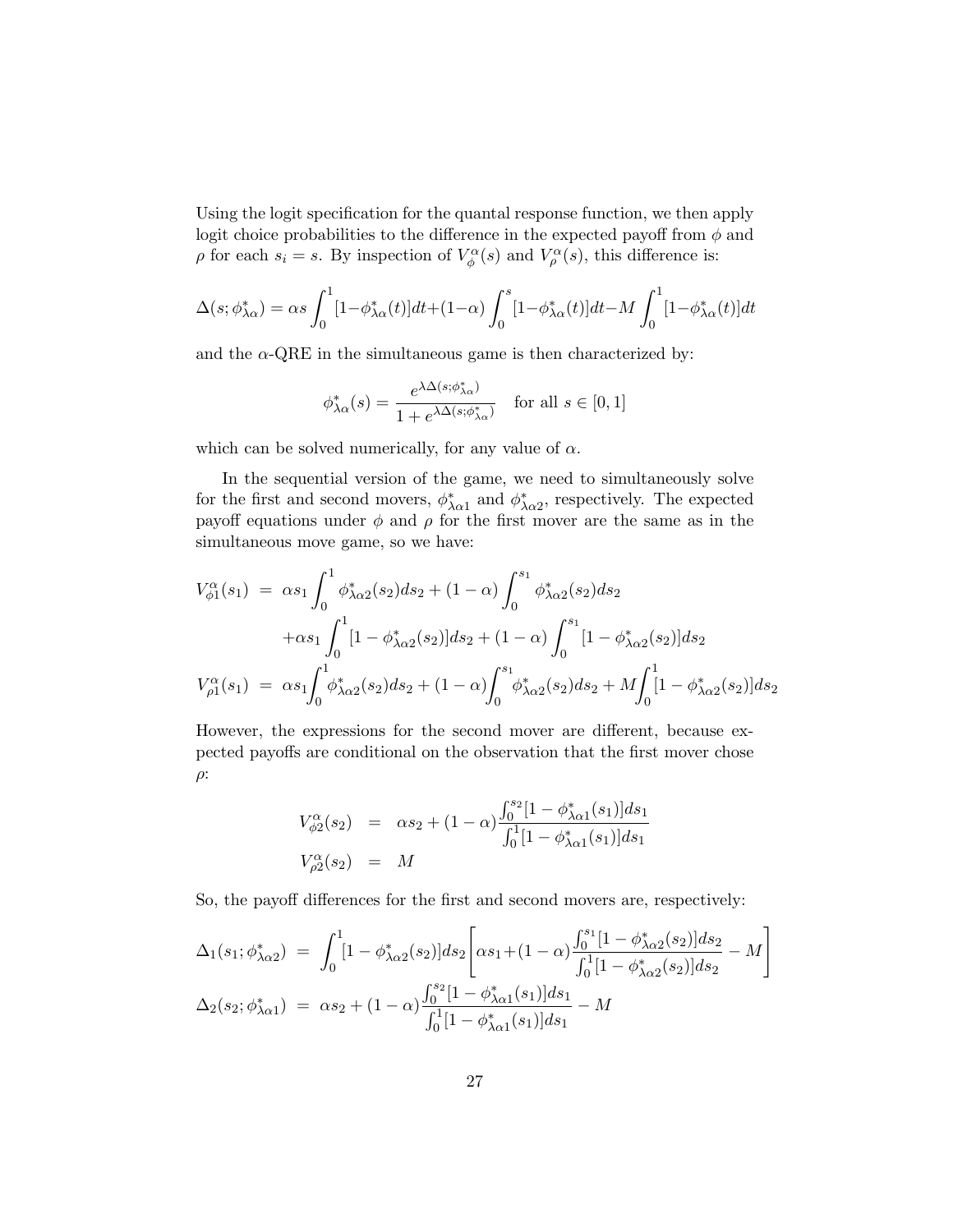Using the logit specification for the quantal response function, we then apply logit choice probabilities to the difference in the expected payoff from $\phi$ and $\rho$ for each $s_i = s$. By inspection of $V_\phi^\alpha(s)$ and $V_\rho^\alpha(s)$, this difference is:

$$\Delta(s; \phi_{\lambda\alpha}^*) = \alpha s \int_0^1 [1 - \phi_{\lambda\alpha}^*(t)]dt + (1-\alpha) \int_0^s [1 - \phi_{\lambda\alpha}^*(t)]dt - M \int_0^1 [1 - \phi_{\lambda\alpha}^*(t)]dt$$

and the $\alpha$-QRE in the simultaneous game is then characterized by:

$$\phi_{\lambda\alpha}^*(s) = \frac{e^{\lambda \Delta(s;\phi_{\lambda\alpha}^*)}}{1 + e^{\lambda \Delta(s;\phi_{\lambda\alpha}^*)}} \quad \text{for all } s \in [0,1]$$

which can be solved numerically, for any value of $\alpha$.

In the sequential version of the game, we need to simultaneously solve for the first and second movers, $\phi_{\lambda\alpha 1}^*$ and $\phi_{\lambda\alpha 2}^*$, respectively. The expected payoff equations under $\phi$ and $\rho$ for the first mover are the same as in the simultaneous move game, so we have:

$$\begin{aligned}
V_{\phi 1}^\alpha(s_1) &= \alpha s_1 \int_0^1 \phi_{\lambda\alpha 2}^*(s_2)ds_2 + (1-\alpha)\int_0^{s_1} \phi_{\lambda\alpha 2}^*(s_2)ds_2 \\
&\quad + \alpha s_1 \int_0^1 [1 - \phi_{\lambda\alpha 2}^*(s_2)]ds_2 + (1-\alpha)\int_0^{s_1} [1 - \phi_{\lambda\alpha 2}^*(s_2)]ds_2 \\
V_{\rho 1}^\alpha(s_1) &= \alpha s_1 \int_0^1 \phi_{\lambda\alpha 2}^*(s_2)ds_2 + (1-\alpha)\int_0^{s_1} \phi_{\lambda\alpha 2}^*(s_2)ds_2 + M\int_0^1 [1 - \phi_{\lambda\alpha 2}^*(s_2)]ds_2
\end{aligned}$$

However, the expressions for the second mover are different, because expected payoffs are conditional on the observation that the first mover chose $\rho$:

$$\begin{aligned}
V_{\phi 2}^\alpha(s_2) &= \alpha s_2 + (1-\alpha)\frac{\int_0^{s_2}[1 - \phi_{\lambda\alpha 1}^*(s_1)]ds_1}{\int_0^1 [1 - \phi_{\lambda\alpha 1}^*(s_1)]ds_1} \\
V_{\rho 2}^\alpha(s_2) &= M
\end{aligned}$$

So, the payoff differences for the first and second movers are, respectively:

$$\begin{aligned}
\Delta_1(s_1; \phi_{\lambda\alpha 2}^*) &= \int_0^1 [1 - \phi_{\lambda\alpha 2}^*(s_2)]ds_2 \left[\alpha s_1 + (1-\alpha)\frac{\int_0^{s_1}[1 - \phi_{\lambda\alpha 2}^*(s_2)]ds_2}{\int_0^1 [1 - \phi_{\lambda\alpha 2}^*(s_2)]ds_2} - M\right] \\
\Delta_2(s_2; \phi_{\lambda\alpha 1}^*) &= \alpha s_2 + (1-\alpha)\frac{\int_0^{s_2}[1 - \phi_{\lambda\alpha 1}^*(s_1)]ds_1}{\int_0^1 [1 - \phi_{\lambda\alpha 1}^*(s_1)]ds_1} - M
\end{aligned}$$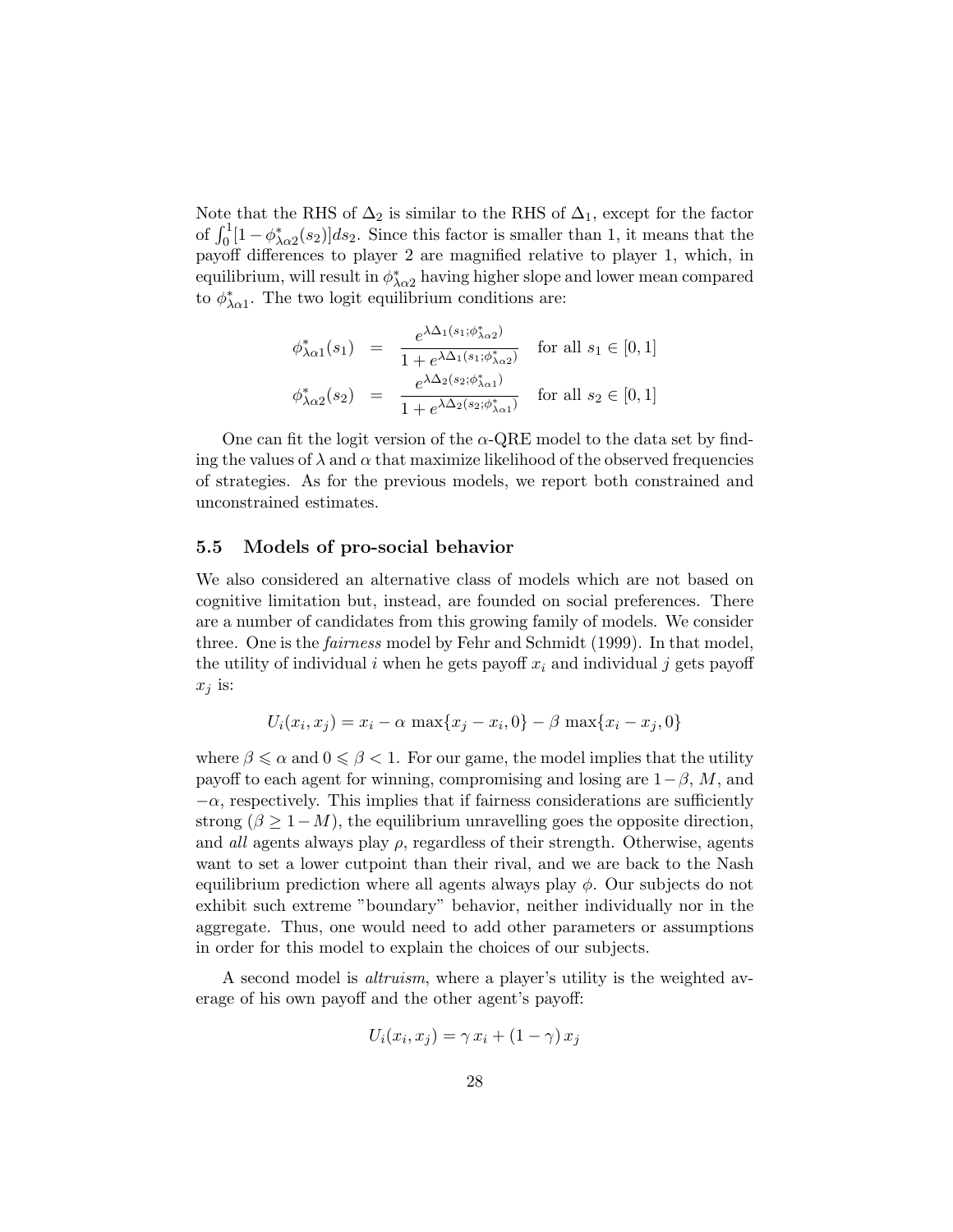Note that the RHS of $\Delta_2$ is similar to the RHS of $\Delta_1$, except for the factor of $\int_0^1 [1 - \phi^*_{\lambda\alpha 2}(s_2)]ds_2$. Since this factor is smaller than 1, it means that the payoff differences to player 2 are magnified relative to player 1, which, in equilibrium, will result in $\phi^*_{\lambda\alpha 2}$ having higher slope and lower mean compared to $\phi^*_{\lambda\alpha 1}$. The two logit equilibrium conditions are:

$$
\begin{aligned}
\phi^*_{\lambda\alpha 1}(s_1) &= \frac{e^{\lambda\Delta_1(s_1;\phi^*_{\lambda\alpha 2})}}{1 + e^{\lambda\Delta_1(s_1;\phi^*_{\lambda\alpha 2})}} \quad \text{for all } s_1 \in [0,1] \\
\phi^*_{\lambda\alpha 2}(s_2) &= \frac{e^{\lambda\Delta_2(s_2;\phi^*_{\lambda\alpha 1})}}{1 + e^{\lambda\Delta_2(s_2;\phi^*_{\lambda\alpha 1})}} \quad \text{for all } s_2 \in [0,1]
\end{aligned}
$$

One can fit the logit version of the $\alpha$-QRE model to the data set by finding the values of $\lambda$ and $\alpha$ that maximize likelihood of the observed frequencies of strategies. As for the previous models, we report both constrained and unconstrained estimates.

### 5.5 Models of pro-social behavior

We also considered an alternative class of models which are not based on cognitive limitation but, instead, are founded on social preferences. There are a number of candidates from this growing family of models. We consider three. One is the *fairness* model by Fehr and Schmidt (1999). In that model, the utility of individual $i$ when he gets payoff $x_i$ and individual $j$ gets payoff $x_j$ is:

$$
U_i(x_i, x_j) = x_i - \alpha \max\{x_j - x_i, 0\} - \beta \max\{x_i - x_j, 0\}
$$

where $\beta \leqslant \alpha$ and $0 \leqslant \beta < 1$. For our game, the model implies that the utility payoff to each agent for winning, compromising and losing are $1-\beta$, $M$, and $-\alpha$, respectively. This implies that if fairness considerations are sufficiently strong ($\beta \geq 1-M$), the equilibrium unravelling goes the opposite direction, and *all* agents always play $\rho$, regardless of their strength. Otherwise, agents want to set a lower cutpoint than their rival, and we are back to the Nash equilibrium prediction where all agents always play $\phi$. Our subjects do not exhibit such extreme "boundary" behavior, neither individually nor in the aggregate. Thus, one would need to add other parameters or assumptions in order for this model to explain the choices of our subjects.

A second model is *altruism*, where a player's utility is the weighted average of his own payoff and the other agent's payoff:

$$
U_i(x_i, x_j) = \gamma\, x_i + (1-\gamma)\, x_j
$$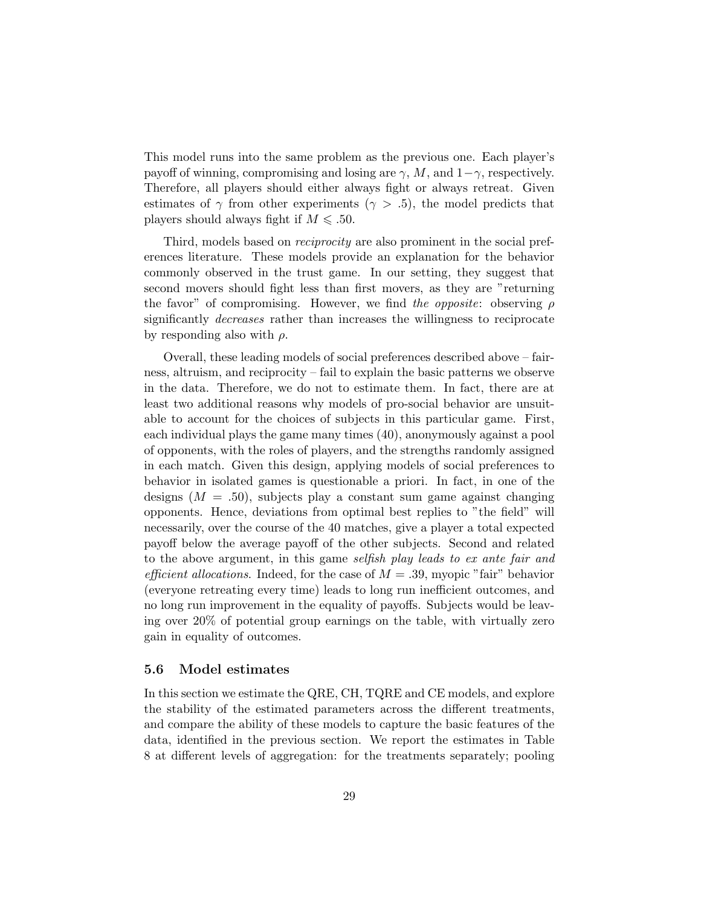This model runs into the same problem as the previous one. Each player's payoff of winning, compromising and losing are $\gamma$, $M$, and $1-\gamma$, respectively. Therefore, all players should either always fight or always retreat. Given estimates of $\gamma$ from other experiments ($\gamma > .5$), the model predicts that players should always fight if $M \leqslant .50$.

Third, models based on *reciprocity* are also prominent in the social preferences literature. These models provide an explanation for the behavior commonly observed in the trust game. In our setting, they suggest that second movers should fight less than first movers, as they are "returning the favor" of compromising. However, we find *the opposite*: observing $\rho$ significantly *decreases* rather than increases the willingness to reciprocate by responding also with $\rho$.

Overall, these leading models of social preferences described above – fairness, altruism, and reciprocity – fail to explain the basic patterns we observe in the data. Therefore, we do not to estimate them. In fact, there are at least two additional reasons why models of pro-social behavior are unsuitable to account for the choices of subjects in this particular game. First, each individual plays the game many times (40), anonymously against a pool of opponents, with the roles of players, and the strengths randomly assigned in each match. Given this design, applying models of social preferences to behavior in isolated games is questionable a priori. In fact, in one of the designs ($M = .50$), subjects play a constant sum game against changing opponents. Hence, deviations from optimal best replies to "the field" will necessarily, over the course of the 40 matches, give a player a total expected payoff below the average payoff of the other subjects. Second and related to the above argument, in this game *selfish play leads to ex ante fair and efficient allocations*. Indeed, for the case of $M = .39$, myopic "fair" behavior (everyone retreating every time) leads to long run inefficient outcomes, and no long run improvement in the equality of payoffs. Subjects would be leaving over 20% of potential group earnings on the table, with virtually zero gain in equality of outcomes.

### 5.6 Model estimates

In this section we estimate the QRE, CH, TQRE and CE models, and explore the stability of the estimated parameters across the different treatments, and compare the ability of these models to capture the basic features of the data, identified in the previous section. We report the estimates in Table 8 at different levels of aggregation: for the treatments separately; pooling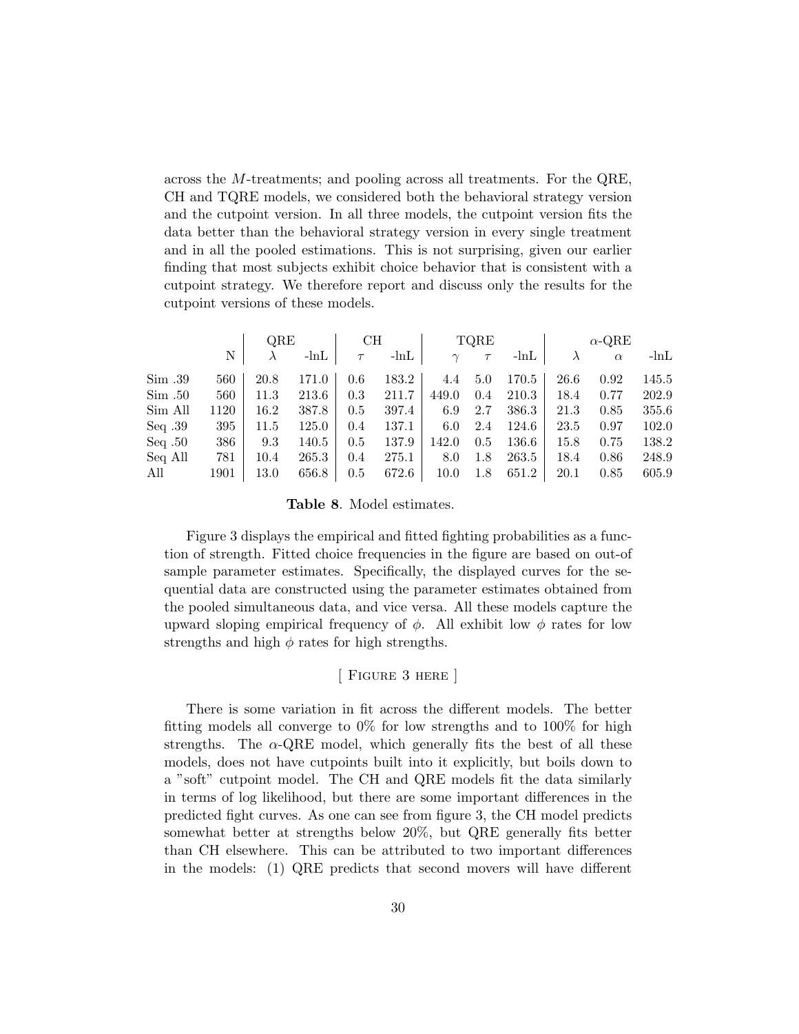across the $M$-treatments; and pooling across all treatments. For the QRE, CH and TQRE models, we considered both the behavioral strategy version and the cutpoint version. In all three models, the cutpoint version fits the data better than the behavioral strategy version in every single treatment and in all the pooled estimations. This is not surprising, given our earlier finding that most subjects exhibit choice behavior that is consistent with a cutpoint strategy. We therefore report and discuss only the results for the cutpoint versions of these models.

| | | QRE | | CH | | TQRE | | | $\alpha$-QRE | | |
|---|---|---|---|---|---|---|---|---|---|---|---|
| | N | $\lambda$ | -lnL | $\tau$ | -lnL | $\gamma$ | $\tau$ | -lnL | $\lambda$ | $\alpha$ | -lnL |
| Sim .39 | 560 | 20.8 | 171.0 | 0.6 | 183.2 | 4.4 | 5.0 | 170.5 | 26.6 | 0.92 | 145.5 |
| Sim .50 | 560 | 11.3 | 213.6 | 0.3 | 211.7 | 449.0 | 0.4 | 210.3 | 18.4 | 0.77 | 202.9 |
| Sim All | 1120 | 16.2 | 387.8 | 0.5 | 397.4 | 6.9 | 2.7 | 386.3 | 21.3 | 0.85 | 355.6 |
| Seq .39 | 395 | 11.5 | 125.0 | 0.4 | 137.1 | 6.0 | 2.4 | 124.6 | 23.5 | 0.97 | 102.0 |
| Seq .50 | 386 | 9.3 | 140.5 | 0.5 | 137.9 | 142.0 | 0.5 | 136.6 | 15.8 | 0.75 | 138.2 |
| Seq All | 781 | 10.4 | 265.3 | 0.4 | 275.1 | 8.0 | 1.8 | 263.5 | 18.4 | 0.86 | 248.9 |
| All | 1901 | 13.0 | 656.8 | 0.5 | 672.6 | 10.0 | 1.8 | 651.2 | 20.1 | 0.85 | 605.9 |

**Table 8**. Model estimates.

Figure 3 displays the empirical and fitted fighting probabilities as a function of strength. Fitted choice frequencies in the figure are based on out-of sample parameter estimates. Specifically, the displayed curves for the sequential data are constructed using the parameter estimates obtained from the pooled simultaneous data, and vice versa. All these models capture the upward sloping empirical frequency of $\phi$. All exhibit low $\phi$ rates for low strengths and high $\phi$ rates for high strengths.

[ Figure 3 here ]

There is some variation in fit across the different models. The better fitting models all converge to 0% for low strengths and to 100% for high strengths. The $\alpha$-QRE model, which generally fits the best of all these models, does not have cutpoints built into it explicitly, but boils down to a "soft" cutpoint model. The CH and QRE models fit the data similarly in terms of log likelihood, but there are some important differences in the predicted fight curves. As one can see from figure 3, the CH model predicts somewhat better at strengths below 20%, but QRE generally fits better than CH elsewhere. This can be attributed to two important differences in the models: (1) QRE predicts that second movers will have different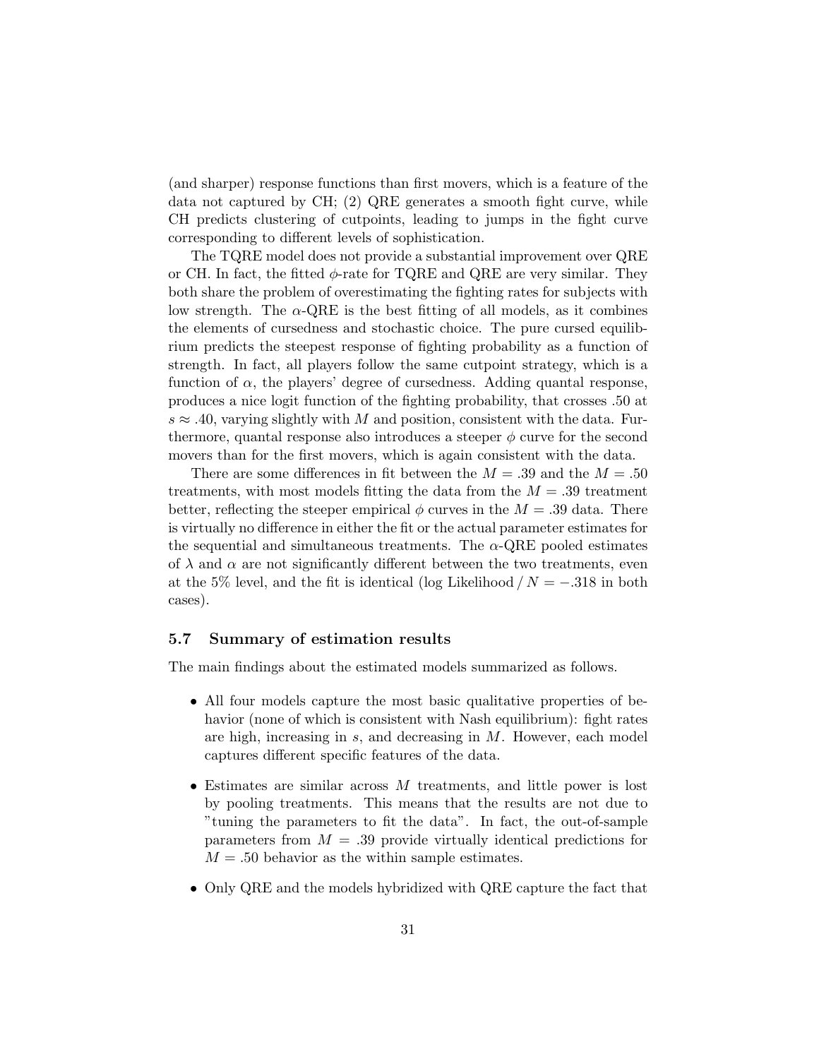(and sharper) response functions than first movers, which is a feature of the data not captured by CH; (2) QRE generates a smooth fight curve, while CH predicts clustering of cutpoints, leading to jumps in the fight curve corresponding to different levels of sophistication.

The TQRE model does not provide a substantial improvement over QRE or CH. In fact, the fitted $\phi$-rate for TQRE and QRE are very similar. They both share the problem of overestimating the fighting rates for subjects with low strength. The $\alpha$-QRE is the best fitting of all models, as it combines the elements of cursedness and stochastic choice. The pure cursed equilibrium predicts the steepest response of fighting probability as a function of strength. In fact, all players follow the same cutpoint strategy, which is a function of $\alpha$, the players' degree of cursedness. Adding quantal response, produces a nice logit function of the fighting probability, that crosses .50 at $s \approx .40$, varying slightly with $M$ and position, consistent with the data. Furthermore, quantal response also introduces a steeper $\phi$ curve for the second movers than for the first movers, which is again consistent with the data.

There are some differences in fit between the $M = .39$ and the $M = .50$ treatments, with most models fitting the data from the $M = .39$ treatment better, reflecting the steeper empirical $\phi$ curves in the $M = .39$ data. There is virtually no difference in either the fit or the actual parameter estimates for the sequential and simultaneous treatments. The $\alpha$-QRE pooled estimates of $\lambda$ and $\alpha$ are not significantly different between the two treatments, even at the 5% level, and the fit is identical (log Likelihood / $N = -.318$ in both cases).

### 5.7 Summary of estimation results

The main findings about the estimated models summarized as follows.

- All four models capture the most basic qualitative properties of behavior (none of which is consistent with Nash equilibrium): fight rates are high, increasing in $s$, and decreasing in $M$. However, each model captures different specific features of the data.

- Estimates are similar across $M$ treatments, and little power is lost by pooling treatments. This means that the results are not due to "tuning the parameters to fit the data". In fact, the out-of-sample parameters from $M = .39$ provide virtually identical predictions for $M = .50$ behavior as the within sample estimates.

- Only QRE and the models hybridized with QRE capture the fact that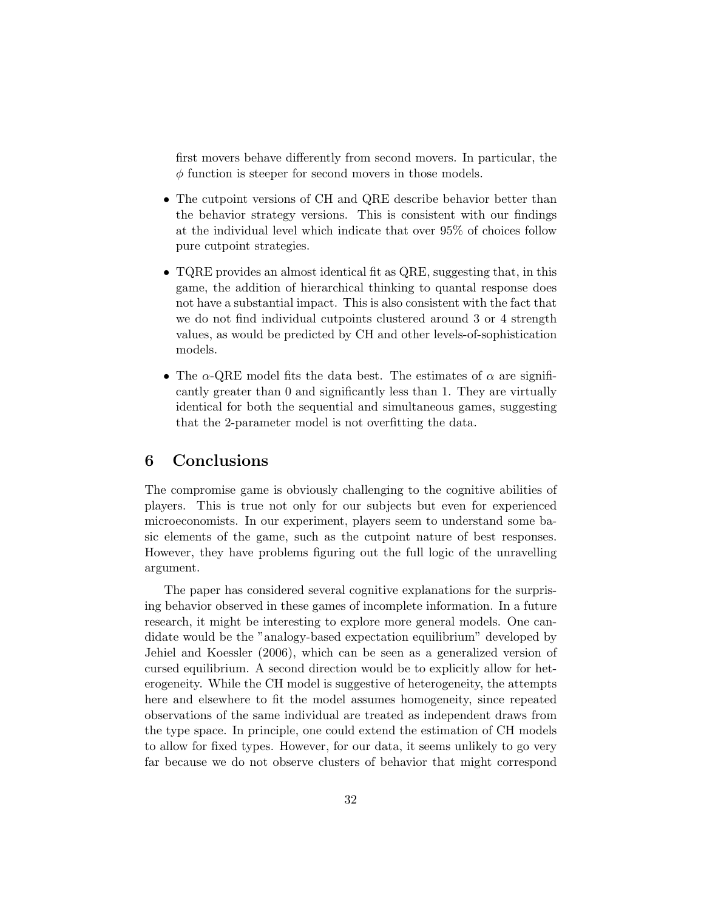first movers behave differently from second movers. In particular, the $\phi$ function is steeper for second movers in those models.

- The cutpoint versions of CH and QRE describe behavior better than the behavior strategy versions. This is consistent with our findings at the individual level which indicate that over 95% of choices follow pure cutpoint strategies.
- TQRE provides an almost identical fit as QRE, suggesting that, in this game, the addition of hierarchical thinking to quantal response does not have a substantial impact. This is also consistent with the fact that we do not find individual cutpoints clustered around 3 or 4 strength values, as would be predicted by CH and other levels-of-sophistication models.
- The $\alpha$-QRE model fits the data best. The estimates of $\alpha$ are significantly greater than 0 and significantly less than 1. They are virtually identical for both the sequential and simultaneous games, suggesting that the 2-parameter model is not overfitting the data.

## 6 Conclusions

The compromise game is obviously challenging to the cognitive abilities of players. This is true not only for our subjects but even for experienced microeconomists. In our experiment, players seem to understand some basic elements of the game, such as the cutpoint nature of best responses. However, they have problems figuring out the full logic of the unravelling argument.

The paper has considered several cognitive explanations for the surprising behavior observed in these games of incomplete information. In a future research, it might be interesting to explore more general models. One candidate would be the "analogy-based expectation equilibrium" developed by Jehiel and Koessler (2006), which can be seen as a generalized version of cursed equilibrium. A second direction would be to explicitly allow for heterogeneity. While the CH model is suggestive of heterogeneity, the attempts here and elsewhere to fit the model assumes homogeneity, since repeated observations of the same individual are treated as independent draws from the type space. In principle, one could extend the estimation of CH models to allow for fixed types. However, for our data, it seems unlikely to go very far because we do not observe clusters of behavior that might correspond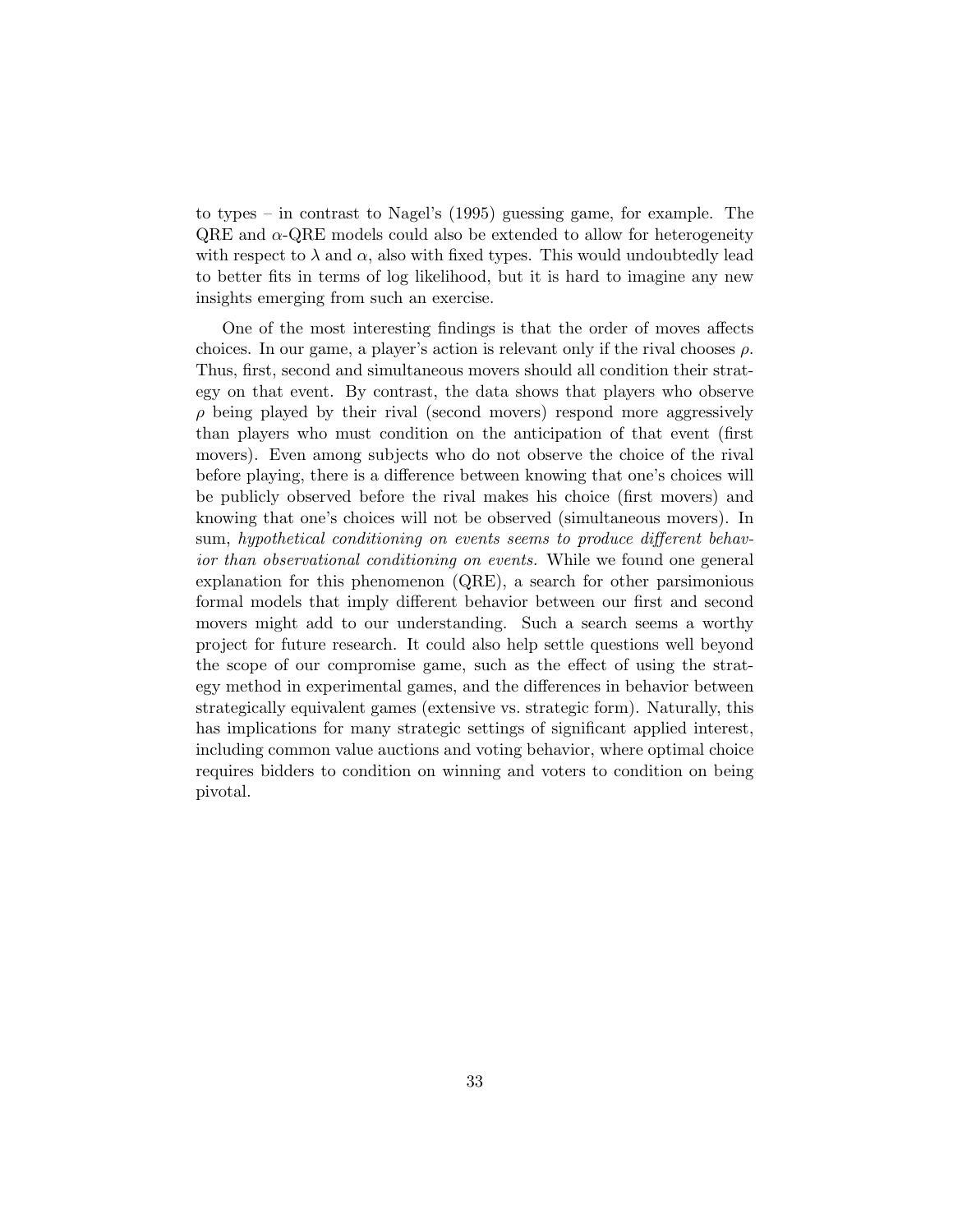to types – in contrast to Nagel's (1995) guessing game, for example. The QRE and $\alpha$-QRE models could also be extended to allow for heterogeneity with respect to $\lambda$ and $\alpha$, also with fixed types. This would undoubtedly lead to better fits in terms of log likelihood, but it is hard to imagine any new insights emerging from such an exercise.

One of the most interesting findings is that the order of moves affects choices. In our game, a player's action is relevant only if the rival chooses $\rho$. Thus, first, second and simultaneous movers should all condition their strategy on that event. By contrast, the data shows that players who observe $\rho$ being played by their rival (second movers) respond more aggressively than players who must condition on the anticipation of that event (first movers). Even among subjects who do not observe the choice of the rival before playing, there is a difference between knowing that one's choices will be publicly observed before the rival makes his choice (first movers) and knowing that one's choices will not be observed (simultaneous movers). In sum, *hypothetical conditioning on events seems to produce different behavior than observational conditioning on events.* While we found one general explanation for this phenomenon (QRE), a search for other parsimonious formal models that imply different behavior between our first and second movers might add to our understanding. Such a search seems a worthy project for future research. It could also help settle questions well beyond the scope of our compromise game, such as the effect of using the strategy method in experimental games, and the differences in behavior between strategically equivalent games (extensive vs. strategic form). Naturally, this has implications for many strategic settings of significant applied interest, including common value auctions and voting behavior, where optimal choice requires bidders to condition on winning and voters to condition on being pivotal.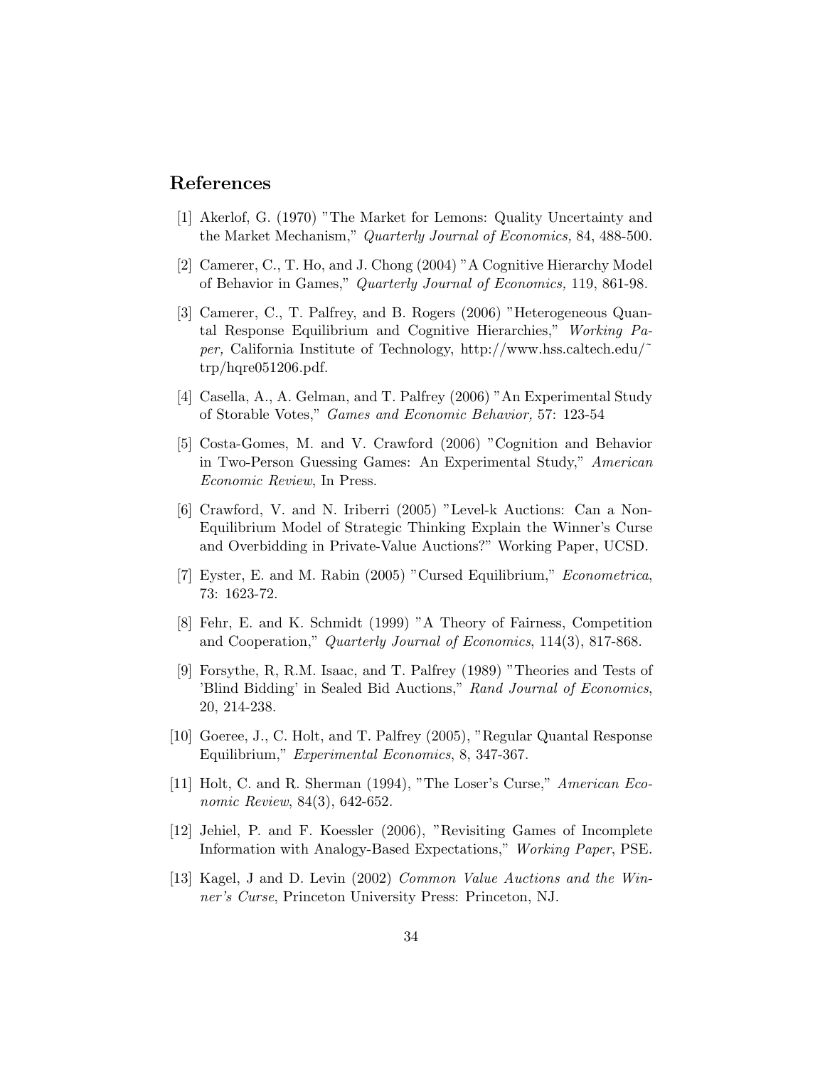## References

[1] Akerlof, G. (1970) "The Market for Lemons: Quality Uncertainty and the Market Mechanism," *Quarterly Journal of Economics,* 84, 488-500.

[2] Camerer, C., T. Ho, and J. Chong (2004) "A Cognitive Hierarchy Model of Behavior in Games," *Quarterly Journal of Economics,* 119, 861-98.

[3] Camerer, C., T. Palfrey, and B. Rogers (2006) "Heterogeneous Quantal Response Equilibrium and Cognitive Hierarchies," *Working Paper,* California Institute of Technology, http://www.hss.caltech.edu/˜ trp/hqre051206.pdf.

[4] Casella, A., A. Gelman, and T. Palfrey (2006) "An Experimental Study of Storable Votes," *Games and Economic Behavior,* 57: 123-54

[5] Costa-Gomes, M. and V. Crawford (2006) "Cognition and Behavior in Two-Person Guessing Games: An Experimental Study," *American Economic Review*, In Press.

[6] Crawford, V. and N. Iriberri (2005) "Level-k Auctions: Can a Non-Equilibrium Model of Strategic Thinking Explain the Winner's Curse and Overbidding in Private-Value Auctions?" Working Paper, UCSD.

[7] Eyster, E. and M. Rabin (2005) "Cursed Equilibrium," *Econometrica*, 73: 1623-72.

[8] Fehr, E. and K. Schmidt (1999) "A Theory of Fairness, Competition and Cooperation," *Quarterly Journal of Economics*, 114(3), 817-868.

[9] Forsythe, R, R.M. Isaac, and T. Palfrey (1989) "Theories and Tests of 'Blind Bidding' in Sealed Bid Auctions," *Rand Journal of Economics*, 20, 214-238.

[10] Goeree, J., C. Holt, and T. Palfrey (2005), "Regular Quantal Response Equilibrium," *Experimental Economics*, 8, 347-367.

[11] Holt, C. and R. Sherman (1994), "The Loser's Curse," *American Economic Review*, 84(3), 642-652.

[12] Jehiel, P. and F. Koessler (2006), "Revisiting Games of Incomplete Information with Analogy-Based Expectations," *Working Paper*, PSE.

[13] Kagel, J and D. Levin (2002) *Common Value Auctions and the Winner's Curse*, Princeton University Press: Princeton, NJ.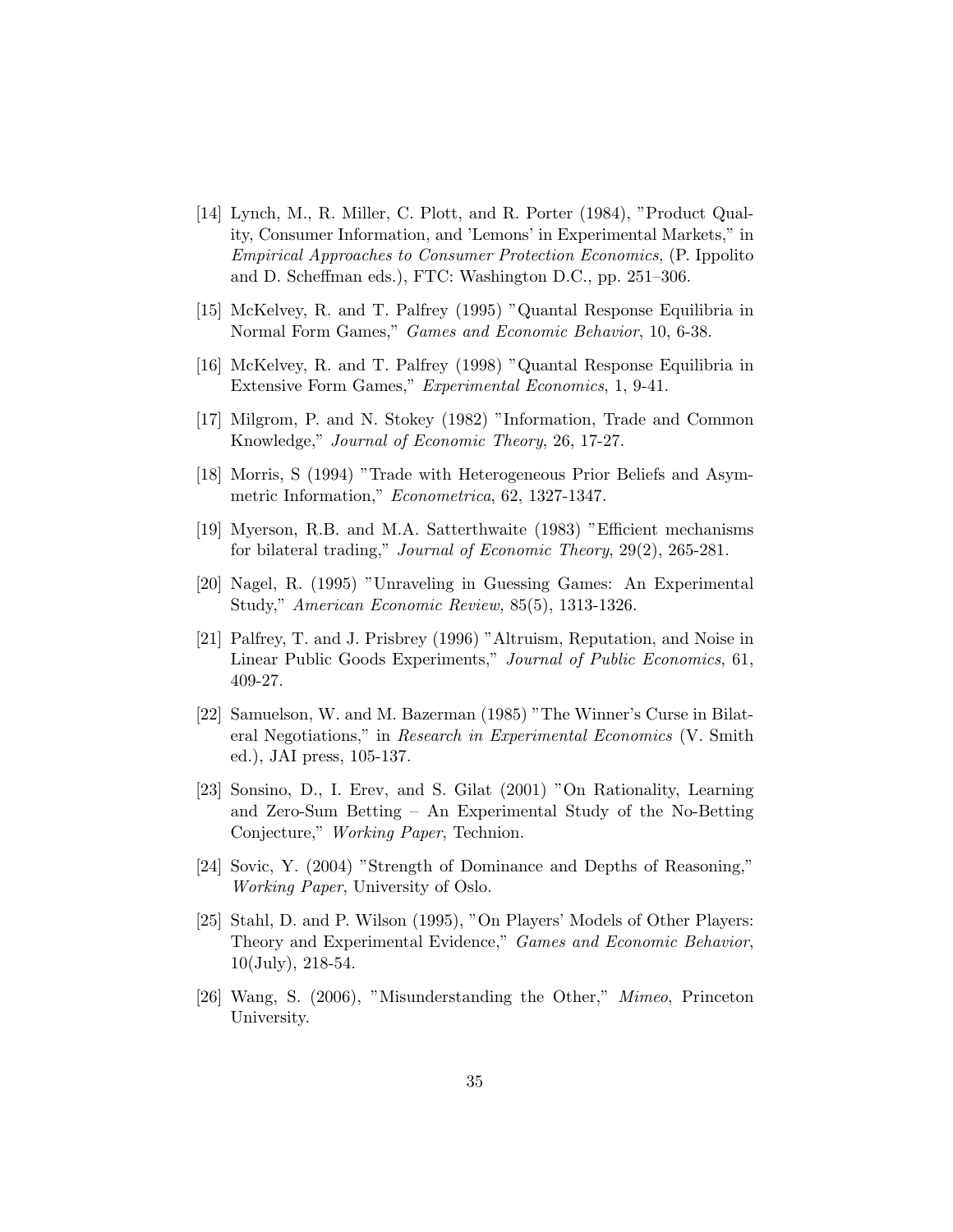[14] Lynch, M., R. Miller, C. Plott, and R. Porter (1984), "Product Quality, Consumer Information, and 'Lemons' in Experimental Markets," in *Empirical Approaches to Consumer Protection Economics,* (P. Ippolito and D. Scheffman eds.), FTC: Washington D.C., pp. 251–306.

[15] McKelvey, R. and T. Palfrey (1995) "Quantal Response Equilibria in Normal Form Games," *Games and Economic Behavior*, 10, 6-38.

[16] McKelvey, R. and T. Palfrey (1998) "Quantal Response Equilibria in Extensive Form Games," *Experimental Economics*, 1, 9-41.

[17] Milgrom, P. and N. Stokey (1982) "Information, Trade and Common Knowledge," *Journal of Economic Theory*, 26, 17-27.

[18] Morris, S (1994) "Trade with Heterogeneous Prior Beliefs and Asymmetric Information," *Econometrica*, 62, 1327-1347.

[19] Myerson, R.B. and M.A. Satterthwaite (1983) "Efficient mechanisms for bilateral trading," *Journal of Economic Theory*, 29(2), 265-281.

[20] Nagel, R. (1995) "Unraveling in Guessing Games: An Experimental Study," *American Economic Review,* 85(5), 1313-1326.

[21] Palfrey, T. and J. Prisbrey (1996) "Altruism, Reputation, and Noise in Linear Public Goods Experiments," *Journal of Public Economics*, 61, 409-27.

[22] Samuelson, W. and M. Bazerman (1985) "The Winner's Curse in Bilateral Negotiations," in *Research in Experimental Economics* (V. Smith ed.), JAI press, 105-137.

[23] Sonsino, D., I. Erev, and S. Gilat (2001) "On Rationality, Learning and Zero-Sum Betting – An Experimental Study of the No-Betting Conjecture," *Working Paper*, Technion.

[24] Sovic, Y. (2004) "Strength of Dominance and Depths of Reasoning," *Working Paper*, University of Oslo.

[25] Stahl, D. and P. Wilson (1995), "On Players' Models of Other Players: Theory and Experimental Evidence," *Games and Economic Behavior*, 10(July), 218-54.

[26] Wang, S. (2006), "Misunderstanding the Other," *Mimeo*, Princeton University.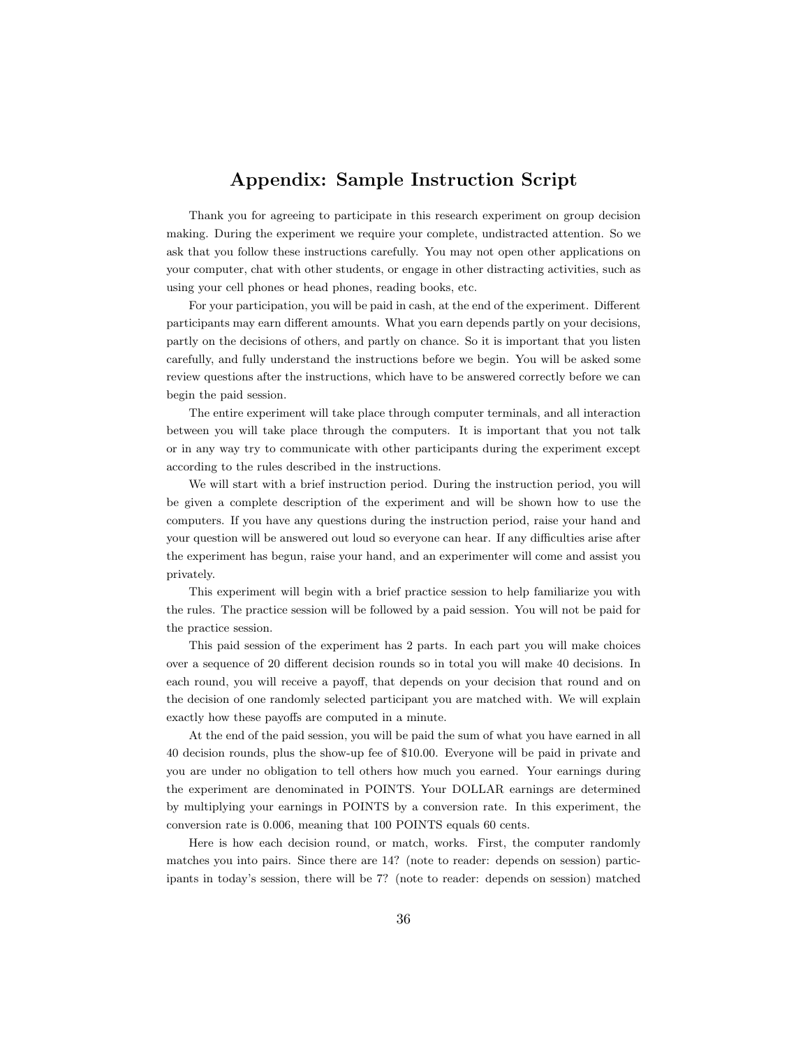# Appendix: Sample Instruction Script

Thank you for agreeing to participate in this research experiment on group decision making. During the experiment we require your complete, undistracted attention. So we ask that you follow these instructions carefully. You may not open other applications on your computer, chat with other students, or engage in other distracting activities, such as using your cell phones or head phones, reading books, etc.

For your participation, you will be paid in cash, at the end of the experiment. Different participants may earn different amounts. What you earn depends partly on your decisions, partly on the decisions of others, and partly on chance. So it is important that you listen carefully, and fully understand the instructions before we begin. You will be asked some review questions after the instructions, which have to be answered correctly before we can begin the paid session.

The entire experiment will take place through computer terminals, and all interaction between you will take place through the computers. It is important that you not talk or in any way try to communicate with other participants during the experiment except according to the rules described in the instructions.

We will start with a brief instruction period. During the instruction period, you will be given a complete description of the experiment and will be shown how to use the computers. If you have any questions during the instruction period, raise your hand and your question will be answered out loud so everyone can hear. If any difficulties arise after the experiment has begun, raise your hand, and an experimenter will come and assist you privately.

This experiment will begin with a brief practice session to help familiarize you with the rules. The practice session will be followed by a paid session. You will not be paid for the practice session.

This paid session of the experiment has 2 parts. In each part you will make choices over a sequence of 20 different decision rounds so in total you will make 40 decisions. In each round, you will receive a payoff, that depends on your decision that round and on the decision of one randomly selected participant you are matched with. We will explain exactly how these payoffs are computed in a minute.

At the end of the paid session, you will be paid the sum of what you have earned in all 40 decision rounds, plus the show-up fee of $10.00. Everyone will be paid in private and you are under no obligation to tell others how much you earned. Your earnings during the experiment are denominated in POINTS. Your DOLLAR earnings are determined by multiplying your earnings in POINTS by a conversion rate. In this experiment, the conversion rate is 0.006, meaning that 100 POINTS equals 60 cents.

Here is how each decision round, or match, works. First, the computer randomly matches you into pairs. Since there are 14? (note to reader: depends on session) participants in today's session, there will be 7? (note to reader: depends on session) matched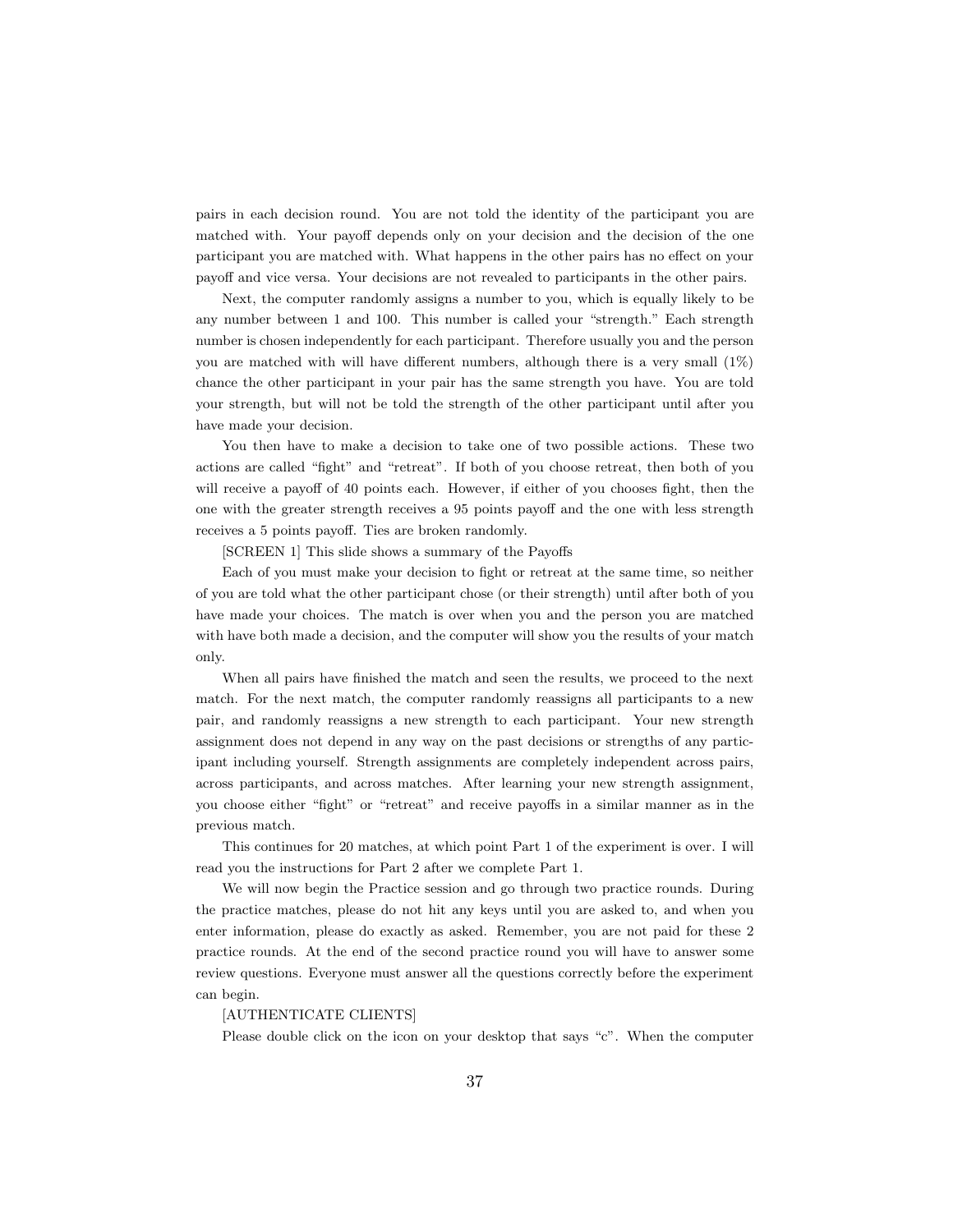pairs in each decision round. You are not told the identity of the participant you are matched with. Your payoff depends only on your decision and the decision of the one participant you are matched with. What happens in the other pairs has no effect on your payoff and vice versa. Your decisions are not revealed to participants in the other pairs.

Next, the computer randomly assigns a number to you, which is equally likely to be any number between 1 and 100. This number is called your "strength." Each strength number is chosen independently for each participant. Therefore usually you and the person you are matched with will have different numbers, although there is a very small (1%) chance the other participant in your pair has the same strength you have. You are told your strength, but will not be told the strength of the other participant until after you have made your decision.

You then have to make a decision to take one of two possible actions. These two actions are called "fight" and "retreat". If both of you choose retreat, then both of you will receive a payoff of 40 points each. However, if either of you chooses fight, then the one with the greater strength receives a 95 points payoff and the one with less strength receives a 5 points payoff. Ties are broken randomly.

[SCREEN 1] This slide shows a summary of the Payoffs

Each of you must make your decision to fight or retreat at the same time, so neither of you are told what the other participant chose (or their strength) until after both of you have made your choices. The match is over when you and the person you are matched with have both made a decision, and the computer will show you the results of your match only.

When all pairs have finished the match and seen the results, we proceed to the next match. For the next match, the computer randomly reassigns all participants to a new pair, and randomly reassigns a new strength to each participant. Your new strength assignment does not depend in any way on the past decisions or strengths of any participant including yourself. Strength assignments are completely independent across pairs, across participants, and across matches. After learning your new strength assignment, you choose either "fight" or "retreat" and receive payoffs in a similar manner as in the previous match.

This continues for 20 matches, at which point Part 1 of the experiment is over. I will read you the instructions for Part 2 after we complete Part 1.

We will now begin the Practice session and go through two practice rounds. During the practice matches, please do not hit any keys until you are asked to, and when you enter information, please do exactly as asked. Remember, you are not paid for these 2 practice rounds. At the end of the second practice round you will have to answer some review questions. Everyone must answer all the questions correctly before the experiment can begin.

[AUTHENTICATE CLIENTS]

Please double click on the icon on your desktop that says "c". When the computer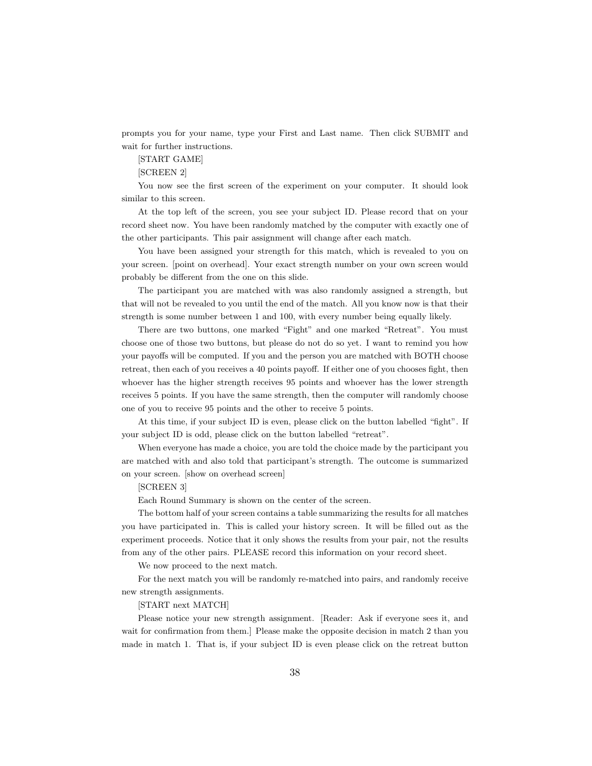prompts you for your name, type your First and Last name. Then click SUBMIT and wait for further instructions.

[START GAME]

[SCREEN 2]

You now see the first screen of the experiment on your computer. It should look similar to this screen.

At the top left of the screen, you see your subject ID. Please record that on your record sheet now. You have been randomly matched by the computer with exactly one of the other participants. This pair assignment will change after each match.

You have been assigned your strength for this match, which is revealed to you on your screen. [point on overhead]. Your exact strength number on your own screen would probably be different from the one on this slide.

The participant you are matched with was also randomly assigned a strength, but that will not be revealed to you until the end of the match. All you know now is that their strength is some number between 1 and 100, with every number being equally likely.

There are two buttons, one marked "Fight" and one marked "Retreat". You must choose one of those two buttons, but please do not do so yet. I want to remind you how your payoffs will be computed. If you and the person you are matched with BOTH choose retreat, then each of you receives a 40 points payoff. If either one of you chooses fight, then whoever has the higher strength receives 95 points and whoever has the lower strength receives 5 points. If you have the same strength, then the computer will randomly choose one of you to receive 95 points and the other to receive 5 points.

At this time, if your subject ID is even, please click on the button labelled "fight". If your subject ID is odd, please click on the button labelled "retreat".

When everyone has made a choice, you are told the choice made by the participant you are matched with and also told that participant's strength. The outcome is summarized on your screen. [show on overhead screen]

[SCREEN 3]

Each Round Summary is shown on the center of the screen.

The bottom half of your screen contains a table summarizing the results for all matches you have participated in. This is called your history screen. It will be filled out as the experiment proceeds. Notice that it only shows the results from your pair, not the results from any of the other pairs. PLEASE record this information on your record sheet.

We now proceed to the next match.

For the next match you will be randomly re-matched into pairs, and randomly receive new strength assignments.

[START next MATCH]

Please notice your new strength assignment. [Reader: Ask if everyone sees it, and wait for confirmation from them.] Please make the opposite decision in match 2 than you made in match 1. That is, if your subject ID is even please click on the retreat button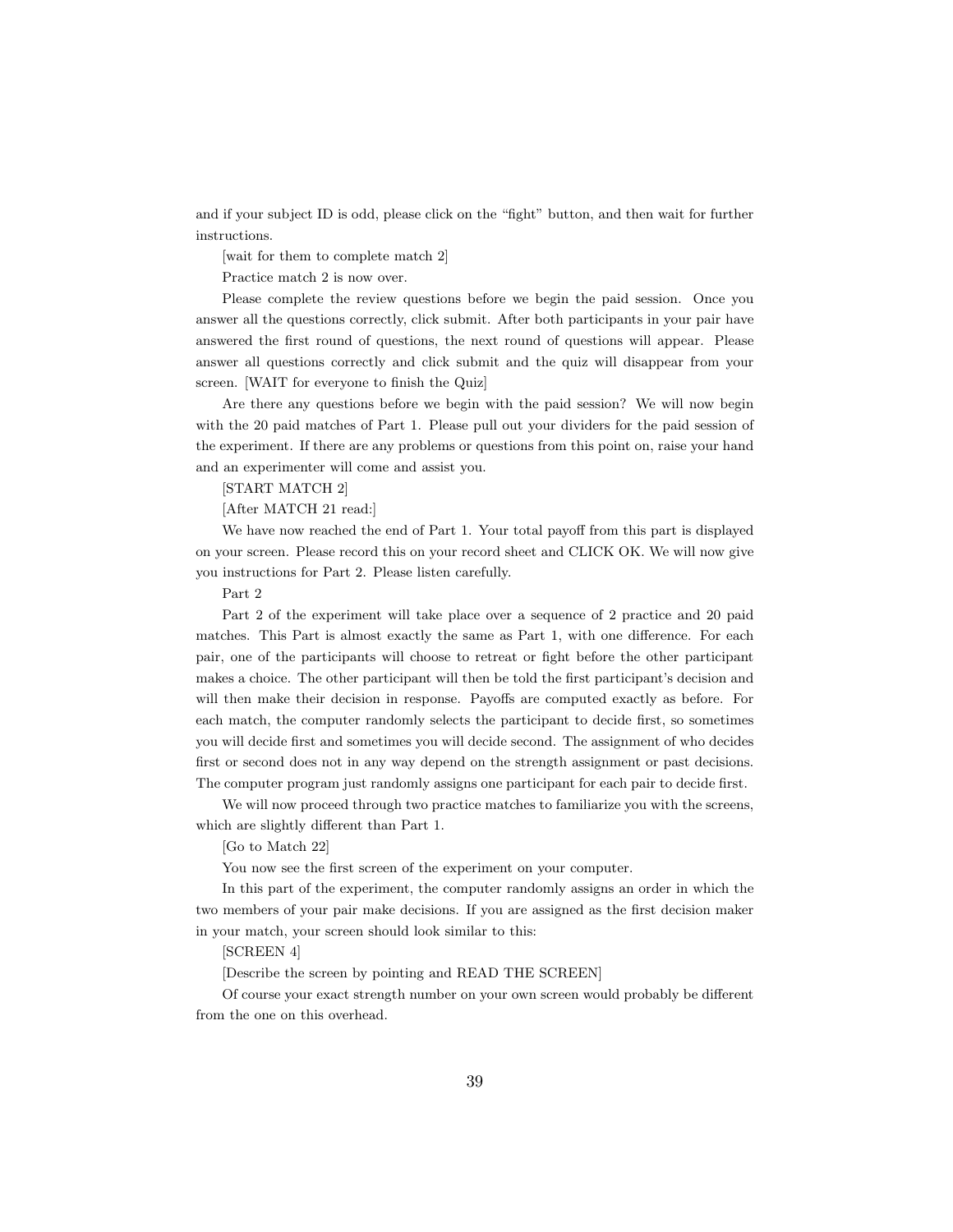and if your subject ID is odd, please click on the “fight” button, and then wait for further instructions.

[wait for them to complete match 2]

Practice match 2 is now over.

Please complete the review questions before we begin the paid session. Once you answer all the questions correctly, click submit. After both participants in your pair have answered the first round of questions, the next round of questions will appear. Please answer all questions correctly and click submit and the quiz will disappear from your screen. [WAIT for everyone to finish the Quiz]

Are there any questions before we begin with the paid session? We will now begin with the 20 paid matches of Part 1. Please pull out your dividers for the paid session of the experiment. If there are any problems or questions from this point on, raise your hand and an experimenter will come and assist you.

[START MATCH 2]

[After MATCH 21 read:]

We have now reached the end of Part 1. Your total payoff from this part is displayed on your screen. Please record this on your record sheet and CLICK OK. We will now give you instructions for Part 2. Please listen carefully.

Part 2

Part 2 of the experiment will take place over a sequence of 2 practice and 20 paid matches. This Part is almost exactly the same as Part 1, with one difference. For each pair, one of the participants will choose to retreat or fight before the other participant makes a choice. The other participant will then be told the first participant's decision and will then make their decision in response. Payoffs are computed exactly as before. For each match, the computer randomly selects the participant to decide first, so sometimes you will decide first and sometimes you will decide second. The assignment of who decides first or second does not in any way depend on the strength assignment or past decisions. The computer program just randomly assigns one participant for each pair to decide first.

We will now proceed through two practice matches to familiarize you with the screens, which are slightly different than Part 1.

[Go to Match 22]

You now see the first screen of the experiment on your computer.

In this part of the experiment, the computer randomly assigns an order in which the two members of your pair make decisions. If you are assigned as the first decision maker in your match, your screen should look similar to this:

[SCREEN 4]

[Describe the screen by pointing and READ THE SCREEN]

Of course your exact strength number on your own screen would probably be different from the one on this overhead.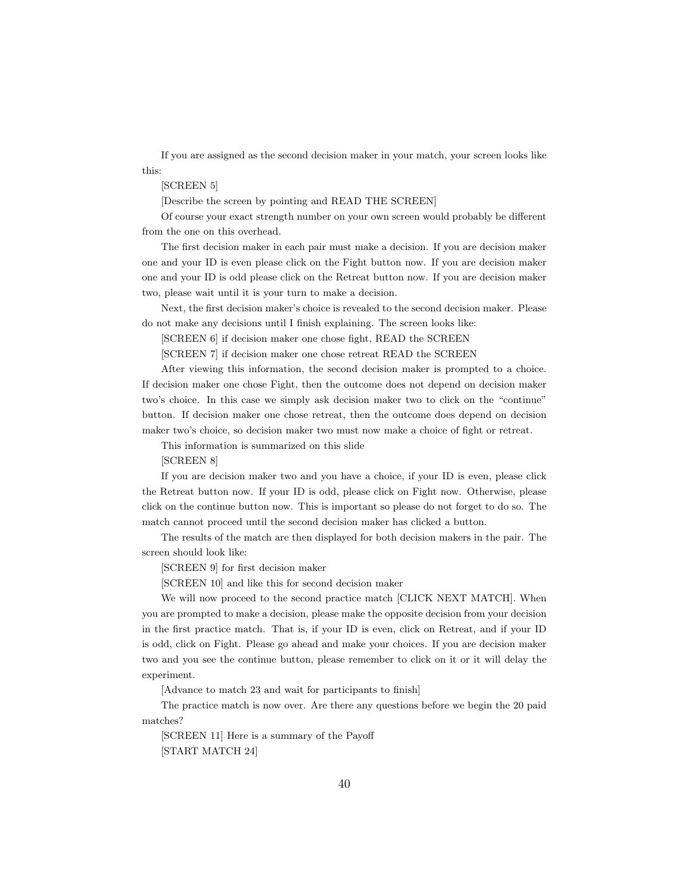If you are assigned as the second decision maker in your match, your screen looks like this:

[SCREEN 5]

[Describe the screen by pointing and READ THE SCREEN]

Of course your exact strength number on your own screen would probably be different from the one on this overhead.

The first decision maker in each pair must make a decision. If you are decision maker one and your ID is even please click on the Fight button now. If you are decision maker one and your ID is odd please click on the Retreat button now. If you are decision maker two, please wait until it is your turn to make a decision.

Next, the first decision maker's choice is revealed to the second decision maker. Please do not make any decisions until I finish explaining. The screen looks like:

[SCREEN 6] if decision maker one chose fight, READ the SCREEN

[SCREEN 7] if decision maker one chose retreat READ the SCREEN

After viewing this information, the second decision maker is prompted to a choice. If decision maker one chose Fight, then the outcome does not depend on decision maker two's choice. In this case we simply ask decision maker two to click on the "continue" button. If decision maker one chose retreat, then the outcome does depend on decision maker two's choice, so decision maker two must now make a choice of fight or retreat.

This information is summarized on this slide

[SCREEN 8]

If you are decision maker two and you have a choice, if your ID is even, please click the Retreat button now. If your ID is odd, please click on Fight now. Otherwise, please click on the continue button now. This is important so please do not forget to do so. The match cannot proceed until the second decision maker has clicked a button.

The results of the match are then displayed for both decision makers in the pair. The screen should look like:

[SCREEN 9] for first decision maker

[SCREEN 10] and like this for second decision maker

We will now proceed to the second practice match [CLICK NEXT MATCH]. When you are prompted to make a decision, please make the opposite decision from your decision in the first practice match. That is, if your ID is even, click on Retreat, and if your ID is odd, click on Fight. Please go ahead and make your choices. If you are decision maker two and you see the continue button, please remember to click on it or it will delay the experiment.

[Advance to match 23 and wait for participants to finish]

The practice match is now over. Are there any questions before we begin the 20 paid matches?

[SCREEN 11] Here is a summary of the Payoff

[START MATCH 24]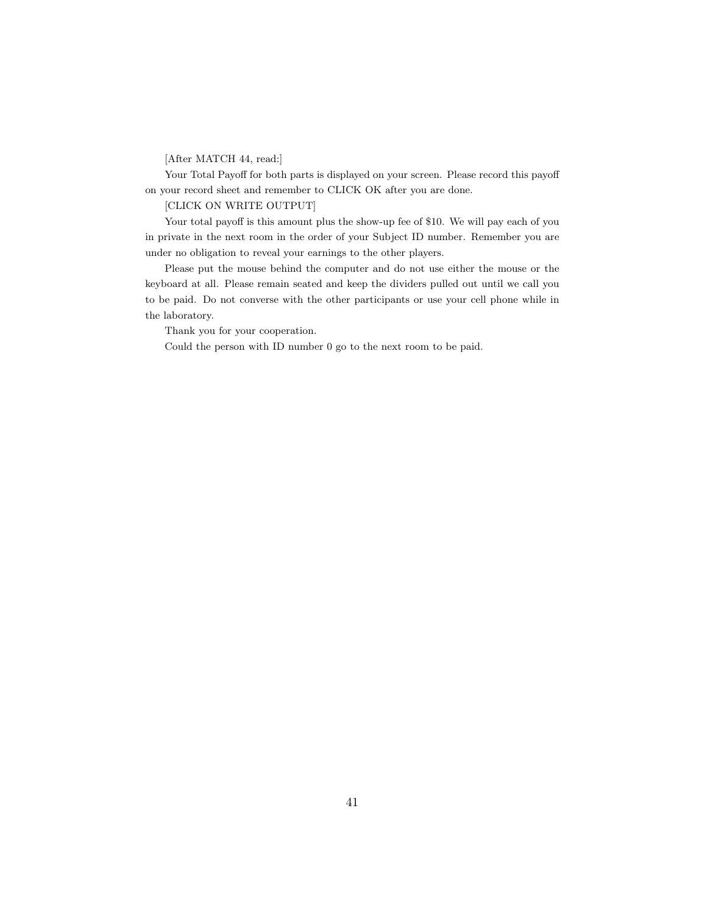[After MATCH 44, read:]

Your Total Payoff for both parts is displayed on your screen. Please record this payoff on your record sheet and remember to CLICK OK after you are done.

[CLICK ON WRITE OUTPUT]

Your total payoff is this amount plus the show-up fee of $10. We will pay each of you in private in the next room in the order of your Subject ID number. Remember you are under no obligation to reveal your earnings to the other players.

Please put the mouse behind the computer and do not use either the mouse or the keyboard at all. Please remain seated and keep the dividers pulled out until we call you to be paid. Do not converse with the other participants or use your cell phone while in the laboratory.

Thank you for your cooperation.

Could the person with ID number 0 go to the next room to be paid.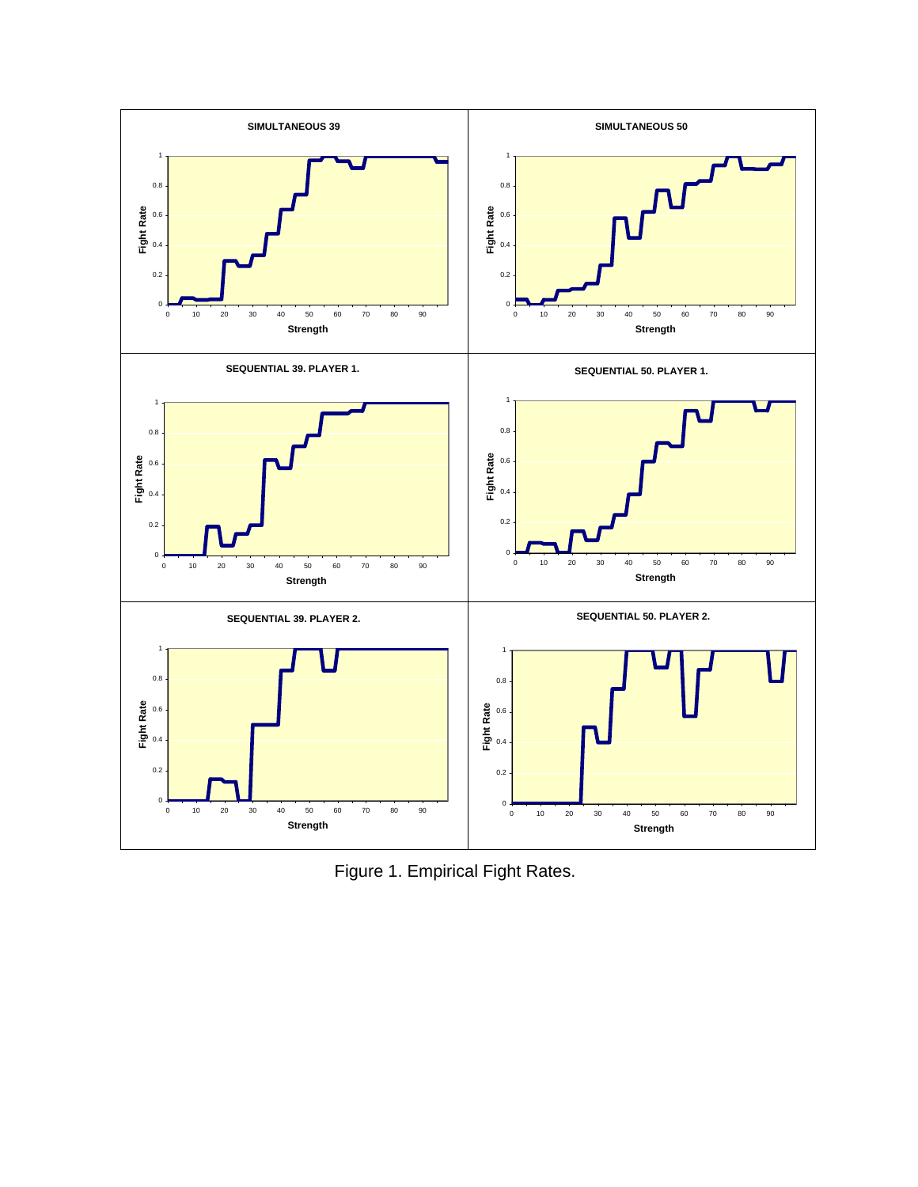Figure 1. Empirical Fight Rates.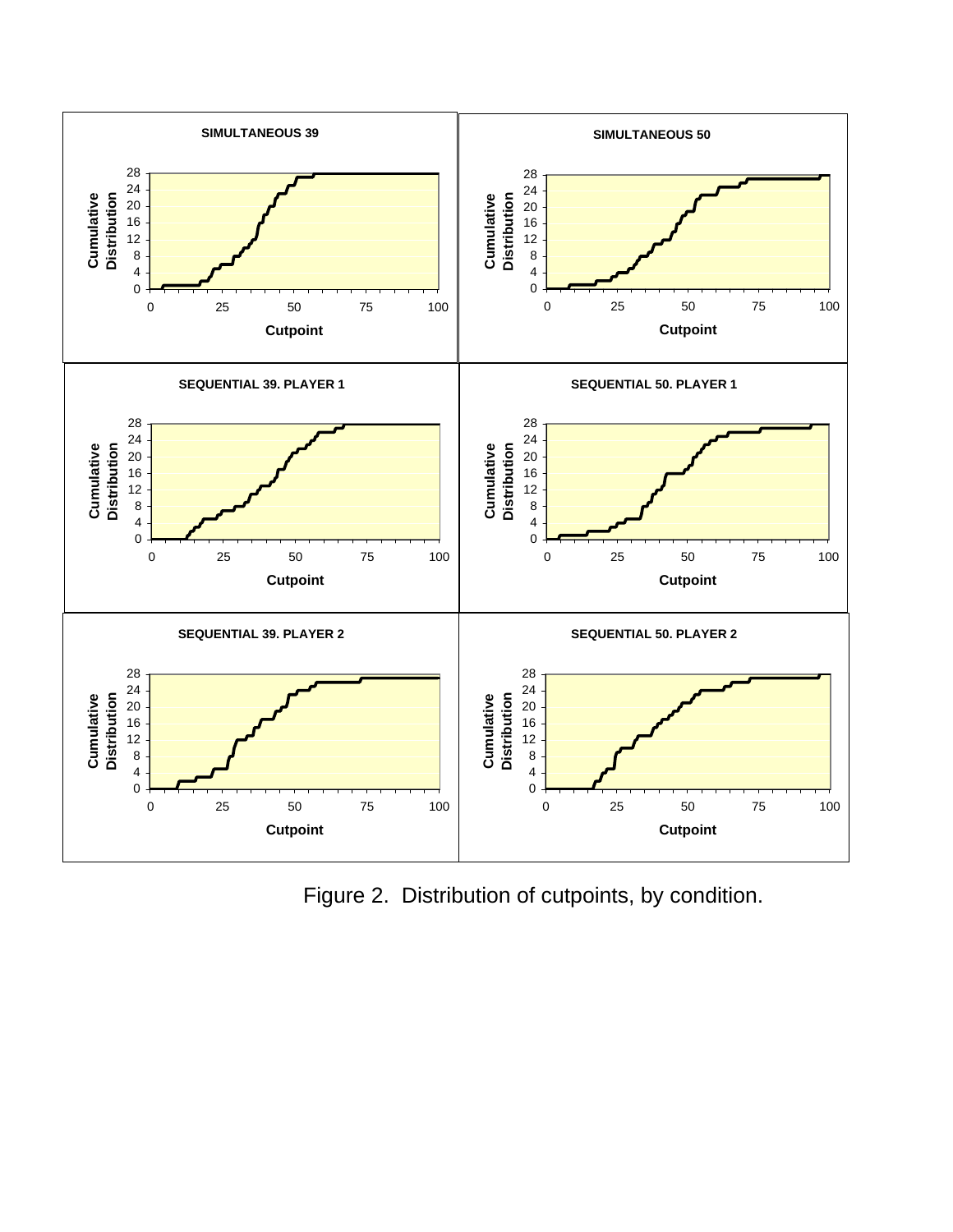Figure 2. Distribution of cutpoints, by condition.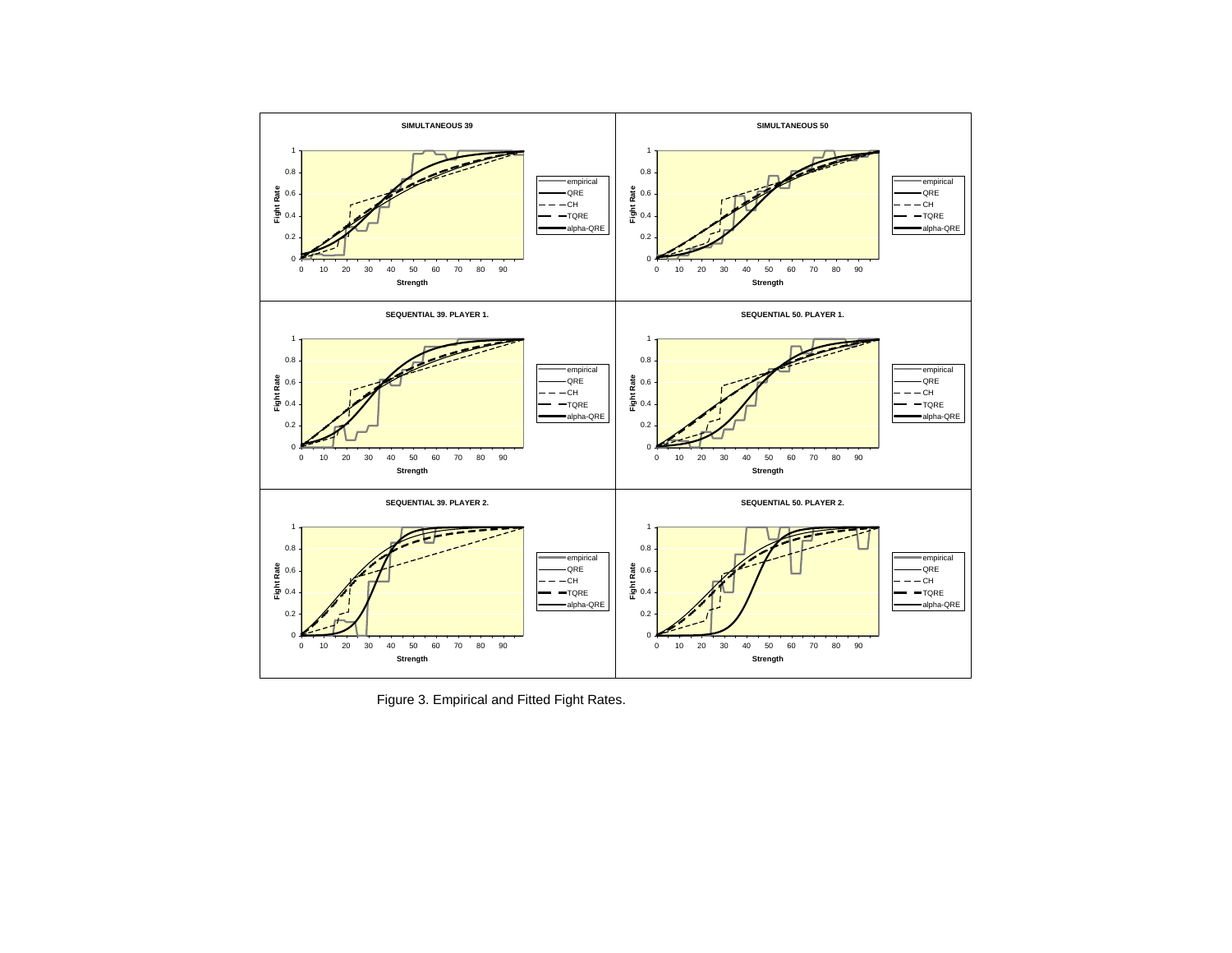SIMULTANEOUS 39

Fight Rate

1
0.8
0.6
0.4
0.2
0

0 10 20 30 40 50 60 70 80 90

Strength

empirical
QRE
CH
TQRE
alpha-QRE

SIMULTANEOUS 50

Fight Rate

1
0.8
0.6
0.4
0.2
0

0 10 20 30 40 50 60 70 80 90

Strength

empirical
QRE
CH
TQRE
alpha-QRE

SEQUENTIAL 39. PLAYER 1.

Fight Rate

1
0.8
0.6
0.4
0.2
0

0 10 20 30 40 50 60 70 80 90

Strength

empirical
QRE
CH
TQRE
alpha-QRE

SEQUENTIAL 50. PLAYER 1.

Fight Rate

1
0.8
0.6
0.4
0.2
0

0 10 20 30 40 50 60 70 80 90

Strength

empirical
QRE
CH
TQRE
alpha-QRE

SEQUENTIAL 39. PLAYER 2.

Fight Rate

1
0.8
0.6
0.4
0.2
0

0 10 20 30 40 50 60 70 80 90

Strength

empirical
QRE
CH
TQRE
alpha-QRE

SEQUENTIAL 50. PLAYER 2.

Fight Rate

1
0.8
0.6
0.4
0.2
0

0 10 20 30 40 50 60 70 80 90

Strength

empirical
QRE
CH
TQRE
alpha-QRE

Figure 3. Empirical and Fitted Fight Rates.